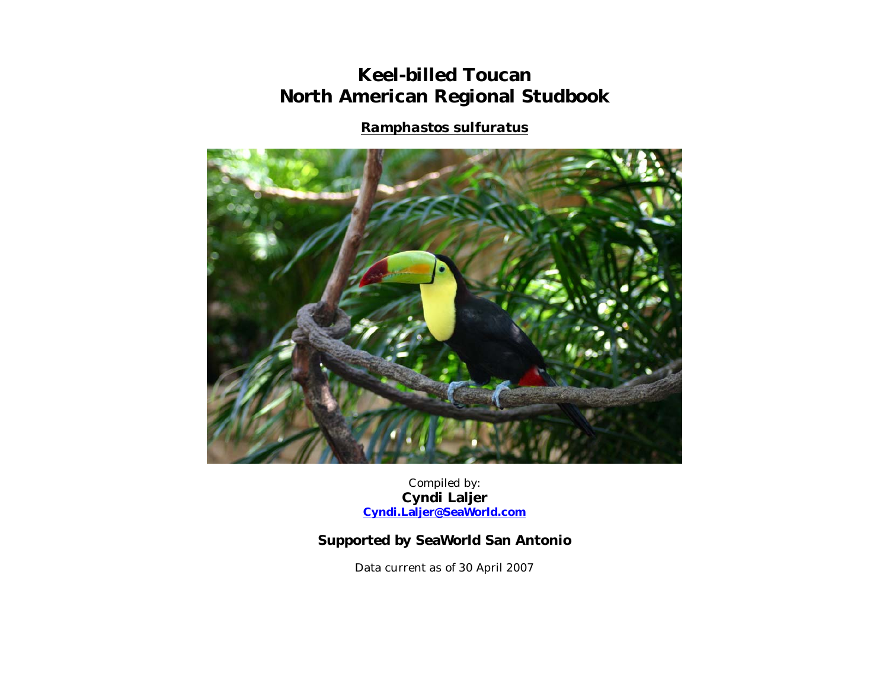# Keel-billed Toucan
# North American Regional Studbook

**Ramphastos sulfuratus**

Compiled by:
**Cyndi Laljer**
**Cyndi.Laljer@SeaWorld.com**

**Supported by SeaWorld San Antonio**

Data current as of 30 April 2007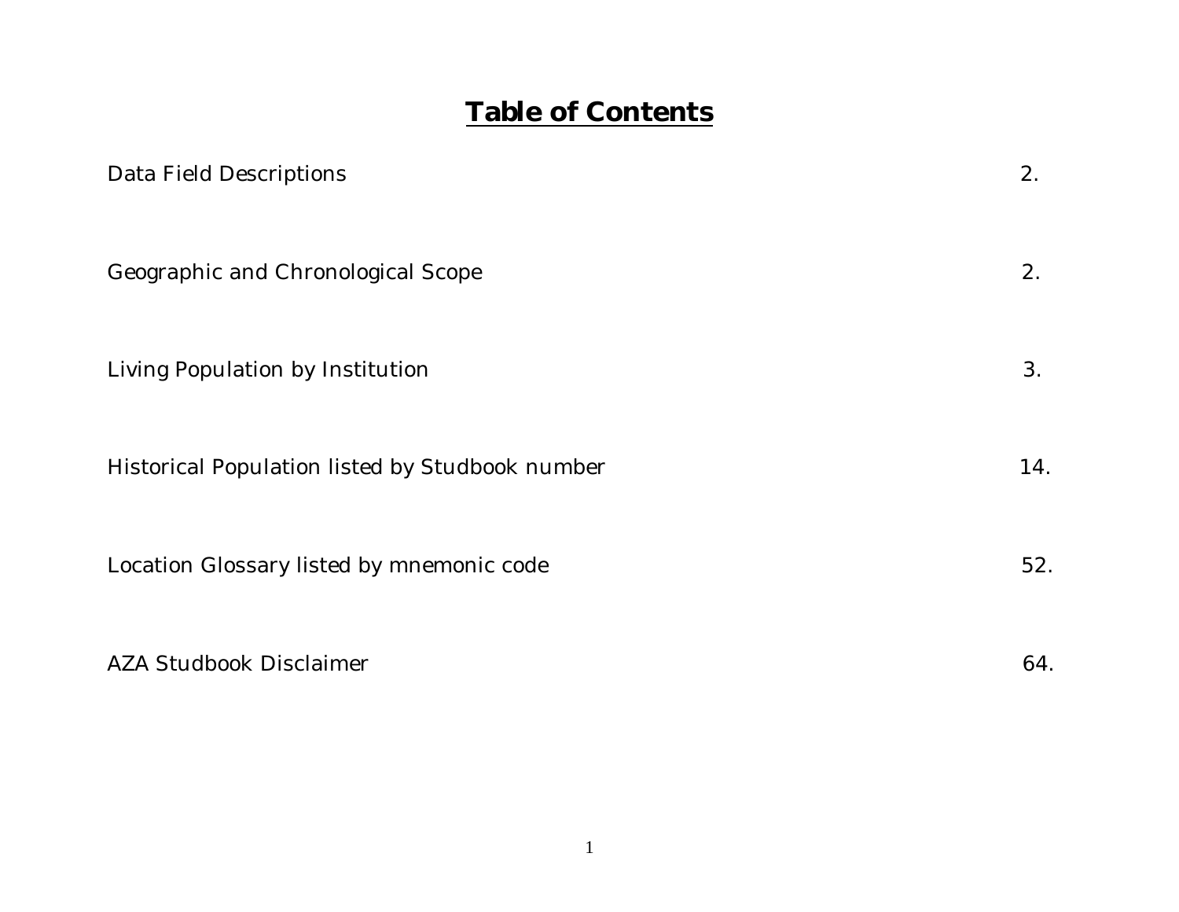# Table of Contents

| | |
|---|---|
| Data Field Descriptions | 2. |
| Geographic and Chronological Scope | 2. |
| Living Population by Institution | 3. |
| Historical Population listed by Studbook number | 14. |
| Location Glossary listed by mnemonic code | 52. |
| AZA Studbook Disclaimer | 64. |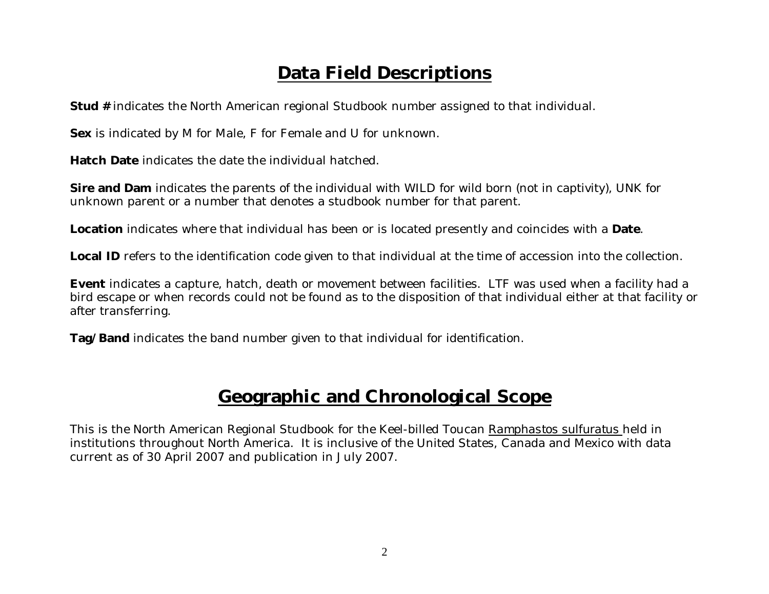## Data Field Descriptions

**Stud #** indicates the North American regional Studbook number assigned to that individual.

**Sex** is indicated by M for Male, F for Female and U for unknown.

**Hatch Date** indicates the date the individual hatched.

**Sire and Dam** indicates the parents of the individual with WILD for wild born (not in captivity), UNK for unknown parent or a number that denotes a studbook number for that parent.

**Location** indicates where that individual has been or is located presently and coincides with a **Date**.

**Local ID** refers to the identification code given to that individual at the time of accession into the collection.

**Event** indicates a capture, hatch, death or movement between facilities. LTF was used when a facility had a bird escape or when records could not be found as to the disposition of that individual either at that facility or after transferring.

**Tag/Band** indicates the band number given to that individual for identification.

## Geographic and Chronological Scope

This is the North American Regional Studbook for the Keel-billed Toucan Ramphastos sulfuratus held in institutions throughout North America. It is inclusive of the United States, Canada and Mexico with data current as of 30 April 2007 and publication in July 2007.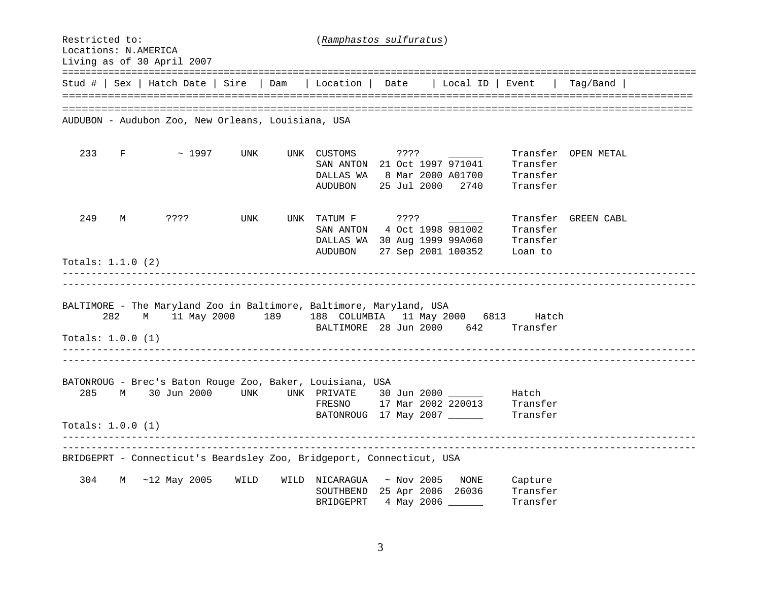Restricted to: (*Ramphastos sulfuratus*)
Locations: N.AMERICA
Living as of 30 April 2007

| Stud # | Sex | Hatch Date | Sire | Dam | Location | Date | Local ID | Event | Tag/Band |
|---|---|---|---|---|---|---|---|---|---|

**AUDUBON - Audubon Zoo, New Orleans, Louisiana, USA**

| Stud # | Sex | Hatch Date | Sire | Dam | Location | Date | Local ID | Event | Tag/Band |
|---|---|---|---|---|---|---|---|---|---|
| 233 | F | ~ 1997 | UNK | UNK | CUSTOMS | ???? | ______ | Transfer | OPEN METAL |
| | | | | | SAN ANTON | 21 Oct 1997 | 971041 | Transfer | |
| | | | | | DALLAS WA | 8 Mar 2000 | A01700 | Transfer | |
| | | | | | AUDUBON | 25 Jul 2000 | 2740 | Transfer | |
| 249 | M | ???? | UNK | UNK | TATUM F | ???? | ______ | Transfer | GREEN CABL |
| | | | | | SAN ANTON | 4 Oct 1998 | 981002 | Transfer | |
| | | | | | DALLAS WA | 30 Aug 1999 | 99A060 | Transfer | |
| | | | | | AUDUBON | 27 Sep 2001 | 100352 | Loan to | |

Totals: 1.1.0 (2)

**BALTIMORE - The Maryland Zoo in Baltimore, Baltimore, Maryland, USA**

| Stud # | Sex | Hatch Date | Sire | Dam | Location | Date | Local ID | Event | Tag/Band |
|---|---|---|---|---|---|---|---|---|---|
| 282 | M | 11 May 2000 | 189 | 188 | COLUMBIA | 11 May 2000 | 6813 | Hatch | |
| | | | | | BALTIMORE | 28 Jun 2000 | 642 | Transfer | |

Totals: 1.0.0 (1)

**BATONROUG - Brec's Baton Rouge Zoo, Baker, Louisiana, USA**

| Stud # | Sex | Hatch Date | Sire | Dam | Location | Date | Local ID | Event | Tag/Band |
|---|---|---|---|---|---|---|---|---|---|
| 285 | M | 30 Jun 2000 | UNK | UNK | PRIVATE | 30 Jun 2000 | ______ | Hatch | |
| | | | | | FRESNO | 17 Mar 2002 | 220013 | Transfer | |
| | | | | | BATONROUG | 17 May 2007 | ______ | Transfer | |

Totals: 1.0.0 (1)

**BRIDGEPRT - Connecticut's Beardsley Zoo, Bridgeport, Connecticut, USA**

| Stud # | Sex | Hatch Date | Sire | Dam | Location | Date | Local ID | Event | Tag/Band |
|---|---|---|---|---|---|---|---|---|---|
| 304 | M | ~12 May 2005 | WILD | WILD | NICARAGUA | ~ Nov 2005 | NONE | Capture | |
| | | | | | SOUTHBEND | 25 Apr 2006 | 26036 | Transfer | |
| | | | | | BRIDGEPRT | 4 May 2006 | ______ | Transfer | |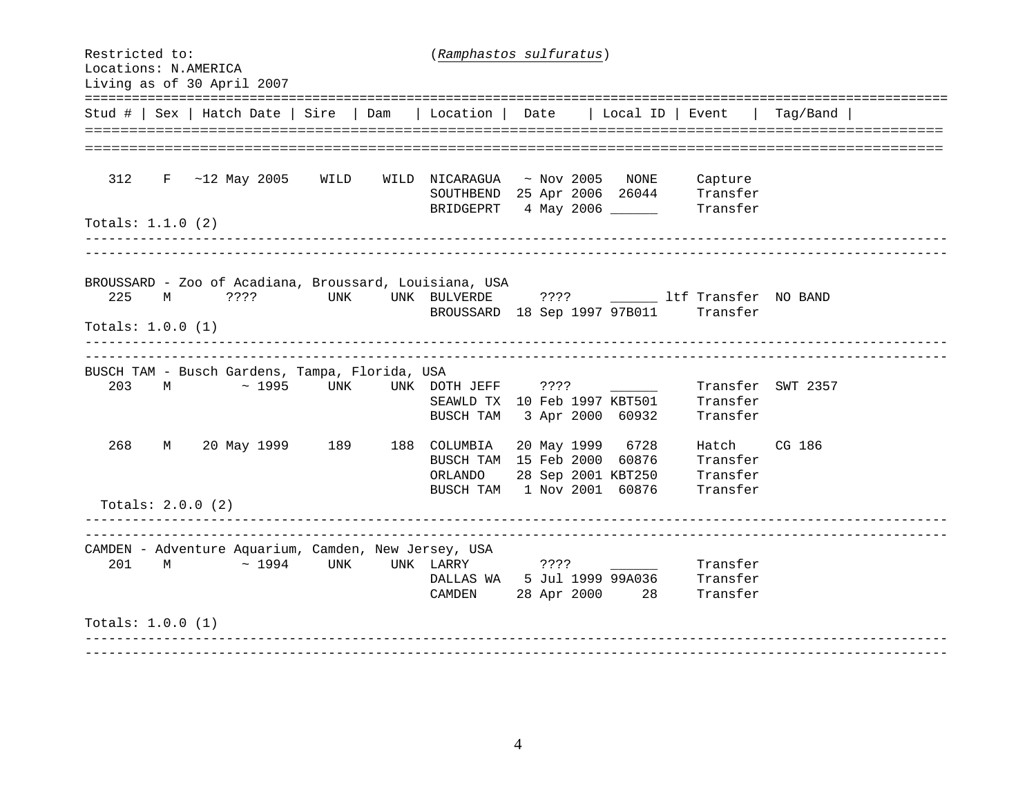Restricted to: (*Ramphastos sulfuratus*)
Locations: N.AMERICA
Living as of 30 April 2007

| Stud # | Sex | Hatch Date | Sire | Dam | Location | Date | Local ID | Event | Tag/Band |
|---|---|---|---|---|---|---|---|---|---|
| 312 | F | ~12 May 2005 | WILD | WILD | NICARAGUA | ~ Nov 2005 | NONE | Capture | |
| | | | | | SOUTHBEND | 25 Apr 2006 | 26044 | Transfer | |
| | | | | | BRIDGEPRT | 4 May 2006 | ______ | Transfer | |

Totals: 1.1.0 (2)

BROUSSARD - Zoo of Acadiana, Broussard, Louisiana, USA

| Stud # | Sex | Hatch Date | Sire | Dam | Location | Date | Local ID | Event | Tag/Band |
|---|---|---|---|---|---|---|---|---|---|
| 225 | M | ???? | UNK | UNK | BULVERDE | ???? | ______ ltf | Transfer | NO BAND |
| | | | | | BROUSSARD | 18 Sep 1997 | 97B011 | Transfer | |

Totals: 1.0.0 (1)

BUSCH TAM - Busch Gardens, Tampa, Florida, USA

| Stud # | Sex | Hatch Date | Sire | Dam | Location | Date | Local ID | Event | Tag/Band |
|---|---|---|---|---|---|---|---|---|---|
| 203 | M | ~ 1995 | UNK | UNK | DOTH JEFF | ???? | ______ | Transfer | SWT 2357 |
| | | | | | SEAWLD TX | 10 Feb 1997 | KBT501 | Transfer | |
| | | | | | BUSCH TAM | 3 Apr 2000 | 60932 | Transfer | |
| 268 | M | 20 May 1999 | 189 | 188 | COLUMBIA | 20 May 1999 | 6728 | Hatch | CG 186 |
| | | | | | BUSCH TAM | 15 Feb 2000 | 60876 | Transfer | |
| | | | | | ORLANDO | 28 Sep 2001 | KBT250 | Transfer | |
| | | | | | BUSCH TAM | 1 Nov 2001 | 60876 | Transfer | |

Totals: 2.0.0 (2)

CAMDEN - Adventure Aquarium, Camden, New Jersey, USA

| Stud # | Sex | Hatch Date | Sire | Dam | Location | Date | Local ID | Event | Tag/Band |
|---|---|---|---|---|---|---|---|---|---|
| 201 | M | ~ 1994 | UNK | UNK | LARRY | ???? | ______ | Transfer | |
| | | | | | DALLAS WA | 5 Jul 1999 | 99A036 | Transfer | |
| | | | | | CAMDEN | 28 Apr 2000 | 28 | Transfer | |

Totals: 1.0.0 (1)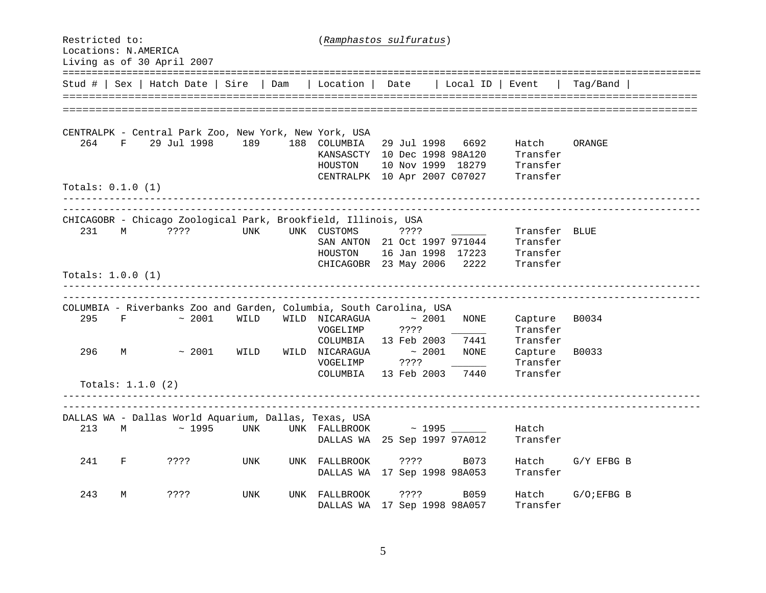Restricted to: (*Ramphastos sulfuratus*)
Locations: N.AMERICA
Living as of 30 April 2007

| Stud # | Sex | Hatch Date | Sire | Dam | Location | Date | Local ID | Event | Tag/Band |
|---|---|---|---|---|---|---|---|---|---|
| **CENTRALPK - Central Park Zoo, New York, New York, USA** | | | | | | | | | |
| 264 | F | 29 Jul 1998 | 189 | 188 | COLUMBIA | 29 Jul 1998 | 6692 | Hatch | ORANGE |
| | | | | | KANSASCTY | 10 Dec 1998 | 98A120 | Transfer | |
| | | | | | HOUSTON | 10 Nov 1999 | 18279 | Transfer | |
| | | | | | CENTRALPK | 10 Apr 2007 | C07027 | Transfer | |
| Totals: 0.1.0 (1) | | | | | | | | | |
| **CHICAGOBR - Chicago Zoological Park, Brookfield, Illinois, USA** | | | | | | | | | |
| 231 | M | ???? | UNK | UNK | CUSTOMS | ???? | ______ | Transfer | BLUE |
| | | | | | SAN ANTON | 21 Oct 1997 | 971044 | Transfer | |
| | | | | | HOUSTON | 16 Jan 1998 | 17223 | Transfer | |
| | | | | | CHICAGOBR | 23 May 2006 | 2222 | Transfer | |
| Totals: 1.0.0 (1) | | | | | | | | | |
| **COLUMBIA - Riverbanks Zoo and Garden, Columbia, South Carolina, USA** | | | | | | | | | |
| 295 | F | ~ 2001 | WILD | WILD | NICARAGUA | ~ 2001 | NONE | Capture | B0034 |
| | | | | | VOGELIMP | ???? | ______ | Transfer | |
| | | | | | COLUMBIA | 13 Feb 2003 | 7441 | Transfer | |
| 296 | M | ~ 2001 | WILD | WILD | NICARAGUA | ~ 2001 | NONE | Capture | B0033 |
| | | | | | VOGELIMP | ???? | ______ | Transfer | |
| | | | | | COLUMBIA | 13 Feb 2003 | 7440 | Transfer | |
| Totals: 1.1.0 (2) | | | | | | | | | |
| **DALLAS WA - Dallas World Aquarium, Dallas, Texas, USA** | | | | | | | | | |
| 213 | M | ~ 1995 | UNK | UNK | FALLBROOK | ~ 1995 | ______ | Hatch | |
| | | | | | DALLAS WA | 25 Sep 1997 | 97A012 | Transfer | |
| 241 | F | ???? | UNK | UNK | FALLBROOK | ???? | B073 | Hatch | G/Y EFBG B |
| | | | | | DALLAS WA | 17 Sep 1998 | 98A053 | Transfer | |
| 243 | M | ???? | UNK | UNK | FALLBROOK | ???? | B059 | Hatch | G/O;EFBG B |
| | | | | | DALLAS WA | 17 Sep 1998 | 98A057 | Transfer | |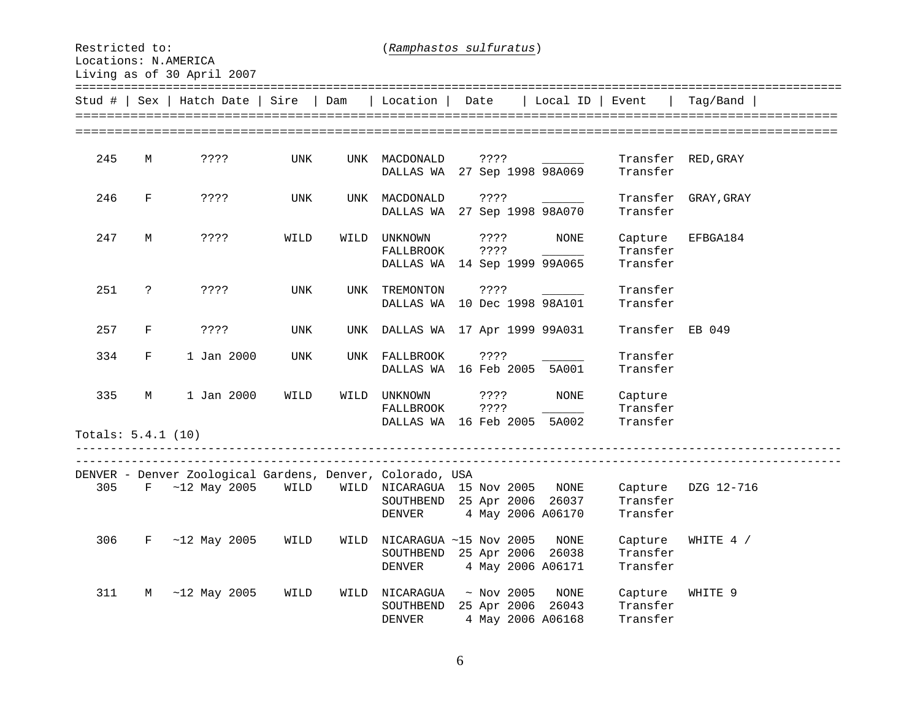Restricted to: (*Ramphastos sulfuratus*)
Locations: N.AMERICA
Living as of 30 April 2007

| Stud # | Sex | Hatch Date | Sire | Dam | Location | Date | Local ID | Event | Tag/Band |
|---|---|---|---|---|---|---|---|---|---|
| 245 | M | ???? | UNK | UNK | MACDONALD | ???? | ______ | Transfer | RED,GRAY |
| | | | | | DALLAS WA | 27 Sep 1998 | 98A069 | Transfer | |
| 246 | F | ???? | UNK | UNK | MACDONALD | ???? | ______ | Transfer | GRAY,GRAY |
| | | | | | DALLAS WA | 27 Sep 1998 | 98A070 | Transfer | |
| 247 | M | ???? | WILD | WILD | UNKNOWN | ???? | NONE | Capture | EFBGA184 |
| | | | | | FALLBROOK | ???? | ______ | Transfer | |
| | | | | | DALLAS WA | 14 Sep 1999 | 99A065 | Transfer | |
| 251 | ? | ???? | UNK | UNK | TREMONTON | ???? | ______ | Transfer | |
| | | | | | DALLAS WA | 10 Dec 1998 | 98A101 | Transfer | |
| 257 | F | ???? | UNK | UNK | DALLAS WA | 17 Apr 1999 | 99A031 | Transfer | EB 049 |
| 334 | F | 1 Jan 2000 | UNK | UNK | FALLBROOK | ???? | ______ | Transfer | |
| | | | | | DALLAS WA | 16 Feb 2005 | 5A001 | Transfer | |
| 335 | M | 1 Jan 2000 | WILD | WILD | UNKNOWN | ???? | NONE | Capture | |
| | | | | | FALLBROOK | ???? | ______ | Transfer | |
| | | | | | DALLAS WA | 16 Feb 2005 | 5A002 | Transfer | |

Totals: 5.4.1 (10)

DENVER - Denver Zoological Gardens, Denver, Colorado, USA

| Stud # | Sex | Hatch Date | Sire | Dam | Location | Date | Local ID | Event | Tag/Band |
|---|---|---|---|---|---|---|---|---|---|
| 305 | F | ~12 May 2005 | WILD | WILD | NICARAGUA | 15 Nov 2005 | NONE | Capture | DZG 12-716 |
| | | | | | SOUTHBEND | 25 Apr 2006 | 26037 | Transfer | |
| | | | | | DENVER | 4 May 2006 | A06170 | Transfer | |
| 306 | F | ~12 May 2005 | WILD | WILD | NICARAGUA | ~15 Nov 2005 | NONE | Capture | WHITE 4 / |
| | | | | | SOUTHBEND | 25 Apr 2006 | 26038 | Transfer | |
| | | | | | DENVER | 4 May 2006 | A06171 | Transfer | |
| 311 | M | ~12 May 2005 | WILD | WILD | NICARAGUA | ~ Nov 2005 | NONE | Capture | WHITE 9 |
| | | | | | SOUTHBEND | 25 Apr 2006 | 26043 | Transfer | |
| | | | | | DENVER | 4 May 2006 | A06168 | Transfer | |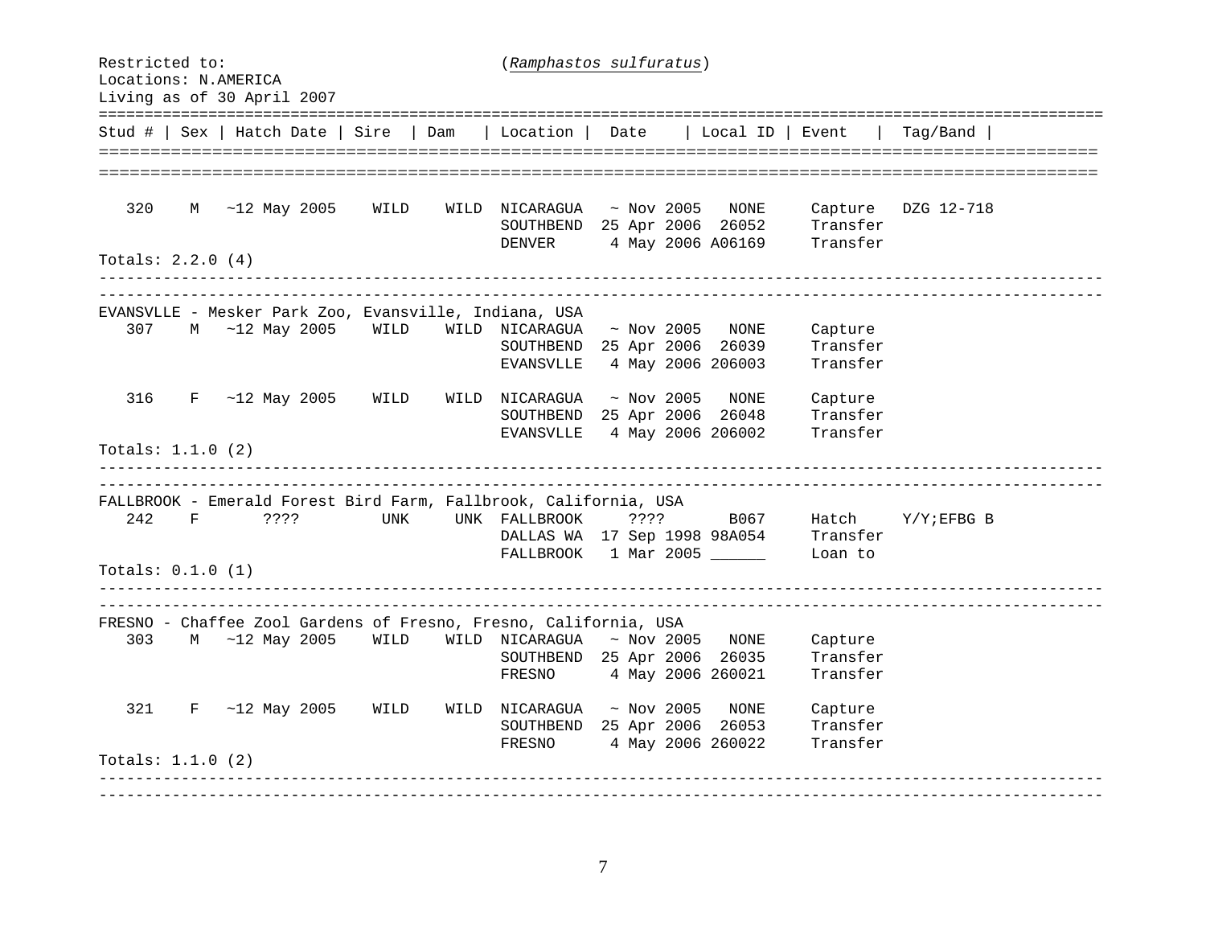Restricted to: (*Ramphastos sulfuratus*)
Locations: N.AMERICA
Living as of 30 April 2007

| Stud # | Sex | Hatch Date | Sire | Dam | Location | Date | Local ID | Event | Tag/Band |
|---|---|---|---|---|---|---|---|---|---|
| 320 | M | ~12 May 2005 | WILD | WILD | NICARAGUA | ~ Nov 2005 | NONE | Capture | DZG 12-718 |
| | | | | | SOUTHBEND | 25 Apr 2006 | 26052 | Transfer | |
| | | | | | DENVER | 4 May 2006 | A06169 | Transfer | |

Totals: 2.2.0 (4)

EVANSVLLE - Mesker Park Zoo, Evansville, Indiana, USA

| Stud # | Sex | Hatch Date | Sire | Dam | Location | Date | Local ID | Event | Tag/Band |
|---|---|---|---|---|---|---|---|---|---|
| 307 | M | ~12 May 2005 | WILD | WILD | NICARAGUA | ~ Nov 2005 | NONE | Capture | |
| | | | | | SOUTHBEND | 25 Apr 2006 | 26039 | Transfer | |
| | | | | | EVANSVLLE | 4 May 2006 | 206003 | Transfer | |
| 316 | F | ~12 May 2005 | WILD | WILD | NICARAGUA | ~ Nov 2005 | NONE | Capture | |
| | | | | | SOUTHBEND | 25 Apr 2006 | 26048 | Transfer | |
| | | | | | EVANSVLLE | 4 May 2006 | 206002 | Transfer | |

Totals: 1.1.0 (2)

FALLBROOK - Emerald Forest Bird Farm, Fallbrook, California, USA

| Stud # | Sex | Hatch Date | Sire | Dam | Location | Date | Local ID | Event | Tag/Band |
|---|---|---|---|---|---|---|---|---|---|
| 242 | F | ???? | UNK | UNK | FALLBROOK | ???? | B067 | Hatch | Y/Y;EFBG B |
| | | | | | DALLAS WA | 17 Sep 1998 | 98A054 | Transfer | |
| | | | | | FALLBROOK | 1 Mar 2005 | ______ | Loan to | |

Totals: 0.1.0 (1)

FRESNO - Chaffee Zool Gardens of Fresno, Fresno, California, USA

| Stud # | Sex | Hatch Date | Sire | Dam | Location | Date | Local ID | Event | Tag/Band |
|---|---|---|---|---|---|---|---|---|---|
| 303 | M | ~12 May 2005 | WILD | WILD | NICARAGUA | ~ Nov 2005 | NONE | Capture | |
| | | | | | SOUTHBEND | 25 Apr 2006 | 26035 | Transfer | |
| | | | | | FRESNO | 4 May 2006 | 260021 | Transfer | |
| 321 | F | ~12 May 2005 | WILD | WILD | NICARAGUA | ~ Nov 2005 | NONE | Capture | |
| | | | | | SOUTHBEND | 25 Apr 2006 | 26053 | Transfer | |
| | | | | | FRESNO | 4 May 2006 | 260022 | Transfer | |

Totals: 1.1.0 (2)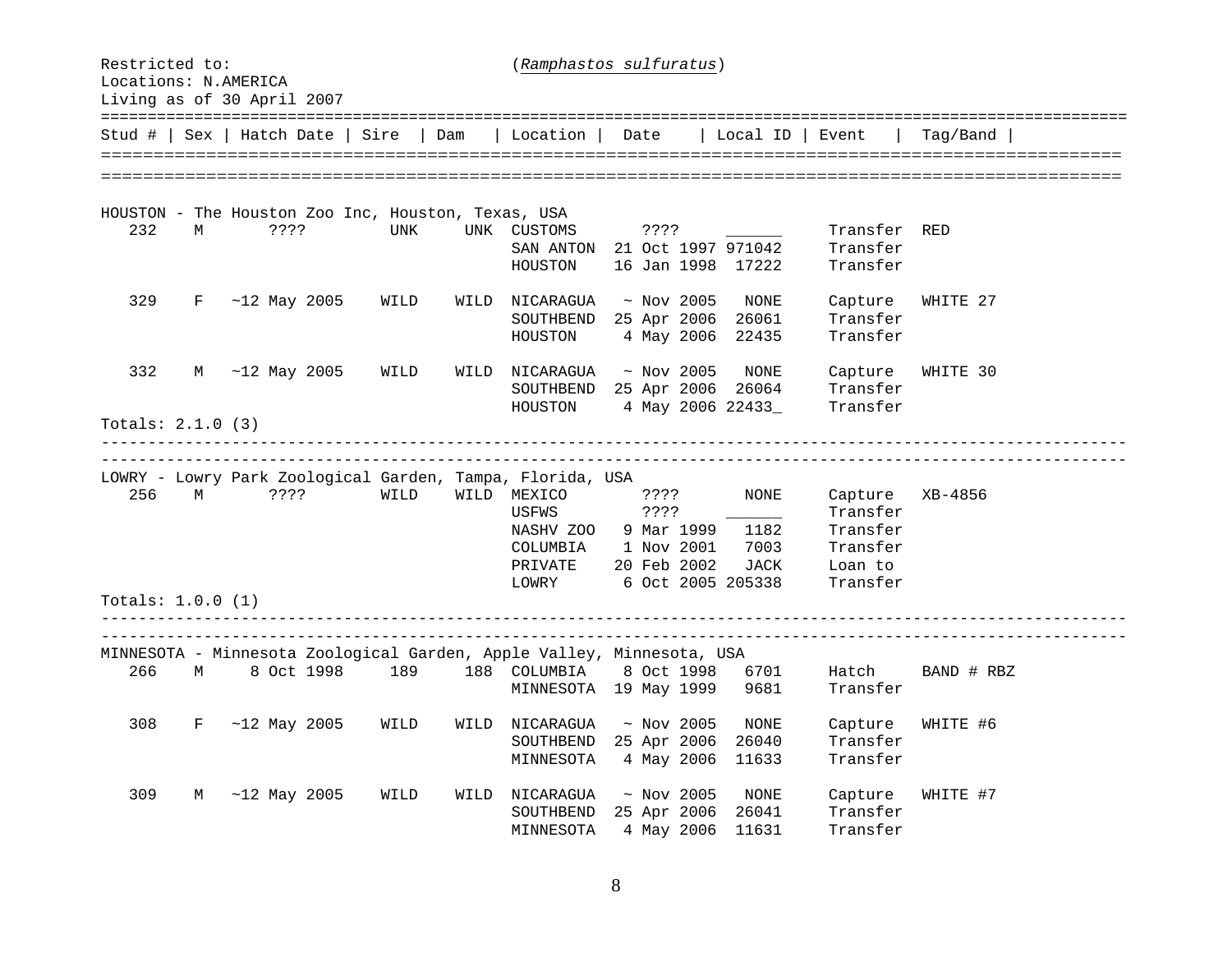Restricted to: (*Ramphastos sulfuratus*)
Locations: N.AMERICA
Living as of 30 April 2007

| Stud # | Sex | Hatch Date | Sire | Dam | Location | Date | Local ID | Event | Tag/Band |
|---|---|---|---|---|---|---|---|---|---|
| **HOUSTON - The Houston Zoo Inc, Houston, Texas, USA** | | | | | | | | | |
| 232 | M | ???? | UNK | UNK | CUSTOMS | ???? | ______ | Transfer | RED |
| | | | | | SAN ANTON | 21 Oct 1997 | 971042 | Transfer | |
| | | | | | HOUSTON | 16 Jan 1998 | 17222 | Transfer | |
| 329 | F | ~12 May 2005 | WILD | WILD | NICARAGUA | ~ Nov 2005 | NONE | Capture | WHITE 27 |
| | | | | | SOUTHBEND | 25 Apr 2006 | 26061 | Transfer | |
| | | | | | HOUSTON | 4 May 2006 | 22435 | Transfer | |
| 332 | M | ~12 May 2005 | WILD | WILD | NICARAGUA | ~ Nov 2005 | NONE | Capture | WHITE 30 |
| | | | | | SOUTHBEND | 25 Apr 2006 | 26064 | Transfer | |
| | | | | | HOUSTON | 4 May 2006 | 22433_ | Transfer | |
| Totals: 2.1.0 (3) | | | | | | | | | |
| **LOWRY - Lowry Park Zoological Garden, Tampa, Florida, USA** | | | | | | | | | |
| 256 | M | ???? | WILD | WILD | MEXICO | ???? | NONE | Capture | XB-4856 |
| | | | | | USFWS | ???? | ______ | Transfer | |
| | | | | | NASHV ZOO | 9 Mar 1999 | 1182 | Transfer | |
| | | | | | COLUMBIA | 1 Nov 2001 | 7003 | Transfer | |
| | | | | | PRIVATE | 20 Feb 2002 | JACK | Loan to | |
| | | | | | LOWRY | 6 Oct 2005 | 205338 | Transfer | |
| Totals: 1.0.0 (1) | | | | | | | | | |
| **MINNESOTA - Minnesota Zoological Garden, Apple Valley, Minnesota, USA** | | | | | | | | | |
| 266 | M | 8 Oct 1998 | 189 | 188 | COLUMBIA | 8 Oct 1998 | 6701 | Hatch | BAND # RBZ |
| | | | | | MINNESOTA | 19 May 1999 | 9681 | Transfer | |
| 308 | F | ~12 May 2005 | WILD | WILD | NICARAGUA | ~ Nov 2005 | NONE | Capture | WHITE #6 |
| | | | | | SOUTHBEND | 25 Apr 2006 | 26040 | Transfer | |
| | | | | | MINNESOTA | 4 May 2006 | 11633 | Transfer | |
| 309 | M | ~12 May 2005 | WILD | WILD | NICARAGUA | ~ Nov 2005 | NONE | Capture | WHITE #7 |
| | | | | | SOUTHBEND | 25 Apr 2006 | 26041 | Transfer | |
| | | | | | MINNESOTA | 4 May 2006 | 11631 | Transfer | |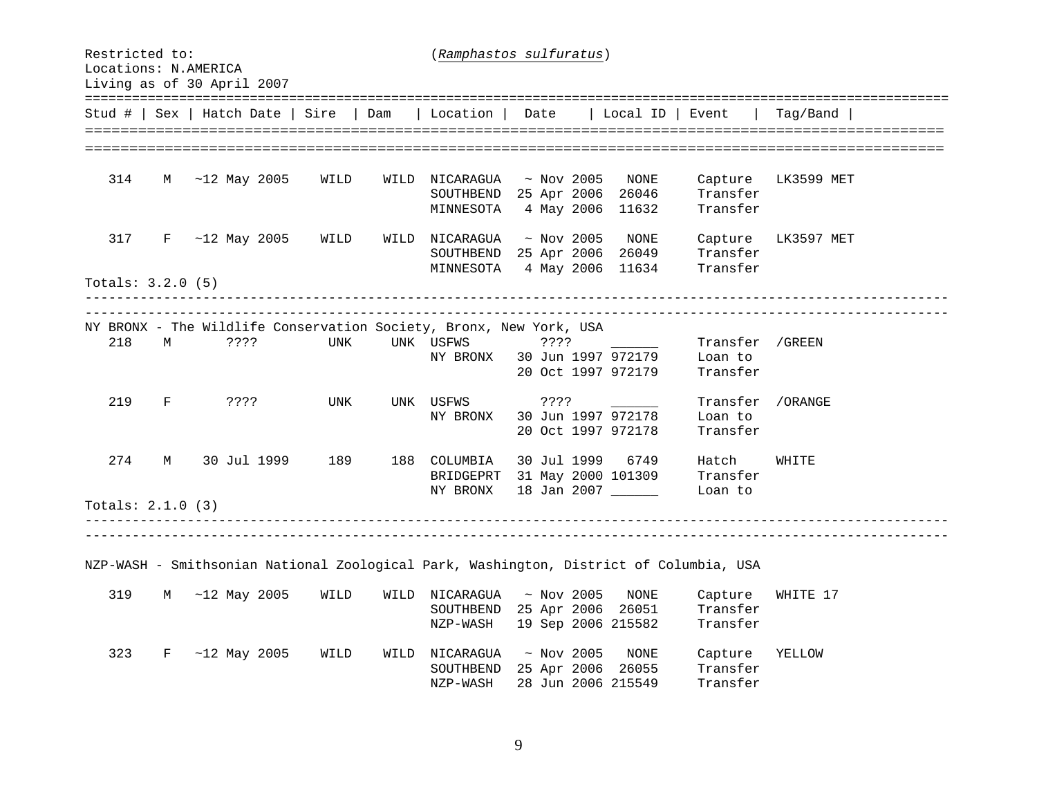Restricted to: (*Ramphastos sulfuratus*)
Locations: N.AMERICA
Living as of 30 April 2007

| Stud # | Sex | Hatch Date | Sire | Dam | Location | Date | Local ID | Event | Tag/Band |
|---|---|---|---|---|---|---|---|---|---|
| 314 | M | ~12 May 2005 | WILD | WILD | NICARAGUA | ~ Nov 2005 | NONE | Capture | LK3599 MET |
| | | | | | SOUTHBEND | 25 Apr 2006 | 26046 | Transfer | |
| | | | | | MINNESOTA | 4 May 2006 | 11632 | Transfer | |
| 317 | F | ~12 May 2005 | WILD | WILD | NICARAGUA | ~ Nov 2005 | NONE | Capture | LK3597 MET |
| | | | | | SOUTHBEND | 25 Apr 2006 | 26049 | Transfer | |
| | | | | | MINNESOTA | 4 May 2006 | 11634 | Transfer | |

Totals: 3.2.0 (5)

NY BRONX - The Wildlife Conservation Society, Bronx, New York, USA

| Stud # | Sex | Hatch Date | Sire | Dam | Location | Date | Local ID | Event | Tag/Band |
|---|---|---|---|---|---|---|---|---|---|
| 218 | M | ???? | UNK | UNK | USFWS | ???? | ______ | Transfer | /GREEN |
| | | | | | NY BRONX | 30 Jun 1997 | 972179 | Loan to | |
| | | | | | | 20 Oct 1997 | 972179 | Transfer | |
| 219 | F | ???? | UNK | UNK | USFWS | ???? | ______ | Transfer | /ORANGE |
| | | | | | NY BRONX | 30 Jun 1997 | 972178 | Loan to | |
| | | | | | | 20 Oct 1997 | 972178 | Transfer | |
| 274 | M | 30 Jul 1999 | 189 | 188 | COLUMBIA | 30 Jul 1999 | 6749 | Hatch | WHITE |
| | | | | | BRIDGEPRT | 31 May 2000 | 101309 | Transfer | |
| | | | | | NY BRONX | 18 Jan 2007 | ______ | Loan to | |

Totals: 2.1.0 (3)

NZP-WASH - Smithsonian National Zoological Park, Washington, District of Columbia, USA

| Stud # | Sex | Hatch Date | Sire | Dam | Location | Date | Local ID | Event | Tag/Band |
|---|---|---|---|---|---|---|---|---|---|
| 319 | M | ~12 May 2005 | WILD | WILD | NICARAGUA | ~ Nov 2005 | NONE | Capture | WHITE 17 |
| | | | | | SOUTHBEND | 25 Apr 2006 | 26051 | Transfer | |
| | | | | | NZP-WASH | 19 Sep 2006 | 215582 | Transfer | |
| 323 | F | ~12 May 2005 | WILD | WILD | NICARAGUA | ~ Nov 2005 | NONE | Capture | YELLOW |
| | | | | | SOUTHBEND | 25 Apr 2006 | 26055 | Transfer | |
| | | | | | NZP-WASH | 28 Jun 2006 | 215549 | Transfer | |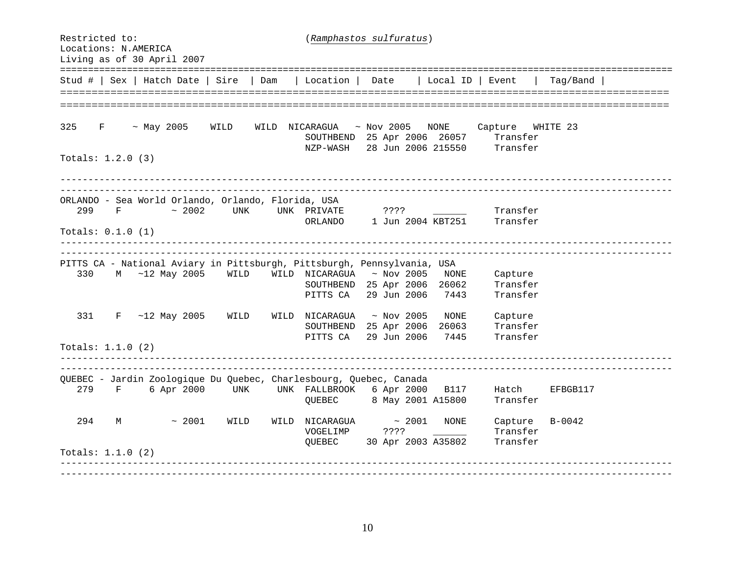Restricted to: (*Ramphastos sulfuratus*)
Locations: N.AMERICA
Living as of 30 April 2007

| Stud # | Sex | Hatch Date | Sire | Dam | Location | Date | Local ID | Event | Tag/Band |
|---|---|---|---|---|---|---|---|---|---|
| 325 | F | ~ May 2005 | WILD | WILD | NICARAGUA | ~ Nov 2005 | NONE | Capture | WHITE 23 |
| | | | | | SOUTHBEND | 25 Apr 2006 | 26057 | Transfer | |
| | | | | | NZP-WASH | 28 Jun 2006 | 215550 | Transfer | |

Totals: 1.2.0 (3)

---

ORLANDO - Sea World Orlando, Orlando, Florida, USA

| Stud # | Sex | Hatch Date | Sire | Dam | Location | Date | Local ID | Event | Tag/Band |
|---|---|---|---|---|---|---|---|---|---|
| 299 | F | ~ 2002 | UNK | UNK | PRIVATE | ???? | ______ | Transfer | |
| | | | | | ORLANDO | 1 Jun 2004 | KBT251 | Transfer | |

Totals: 0.1.0 (1)

---

PITTS CA - National Aviary in Pittsburgh, Pittsburgh, Pennsylvania, USA

| Stud # | Sex | Hatch Date | Sire | Dam | Location | Date | Local ID | Event | Tag/Band |
|---|---|---|---|---|---|---|---|---|---|
| 330 | M | ~12 May 2005 | WILD | WILD | NICARAGUA | ~ Nov 2005 | NONE | Capture | |
| | | | | | SOUTHBEND | 25 Apr 2006 | 26062 | Transfer | |
| | | | | | PITTS CA | 29 Jun 2006 | 7443 | Transfer | |
| 331 | F | ~12 May 2005 | WILD | WILD | NICARAGUA | ~ Nov 2005 | NONE | Capture | |
| | | | | | SOUTHBEND | 25 Apr 2006 | 26063 | Transfer | |
| | | | | | PITTS CA | 29 Jun 2006 | 7445 | Transfer | |

Totals: 1.1.0 (2)

---

QUEBEC - Jardin Zoologique Du Quebec, Charlesbourg, Quebec, Canada

| Stud # | Sex | Hatch Date | Sire | Dam | Location | Date | Local ID | Event | Tag/Band |
|---|---|---|---|---|---|---|---|---|---|
| 279 | F | 6 Apr 2000 | UNK | UNK | FALLBROOK | 6 Apr 2000 | B117 | Hatch | EFBGB117 |
| | | | | | QUEBEC | 8 May 2001 | A15800 | Transfer | |
| 294 | M | ~ 2001 | WILD | WILD | NICARAGUA | ~ 2001 | NONE | Capture | B-0042 |
| | | | | | VOGELIMP | ???? | ______ | Transfer | |
| | | | | | QUEBEC | 30 Apr 2003 | A35802 | Transfer | |

Totals: 1.1.0 (2)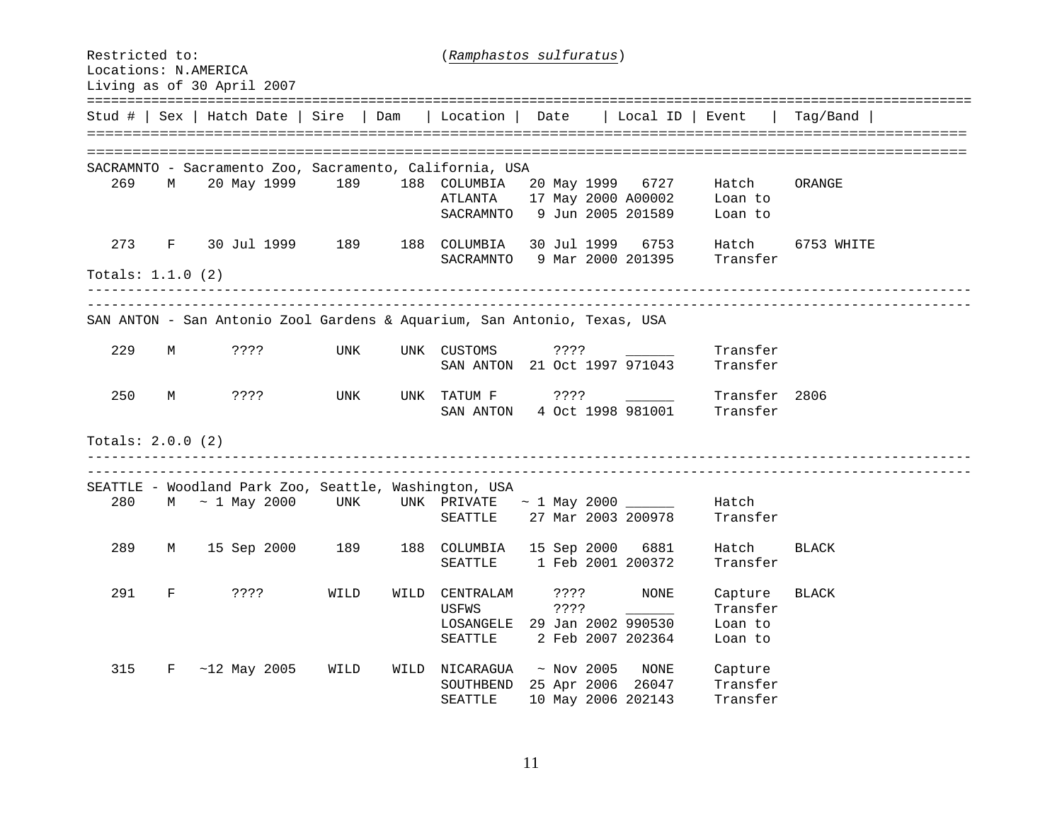Restricted to: (*Ramphastos sulfuratus*)
Locations: N.AMERICA
Living as of 30 April 2007

| Stud # | Sex | Hatch Date | Sire | Dam | Location | Date | Local ID | Event | Tag/Band |
|---|---|---|---|---|---|---|---|---|---|
| **SACRAMNTO - Sacramento Zoo, Sacramento, California, USA** | | | | | | | | | |
| 269 | M | 20 May 1999 | 189 | 188 | COLUMBIA | 20 May 1999 | 6727 | Hatch | ORANGE |
| | | | | | ATLANTA | 17 May 2000 | A00002 | Loan to | |
| | | | | | SACRAMNTO | 9 Jun 2005 | 201589 | Loan to | |
| 273 | F | 30 Jul 1999 | 189 | 188 | COLUMBIA | 30 Jul 1999 | 6753 | Hatch | 6753 WHITE |
| | | | | | SACRAMNTO | 9 Mar 2000 | 201395 | Transfer | |
| Totals: 1.1.0 (2) | | | | | | | | | |
| **SAN ANTON - San Antonio Zool Gardens & Aquarium, San Antonio, Texas, USA** | | | | | | | | | |
| 229 | M | ???? | UNK | UNK | CUSTOMS | ???? | ______ | Transfer | |
| | | | | | SAN ANTON | 21 Oct 1997 | 971043 | Transfer | |
| 250 | M | ???? | UNK | UNK | TATUM F | ???? | ______ | Transfer | 2806 |
| | | | | | SAN ANTON | 4 Oct 1998 | 981001 | Transfer | |
| Totals: 2.0.0 (2) | | | | | | | | | |
| **SEATTLE - Woodland Park Zoo, Seattle, Washington, USA** | | | | | | | | | |
| 280 | M | ~ 1 May 2000 | UNK | UNK | PRIVATE | ~ 1 May 2000 | ______ | Hatch | |
| | | | | | SEATTLE | 27 Mar 2003 | 200978 | Transfer | |
| 289 | M | 15 Sep 2000 | 189 | 188 | COLUMBIA | 15 Sep 2000 | 6881 | Hatch | BLACK |
| | | | | | SEATTLE | 1 Feb 2001 | 200372 | Transfer | |
| 291 | F | ???? | WILD | WILD | CENTRALAM | ???? | NONE | Capture | BLACK |
| | | | | | USFWS | ???? | ______ | Transfer | |
| | | | | | LOSANGELE | 29 Jan 2002 | 990530 | Loan to | |
| | | | | | SEATTLE | 2 Feb 2007 | 202364 | Loan to | |
| 315 | F | ~12 May 2005 | WILD | WILD | NICARAGUA | ~ Nov 2005 | NONE | Capture | |
| | | | | | SOUTHBEND | 25 Apr 2006 | 26047 | Transfer | |
| | | | | | SEATTLE | 10 May 2006 | 202143 | Transfer | |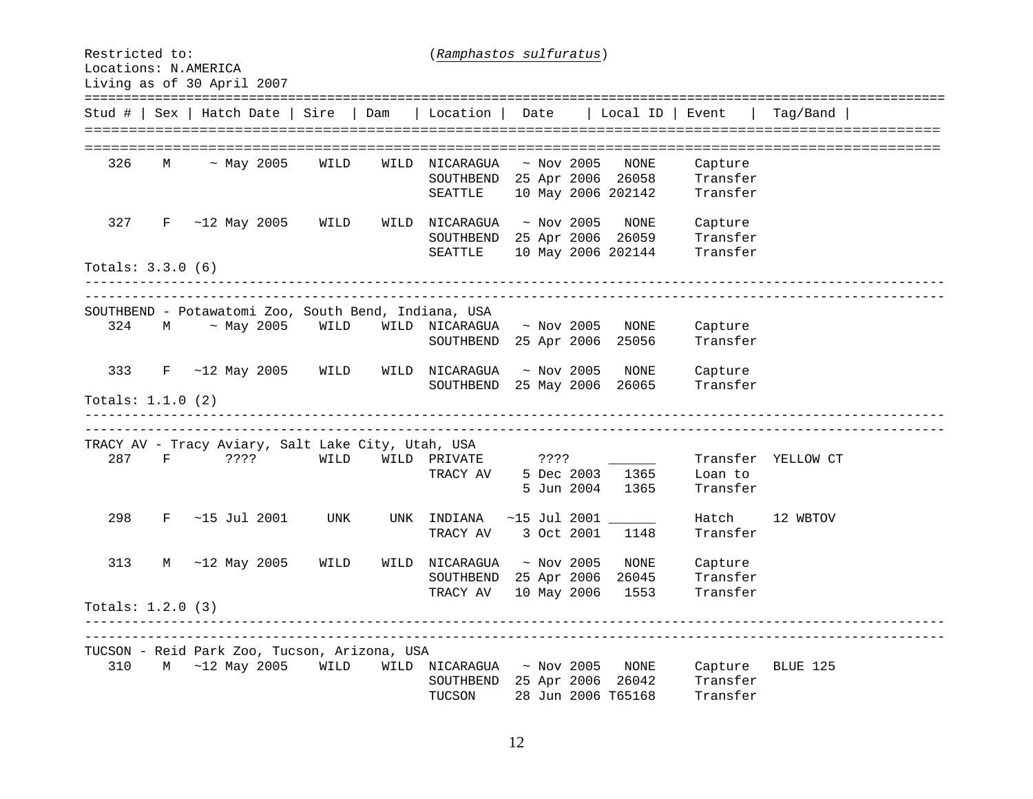Restricted to: (*Ramphastos sulfuratus*)
Locations: N.AMERICA
Living as of 30 April 2007

| Stud # | Sex | Hatch Date | Sire | Dam | Location | Date | Local ID | Event | Tag/Band |
|---|---|---|---|---|---|---|---|---|---|
| 326 | M | ~ May 2005 | WILD | WILD | NICARAGUA | ~ Nov 2005 | NONE | Capture | |
| | | | | | SOUTHBEND | 25 Apr 2006 | 26058 | Transfer | |
| | | | | | SEATTLE | 10 May 2006 | 202142 | Transfer | |
| 327 | F | ~12 May 2005 | WILD | WILD | NICARAGUA | ~ Nov 2005 | NONE | Capture | |
| | | | | | SOUTHBEND | 25 Apr 2006 | 26059 | Transfer | |
| | | | | | SEATTLE | 10 May 2006 | 202144 | Transfer | |

Totals: 3.3.0 (6)

---

SOUTHBEND - Potawatomi Zoo, South Bend, Indiana, USA

| Stud # | Sex | Hatch Date | Sire | Dam | Location | Date | Local ID | Event | Tag/Band |
|---|---|---|---|---|---|---|---|---|---|
| 324 | M | ~ May 2005 | WILD | WILD | NICARAGUA | ~ Nov 2005 | NONE | Capture | |
| | | | | | SOUTHBEND | 25 Apr 2006 | 25056 | Transfer | |
| 333 | F | ~12 May 2005 | WILD | WILD | NICARAGUA | ~ Nov 2005 | NONE | Capture | |
| | | | | | SOUTHBEND | 25 May 2006 | 26065 | Transfer | |

Totals: 1.1.0 (2)

---

TRACY AV - Tracy Aviary, Salt Lake City, Utah, USA

| Stud # | Sex | Hatch Date | Sire | Dam | Location | Date | Local ID | Event | Tag/Band |
|---|---|---|---|---|---|---|---|---|---|
| 287 | F | ???? | WILD | WILD | PRIVATE | ???? | ______ | Transfer | YELLOW CT |
| | | | | | TRACY AV | 5 Dec 2003 | 1365 | Loan to | |
| | | | | | | 5 Jun 2004 | 1365 | Transfer | |
| 298 | F | ~15 Jul 2001 | UNK | UNK | INDIANA | ~15 Jul 2001 | ______ | Hatch | 12 WBTOV |
| | | | | | TRACY AV | 3 Oct 2001 | 1148 | Transfer | |
| 313 | M | ~12 May 2005 | WILD | WILD | NICARAGUA | ~ Nov 2005 | NONE | Capture | |
| | | | | | SOUTHBEND | 25 Apr 2006 | 26045 | Transfer | |
| | | | | | TRACY AV | 10 May 2006 | 1553 | Transfer | |

Totals: 1.2.0 (3)

---

TUCSON - Reid Park Zoo, Tucson, Arizona, USA

| Stud # | Sex | Hatch Date | Sire | Dam | Location | Date | Local ID | Event | Tag/Band |
|---|---|---|---|---|---|---|---|---|---|
| 310 | M | ~12 May 2005 | WILD | WILD | NICARAGUA | ~ Nov 2005 | NONE | Capture | BLUE 125 |
| | | | | | SOUTHBEND | 25 Apr 2006 | 26042 | Transfer | |
| | | | | | TUCSON | 28 Jun 2006 | T65168 | Transfer | |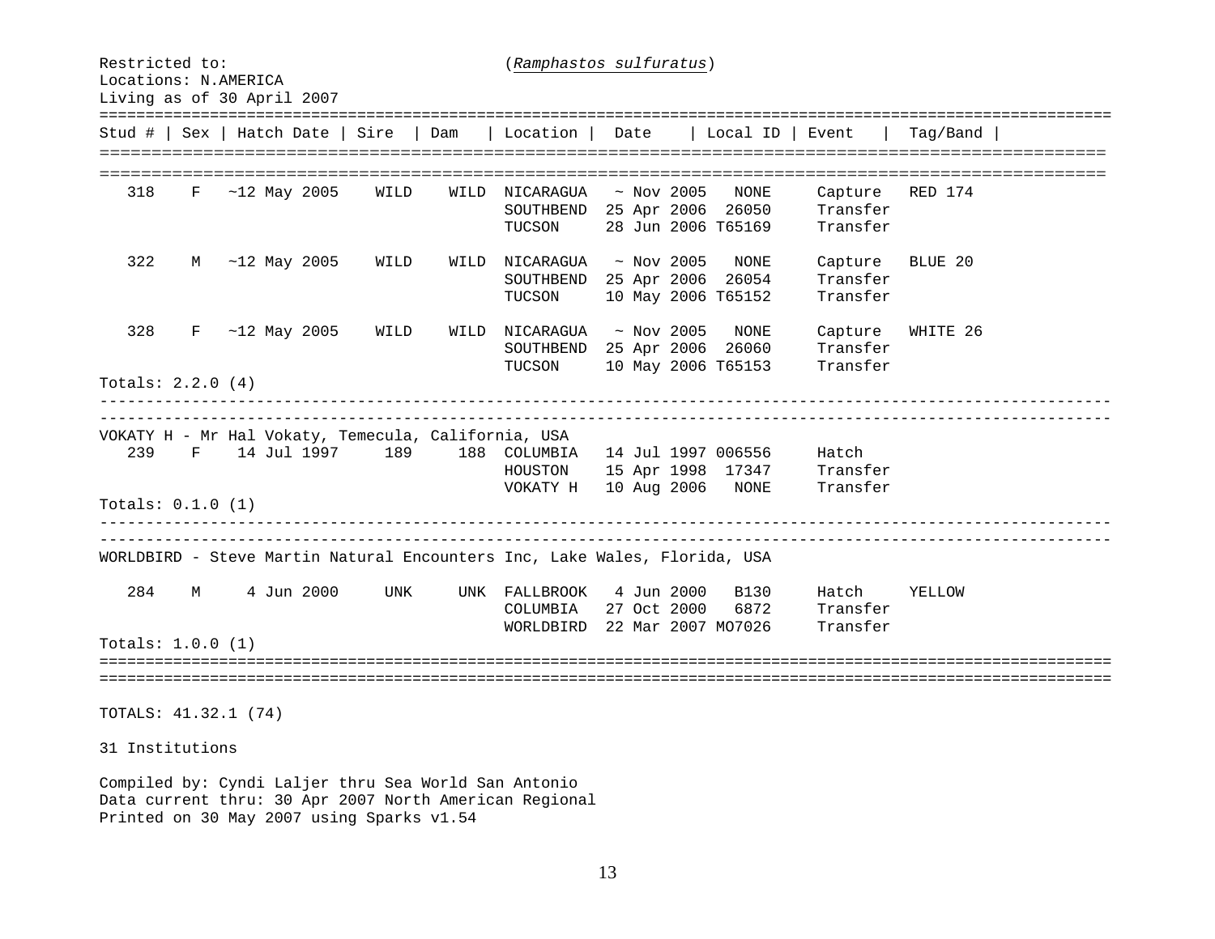Restricted to: (*Ramphastos sulfuratus*)
Locations: N.AMERICA
Living as of 30 April 2007

| Stud # | Sex | Hatch Date | Sire | Dam | Location | Date | Local ID | Event | Tag/Band |
|---|---|---|---|---|---|---|---|---|---|
| 318 | F | ~12 May 2005 | WILD | WILD | NICARAGUA | ~ Nov 2005 | NONE | Capture | RED 174 |
| | | | | | SOUTHBEND | 25 Apr 2006 | 26050 | Transfer | |
| | | | | | TUCSON | 28 Jun 2006 | T65169 | Transfer | |
| 322 | M | ~12 May 2005 | WILD | WILD | NICARAGUA | ~ Nov 2005 | NONE | Capture | BLUE 20 |
| | | | | | SOUTHBEND | 25 Apr 2006 | 26054 | Transfer | |
| | | | | | TUCSON | 10 May 2006 | T65152 | Transfer | |
| 328 | F | ~12 May 2005 | WILD | WILD | NICARAGUA | ~ Nov 2005 | NONE | Capture | WHITE 26 |
| | | | | | SOUTHBEND | 25 Apr 2006 | 26060 | Transfer | |
| | | | | | TUCSON | 10 May 2006 | T65153 | Transfer | |

Totals: 2.2.0 (4)

VOKATY H - Mr Hal Vokaty, Temecula, California, USA

| Stud # | Sex | Hatch Date | Sire | Dam | Location | Date | Local ID | Event | Tag/Band |
|---|---|---|---|---|---|---|---|---|---|
| 239 | F | 14 Jul 1997 | 189 | 188 | COLUMBIA | 14 Jul 1997 | 006556 | Hatch | |
| | | | | | HOUSTON | 15 Apr 1998 | 17347 | Transfer | |
| | | | | | VOKATY H | 10 Aug 2006 | NONE | Transfer | |

Totals: 0.1.0 (1)

WORLDBIRD - Steve Martin Natural Encounters Inc, Lake Wales, Florida, USA

| Stud # | Sex | Hatch Date | Sire | Dam | Location | Date | Local ID | Event | Tag/Band |
|---|---|---|---|---|---|---|---|---|---|
| 284 | M | 4 Jun 2000 | UNK | UNK | FALLBROOK | 4 Jun 2000 | B130 | Hatch | YELLOW |
| | | | | | COLUMBIA | 27 Oct 2000 | 6872 | Transfer | |
| | | | | | WORLDBIRD | 22 Mar 2007 | MO7026 | Transfer | |

Totals: 1.0.0 (1)

TOTALS: 41.32.1 (74)

31 Institutions

Compiled by: Cyndi Laljer thru Sea World San Antonio
Data current thru: 30 Apr 2007 North American Regional
Printed on 30 May 2007 using Sparks v1.54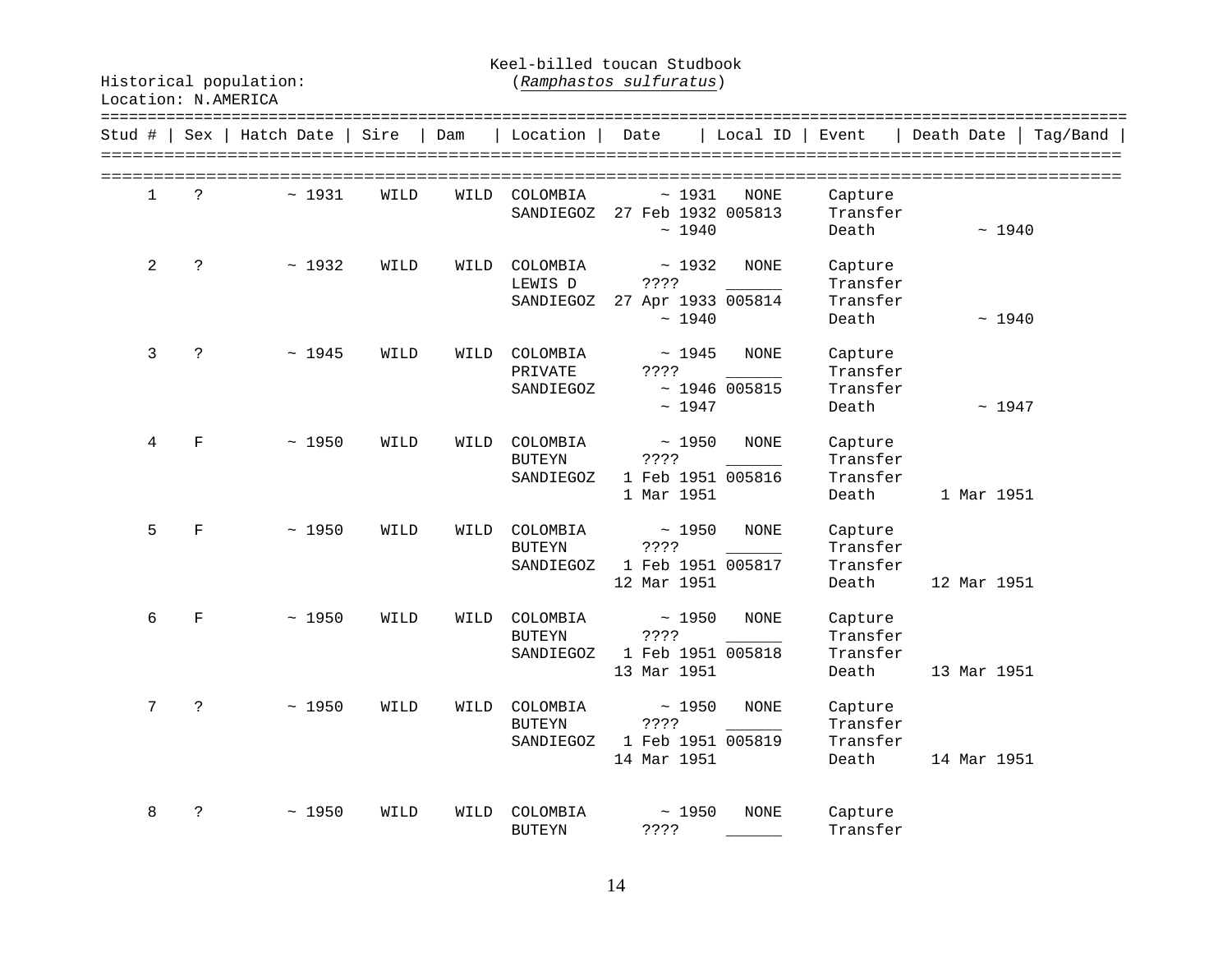Historical population:

Location: N.AMERICA

Keel-billed toucan Studbook
(*Ramphastos sulfuratus*)

| Stud # | Sex | Hatch Date | Sire | Dam | Location | Date | Local ID | Event | Death Date | Tag/Band |
|---|---|---|---|---|---|---|---|---|---|---|
| 1 | ? | ~ 1931 | WILD | WILD | COLOMBIA | ~ 1931 | NONE | Capture | | |
| | | | | | SANDIEGOZ | 27 Feb 1932 | 005813 | Transfer | | |
| | | | | | | ~ 1940 | | Death | ~ 1940 | |
| 2 | ? | ~ 1932 | WILD | WILD | COLOMBIA | ~ 1932 | NONE | Capture | | |
| | | | | | LEWIS D | ???? | ______ | Transfer | | |
| | | | | | SANDIEGOZ | 27 Apr 1933 | 005814 | Transfer | | |
| | | | | | | ~ 1940 | | Death | ~ 1940 | |
| 3 | ? | ~ 1945 | WILD | WILD | COLOMBIA | ~ 1945 | NONE | Capture | | |
| | | | | | PRIVATE | ???? | ______ | Transfer | | |
| | | | | | SANDIEGOZ | ~ 1946 | 005815 | Transfer | | |
| | | | | | | ~ 1947 | | Death | ~ 1947 | |
| 4 | F | ~ 1950 | WILD | WILD | COLOMBIA | ~ 1950 | NONE | Capture | | |
| | | | | | BUTEYN | ???? | ______ | Transfer | | |
| | | | | | SANDIEGOZ | 1 Feb 1951 | 005816 | Transfer | | |
| | | | | | | 1 Mar 1951 | | Death | 1 Mar 1951 | |
| 5 | F | ~ 1950 | WILD | WILD | COLOMBIA | ~ 1950 | NONE | Capture | | |
| | | | | | BUTEYN | ???? | ______ | Transfer | | |
| | | | | | SANDIEGOZ | 1 Feb 1951 | 005817 | Transfer | | |
| | | | | | | 12 Mar 1951 | | Death | 12 Mar 1951 | |
| 6 | F | ~ 1950 | WILD | WILD | COLOMBIA | ~ 1950 | NONE | Capture | | |
| | | | | | BUTEYN | ???? | ______ | Transfer | | |
| | | | | | SANDIEGOZ | 1 Feb 1951 | 005818 | Transfer | | |
| | | | | | | 13 Mar 1951 | | Death | 13 Mar 1951 | |
| 7 | ? | ~ 1950 | WILD | WILD | COLOMBIA | ~ 1950 | NONE | Capture | | |
| | | | | | BUTEYN | ???? | ______ | Transfer | | |
| | | | | | SANDIEGOZ | 1 Feb 1951 | 005819 | Transfer | | |
| | | | | | | 14 Mar 1951 | | Death | 14 Mar 1951 | |
| 8 | ? | ~ 1950 | WILD | WILD | COLOMBIA | ~ 1950 | NONE | Capture | | |
| | | | | | BUTEYN | ???? | ______ | Transfer | | |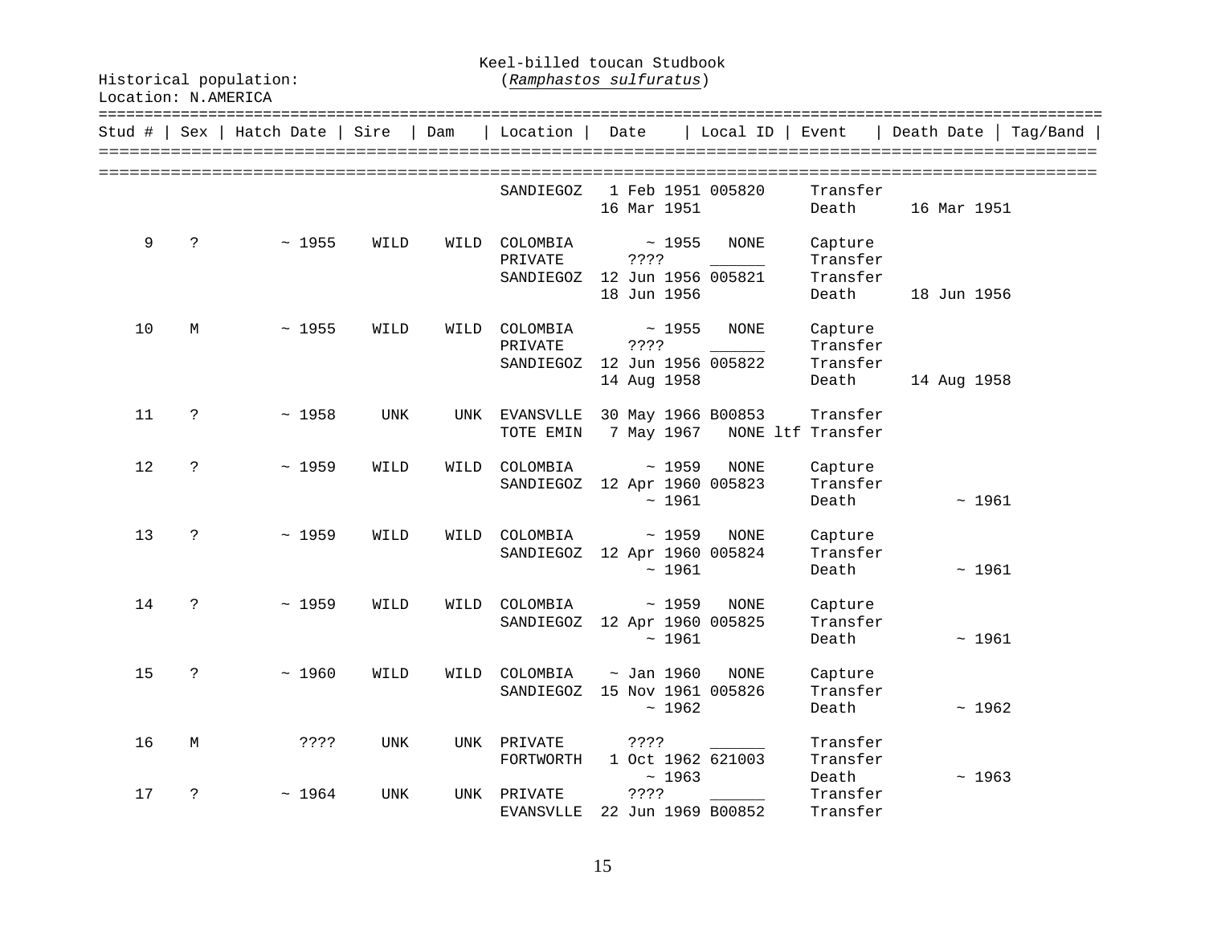Historical population:
Location: N.AMERICA

Keel-billed toucan Studbook
(*Ramphastos sulfuratus*)

| Stud # | Sex | Hatch Date | Sire | Dam | Location | Date | Local ID | Event | Death Date | Tag/Band |
|---|---|---|---|---|---|---|---|---|---|---|
| | | | | | SANDIEGOZ | 1 Feb 1951 | 005820 | Transfer | | |
| | | | | | | 16 Mar 1951 | | Death | 16 Mar 1951 | |
| 9 | ? | ~ 1955 | WILD | WILD | COLOMBIA | ~ 1955 | NONE | Capture | | |
| | | | | | PRIVATE | ???? | ______ | Transfer | | |
| | | | | | SANDIEGOZ | 12 Jun 1956 | 005821 | Transfer | | |
| | | | | | | 18 Jun 1956 | | Death | 18 Jun 1956 | |
| 10 | M | ~ 1955 | WILD | WILD | COLOMBIA | ~ 1955 | NONE | Capture | | |
| | | | | | PRIVATE | ???? | ______ | Transfer | | |
| | | | | | SANDIEGOZ | 12 Jun 1956 | 005822 | Transfer | | |
| | | | | | | 14 Aug 1958 | | Death | 14 Aug 1958 | |
| 11 | ? | ~ 1958 | UNK | UNK | EVANSVLLE | 30 May 1966 | B00853 | Transfer | | |
| | | | | | TOTE EMIN | 7 May 1967 | NONE ltf | Transfer | | |
| 12 | ? | ~ 1959 | WILD | WILD | COLOMBIA | ~ 1959 | NONE | Capture | | |
| | | | | | SANDIEGOZ | 12 Apr 1960 | 005823 | Transfer | | |
| | | | | | | ~ 1961 | | Death | ~ 1961 | |
| 13 | ? | ~ 1959 | WILD | WILD | COLOMBIA | ~ 1959 | NONE | Capture | | |
| | | | | | SANDIEGOZ | 12 Apr 1960 | 005824 | Transfer | | |
| | | | | | | ~ 1961 | | Death | ~ 1961 | |
| 14 | ? | ~ 1959 | WILD | WILD | COLOMBIA | ~ 1959 | NONE | Capture | | |
| | | | | | SANDIEGOZ | 12 Apr 1960 | 005825 | Transfer | | |
| | | | | | | ~ 1961 | | Death | ~ 1961 | |
| 15 | ? | ~ 1960 | WILD | WILD | COLOMBIA | ~ Jan 1960 | NONE | Capture | | |
| | | | | | SANDIEGOZ | 15 Nov 1961 | 005826 | Transfer | | |
| | | | | | | ~ 1962 | | Death | ~ 1962 | |
| 16 | M | ???? | UNK | UNK | PRIVATE | ???? | ______ | Transfer | | |
| | | | | | FORTWORTH | 1 Oct 1962 | 621003 | Transfer | | |
| | | | | | | ~ 1963 | | Death | ~ 1963 | |
| 17 | ? | ~ 1964 | UNK | UNK | PRIVATE | ???? | ______ | Transfer | | |
| | | | | | EVANSVLLE | 22 Jun 1969 | B00852 | Transfer | | |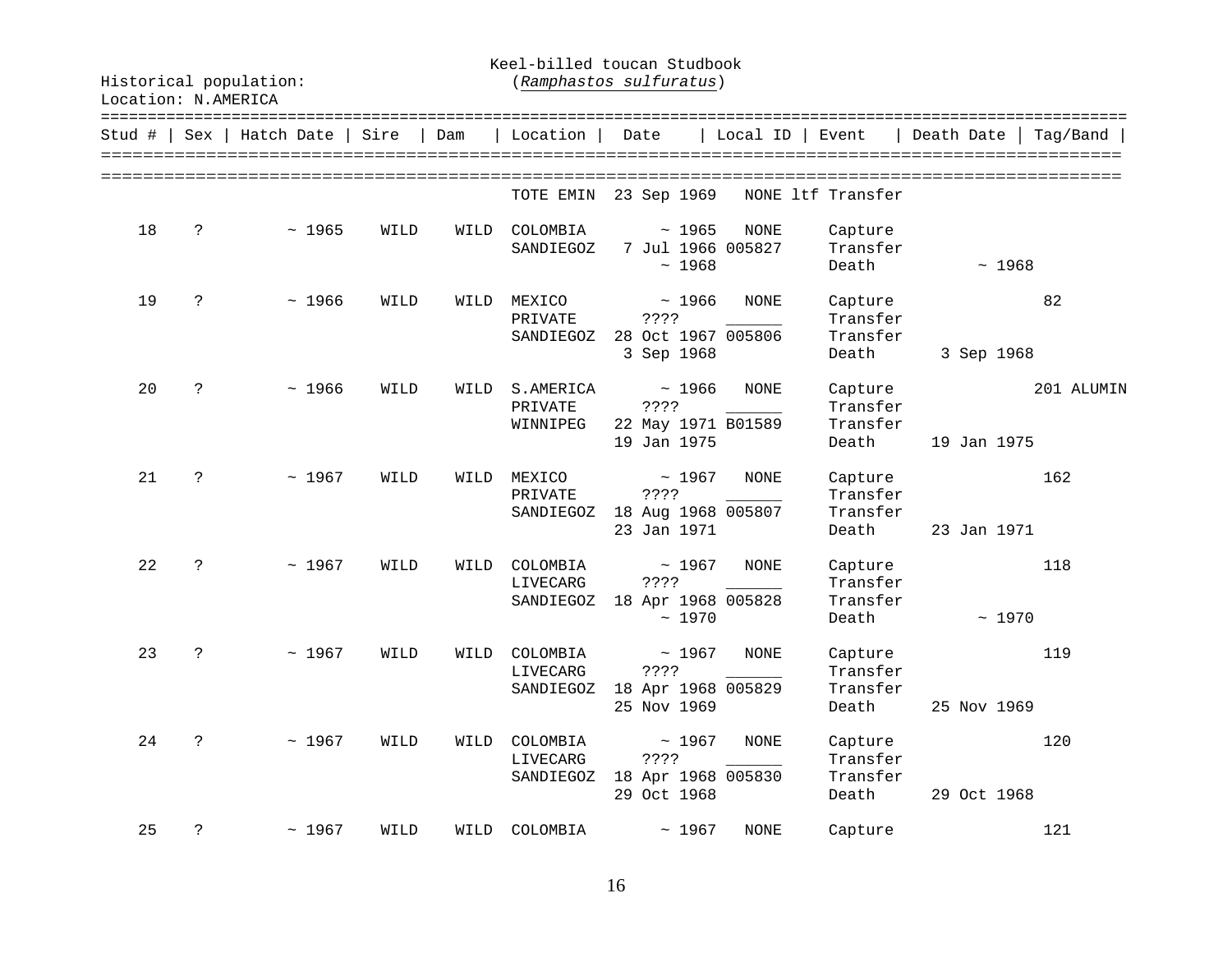Historical population:

Location: N.AMERICA

Keel-billed toucan Studbook
(*Ramphastos sulfuratus*)

| Stud # | Sex | Hatch Date | Sire | Dam | Location | Date | Local ID | Event | Death Date | Tag/Band |
|---|---|---|---|---|---|---|---|---|---|---|
| | | | | | TOTE EMIN | 23 Sep 1969 | NONE ltf | Transfer | | |
| 18 | ? | ~ 1965 | WILD | WILD | COLOMBIA | ~ 1965 | NONE | Capture | | |
| | | | | | SANDIEGOZ | 7 Jul 1966 | 005827 | Transfer | | |
| | | | | | | ~ 1968 | | Death | ~ 1968 | |
| 19 | ? | ~ 1966 | WILD | WILD | MEXICO | ~ 1966 | NONE | Capture | | 82 |
| | | | | | PRIVATE | ???? | ______ | Transfer | | |
| | | | | | SANDIEGOZ | 28 Oct 1967 | 005806 | Transfer | | |
| | | | | | | 3 Sep 1968 | | Death | 3 Sep 1968 | |
| 20 | ? | ~ 1966 | WILD | WILD | S.AMERICA | ~ 1966 | NONE | Capture | | 201 ALUMIN |
| | | | | | PRIVATE | ???? | ______ | Transfer | | |
| | | | | | WINNIPEG | 22 May 1971 | B01589 | Transfer | | |
| | | | | | | 19 Jan 1975 | | Death | 19 Jan 1975 | |
| 21 | ? | ~ 1967 | WILD | WILD | MEXICO | ~ 1967 | NONE | Capture | | 162 |
| | | | | | PRIVATE | ???? | ______ | Transfer | | |
| | | | | | SANDIEGOZ | 18 Aug 1968 | 005807 | Transfer | | |
| | | | | | | 23 Jan 1971 | | Death | 23 Jan 1971 | |
| 22 | ? | ~ 1967 | WILD | WILD | COLOMBIA | ~ 1967 | NONE | Capture | | 118 |
| | | | | | LIVECARG | ???? | ______ | Transfer | | |
| | | | | | SANDIEGOZ | 18 Apr 1968 | 005828 | Transfer | | |
| | | | | | | ~ 1970 | | Death | ~ 1970 | |
| 23 | ? | ~ 1967 | WILD | WILD | COLOMBIA | ~ 1967 | NONE | Capture | | 119 |
| | | | | | LIVECARG | ???? | ______ | Transfer | | |
| | | | | | SANDIEGOZ | 18 Apr 1968 | 005829 | Transfer | | |
| | | | | | | 25 Nov 1969 | | Death | 25 Nov 1969 | |
| 24 | ? | ~ 1967 | WILD | WILD | COLOMBIA | ~ 1967 | NONE | Capture | | 120 |
| | | | | | LIVECARG | ???? | ______ | Transfer | | |
| | | | | | SANDIEGOZ | 18 Apr 1968 | 005830 | Transfer | | |
| | | | | | | 29 Oct 1968 | | Death | 29 Oct 1968 | |
| 25 | ? | ~ 1967 | WILD | WILD | COLOMBIA | ~ 1967 | NONE | Capture | | 121 |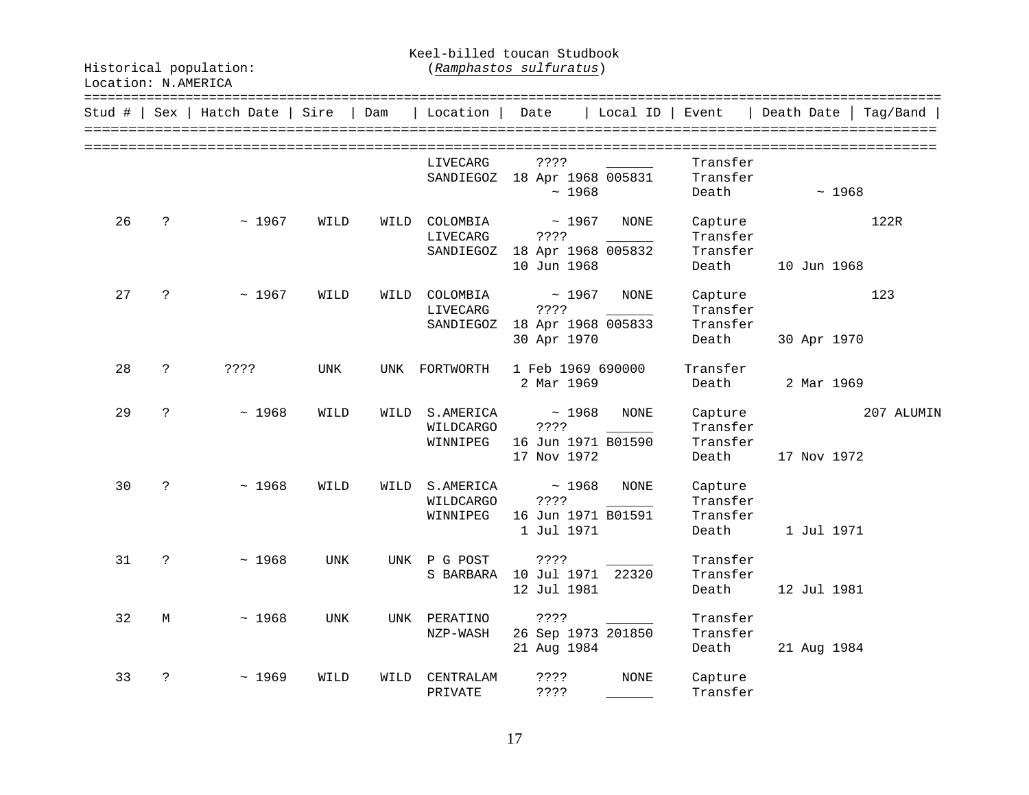Historical population:
Location: N.AMERICA

Keel-billed toucan Studbook
(*Ramphastos sulfuratus*)

| Stud # | Sex | Hatch Date | Sire | Dam | Location | Date | Local ID | Event | Death Date | Tag/Band |
|---|---|---|---|---|---|---|---|---|---|---|
| | | | | | LIVECARG | ???? | ______ | Transfer | | |
| | | | | | SANDIEGOZ | 18 Apr 1968 | 005831 | Transfer | | |
| | | | | | | ~ 1968 | | Death | ~ 1968 | |
| 26 | ? | ~ 1967 | WILD | WILD | COLOMBIA | ~ 1967 | NONE | Capture | | 122R |
| | | | | | LIVECARG | ???? | ______ | Transfer | | |
| | | | | | SANDIEGOZ | 18 Apr 1968 | 005832 | Transfer | | |
| | | | | | | 10 Jun 1968 | | Death | 10 Jun 1968 | |
| 27 | ? | ~ 1967 | WILD | WILD | COLOMBIA | ~ 1967 | NONE | Capture | | 123 |
| | | | | | LIVECARG | ???? | ______ | Transfer | | |
| | | | | | SANDIEGOZ | 18 Apr 1968 | 005833 | Transfer | | |
| | | | | | | 30 Apr 1970 | | Death | 30 Apr 1970 | |
| 28 | ? | ???? | UNK | UNK | FORTWORTH | 1 Feb 1969 | 690000 | Transfer | | |
| | | | | | | 2 Mar 1969 | | Death | 2 Mar 1969 | |
| 29 | ? | ~ 1968 | WILD | WILD | S.AMERICA | ~ 1968 | NONE | Capture | | 207 ALUMIN |
| | | | | | WILDCARGO | ???? | ______ | Transfer | | |
| | | | | | WINNIPEG | 16 Jun 1971 | B01590 | Transfer | | |
| | | | | | | 17 Nov 1972 | | Death | 17 Nov 1972 | |
| 30 | ? | ~ 1968 | WILD | WILD | S.AMERICA | ~ 1968 | NONE | Capture | | |
| | | | | | WILDCARGO | ???? | ______ | Transfer | | |
| | | | | | WINNIPEG | 16 Jun 1971 | B01591 | Transfer | | |
| | | | | | | 1 Jul 1971 | | Death | 1 Jul 1971 | |
| 31 | ? | ~ 1968 | UNK | UNK | P G POST | ???? | ______ | Transfer | | |
| | | | | | S BARBARA | 10 Jul 1971 | 22320 | Transfer | | |
| | | | | | | 12 Jul 1981 | | Death | 12 Jul 1981 | |
| 32 | M | ~ 1968 | UNK | UNK | PERATINO | ???? | ______ | Transfer | | |
| | | | | | NZP-WASH | 26 Sep 1973 | 201850 | Transfer | | |
| | | | | | | 21 Aug 1984 | | Death | 21 Aug 1984 | |
| 33 | ? | ~ 1969 | WILD | WILD | CENTRALAM | ???? | NONE | Capture | | |
| | | | | | PRIVATE | ???? | ______ | Transfer | | |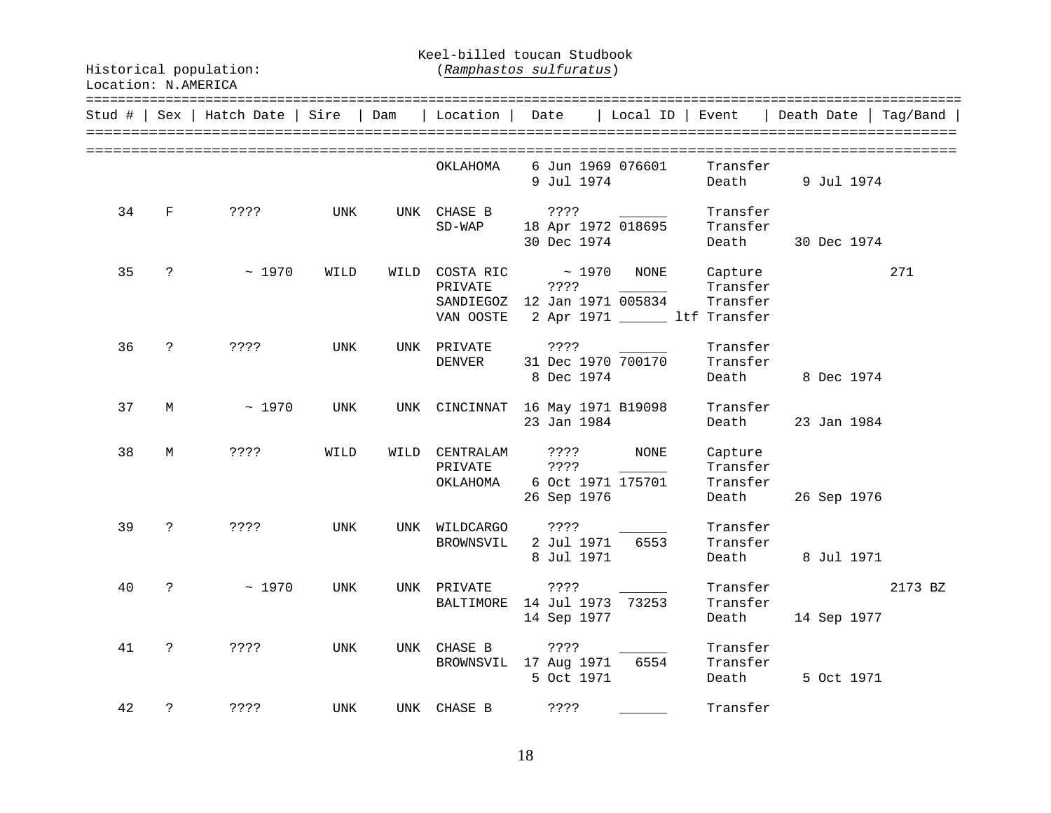Historical population:

Location: N.AMERICA

Keel-billed toucan Studbook
(*Ramphastos sulfuratus*)

| Stud # | Sex | Hatch Date | Sire | Dam | Location | Date | Local ID | Event | Death Date | Tag/Band |
|---|---|---|---|---|---|---|---|---|---|---|
| | | | | | OKLAHOMA | 6 Jun 1969 | 076601 | Transfer | | |
| | | | | | | 9 Jul 1974 | | Death | 9 Jul 1974 | |
| 34 | F | ???? | UNK | UNK | CHASE B | ???? | ______ | Transfer | | |
| | | | | | SD-WAP | 18 Apr 1972 | 018695 | Transfer | | |
| | | | | | | 30 Dec 1974 | | Death | 30 Dec 1974 | |
| 35 | ? | ~ 1970 | WILD | WILD | COSTA RIC | ~ 1970 | NONE | Capture | | 271 |
| | | | | | PRIVATE | ???? | ______ | Transfer | | |
| | | | | | SANDIEGOZ | 12 Jan 1971 | 005834 | Transfer | | |
| | | | | | VAN OOSTE | 2 Apr 1971 | ______ ltf | Transfer | | |
| 36 | ? | ???? | UNK | UNK | PRIVATE | ???? | ______ | Transfer | | |
| | | | | | DENVER | 31 Dec 1970 | 700170 | Transfer | | |
| | | | | | | 8 Dec 1974 | | Death | 8 Dec 1974 | |
| 37 | M | ~ 1970 | UNK | UNK | CINCINNAT | 16 May 1971 | B19098 | Transfer | | |
| | | | | | | 23 Jan 1984 | | Death | 23 Jan 1984 | |
| 38 | M | ???? | WILD | WILD | CENTRALAM | ???? | NONE | Capture | | |
| | | | | | PRIVATE | ???? | ______ | Transfer | | |
| | | | | | OKLAHOMA | 6 Oct 1971 | 175701 | Transfer | | |
| | | | | | | 26 Sep 1976 | | Death | 26 Sep 1976 | |
| 39 | ? | ???? | UNK | UNK | WILDCARGO | ???? | ______ | Transfer | | |
| | | | | | BROWNSVIL | 2 Jul 1971 | 6553 | Transfer | | |
| | | | | | | 8 Jul 1971 | | Death | 8 Jul 1971 | |
| 40 | ? | ~ 1970 | UNK | UNK | PRIVATE | ???? | ______ | Transfer | | 2173 BZ |
| | | | | | BALTIMORE | 14 Jul 1973 | 73253 | Transfer | | |
| | | | | | | 14 Sep 1977 | | Death | 14 Sep 1977 | |
| 41 | ? | ???? | UNK | UNK | CHASE B | ???? | ______ | Transfer | | |
| | | | | | BROWNSVIL | 17 Aug 1971 | 6554 | Transfer | | |
| | | | | | | 5 Oct 1971 | | Death | 5 Oct 1971 | |
| 42 | ? | ???? | UNK | UNK | CHASE B | ???? | ______ | Transfer | | |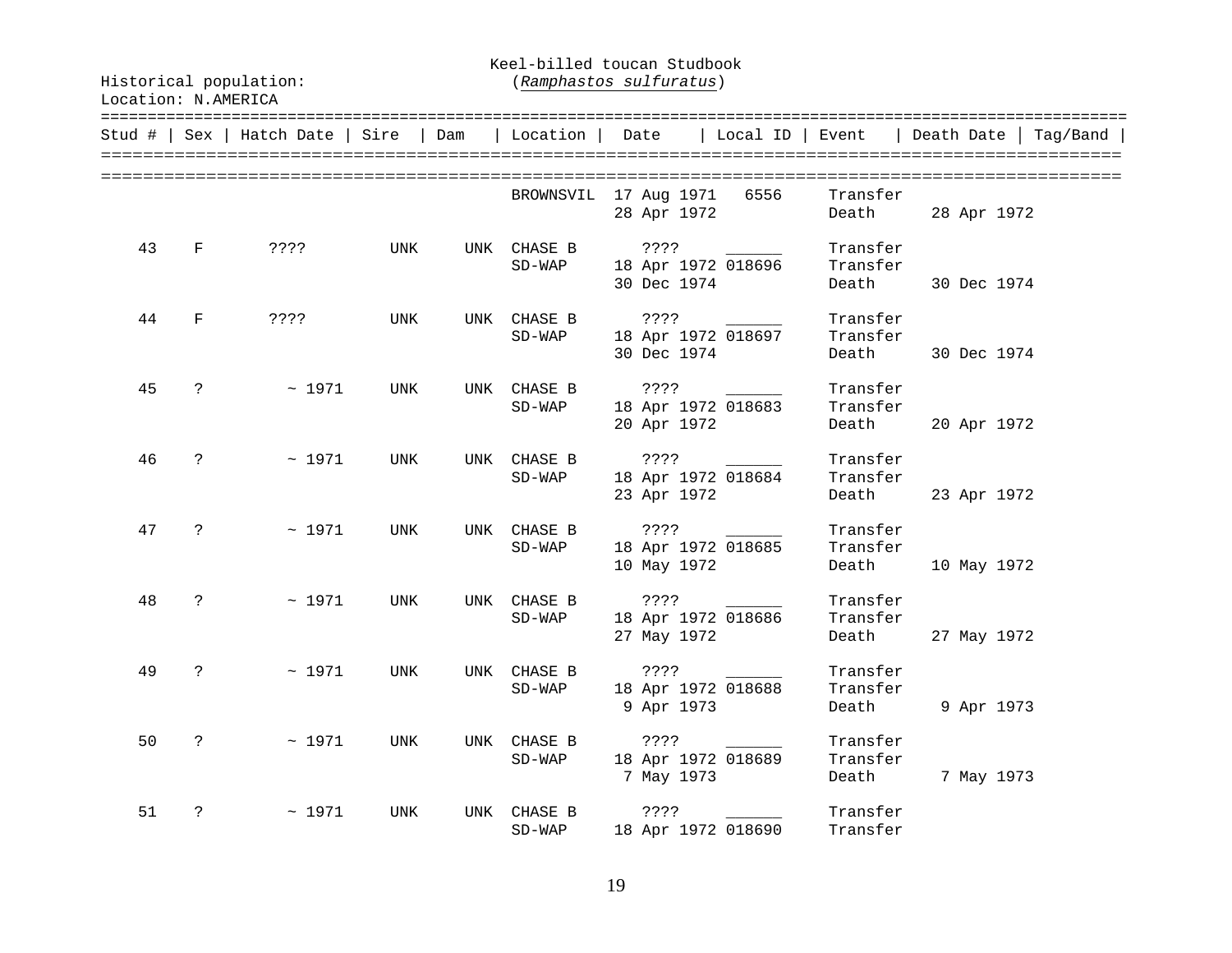Historical population:

Location: N.AMERICA

# Keel-billed toucan Studbook
(*Ramphastos sulfuratus*)

| Stud # | Sex | Hatch Date | Sire | Dam | Location | Date | Local ID | Event | Death Date | Tag/Band |
|---|---|---|---|---|---|---|---|---|---|---|
| | | | | | BROWNSVIL | 17 Aug 1971 | 6556 | Transfer | | |
| | | | | | | 28 Apr 1972 | | Death | 28 Apr 1972 | |
| 43 | F | ???? | UNK | UNK | CHASE B | ???? | ______ | Transfer | | |
| | | | | | SD-WAP | 18 Apr 1972 | 018696 | Transfer | | |
| | | | | | | 30 Dec 1974 | | Death | 30 Dec 1974 | |
| 44 | F | ???? | UNK | UNK | CHASE B | ???? | ______ | Transfer | | |
| | | | | | SD-WAP | 18 Apr 1972 | 018697 | Transfer | | |
| | | | | | | 30 Dec 1974 | | Death | 30 Dec 1974 | |
| 45 | ? | ~ 1971 | UNK | UNK | CHASE B | ???? | ______ | Transfer | | |
| | | | | | SD-WAP | 18 Apr 1972 | 018683 | Transfer | | |
| | | | | | | 20 Apr 1972 | | Death | 20 Apr 1972 | |
| 46 | ? | ~ 1971 | UNK | UNK | CHASE B | ???? | ______ | Transfer | | |
| | | | | | SD-WAP | 18 Apr 1972 | 018684 | Transfer | | |
| | | | | | | 23 Apr 1972 | | Death | 23 Apr 1972 | |
| 47 | ? | ~ 1971 | UNK | UNK | CHASE B | ???? | ______ | Transfer | | |
| | | | | | SD-WAP | 18 Apr 1972 | 018685 | Transfer | | |
| | | | | | | 10 May 1972 | | Death | 10 May 1972 | |
| 48 | ? | ~ 1971 | UNK | UNK | CHASE B | ???? | ______ | Transfer | | |
| | | | | | SD-WAP | 18 Apr 1972 | 018686 | Transfer | | |
| | | | | | | 27 May 1972 | | Death | 27 May 1972 | |
| 49 | ? | ~ 1971 | UNK | UNK | CHASE B | ???? | ______ | Transfer | | |
| | | | | | SD-WAP | 18 Apr 1972 | 018688 | Transfer | | |
| | | | | | | 9 Apr 1973 | | Death | 9 Apr 1973 | |
| 50 | ? | ~ 1971 | UNK | UNK | CHASE B | ???? | ______ | Transfer | | |
| | | | | | SD-WAP | 18 Apr 1972 | 018689 | Transfer | | |
| | | | | | | 7 May 1973 | | Death | 7 May 1973 | |
| 51 | ? | ~ 1971 | UNK | UNK | CHASE B | ???? | ______ | Transfer | | |
| | | | | | SD-WAP | 18 Apr 1972 | 018690 | Transfer | | |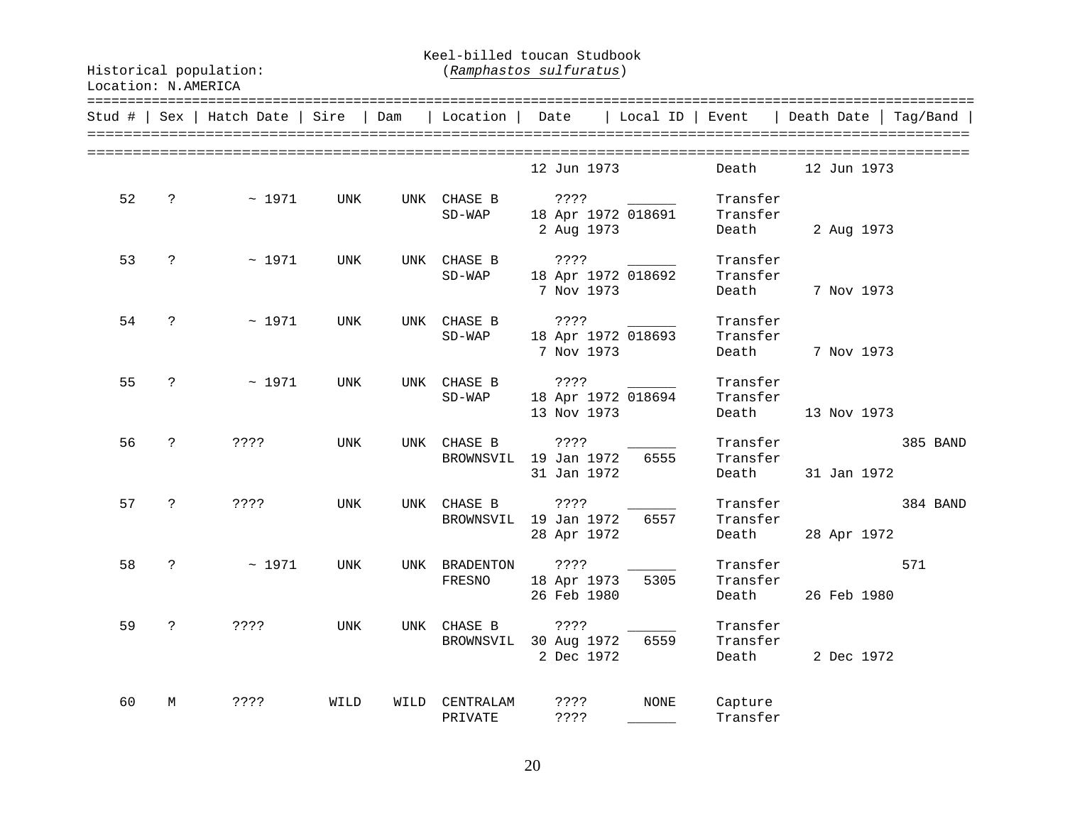Keel-billed toucan Studbook
(*Ramphastos sulfuratus*)

Historical population:
Location: N.AMERICA

| Stud # | Sex | Hatch Date | Sire | Dam | Location | Date | Local ID | Event | Death Date | Tag/Band |
|---|---|---|---|---|---|---|---|---|---|---|
| | | | | | | 12 Jun 1973 | | Death | 12 Jun 1973 | |
| 52 | ? | ~ 1971 | UNK | UNK | CHASE B | ???? | ______ | Transfer | | |
| | | | | | SD-WAP | 18 Apr 1972 | 018691 | Transfer | | |
| | | | | | | 2 Aug 1973 | | Death | 2 Aug 1973 | |
| 53 | ? | ~ 1971 | UNK | UNK | CHASE B | ???? | ______ | Transfer | | |
| | | | | | SD-WAP | 18 Apr 1972 | 018692 | Transfer | | |
| | | | | | | 7 Nov 1973 | | Death | 7 Nov 1973 | |
| 54 | ? | ~ 1971 | UNK | UNK | CHASE B | ???? | ______ | Transfer | | |
| | | | | | SD-WAP | 18 Apr 1972 | 018693 | Transfer | | |
| | | | | | | 7 Nov 1973 | | Death | 7 Nov 1973 | |
| 55 | ? | ~ 1971 | UNK | UNK | CHASE B | ???? | ______ | Transfer | | |
| | | | | | SD-WAP | 18 Apr 1972 | 018694 | Transfer | | |
| | | | | | | 13 Nov 1973 | | Death | 13 Nov 1973 | |
| 56 | ? | ???? | UNK | UNK | CHASE B | ???? | ______ | Transfer | | 385 BAND |
| | | | | | BROWNSVIL | 19 Jan 1972 | 6555 | Transfer | | |
| | | | | | | 31 Jan 1972 | | Death | 31 Jan 1972 | |
| 57 | ? | ???? | UNK | UNK | CHASE B | ???? | ______ | Transfer | | 384 BAND |
| | | | | | BROWNSVIL | 19 Jan 1972 | 6557 | Transfer | | |
| | | | | | | 28 Apr 1972 | | Death | 28 Apr 1972 | |
| 58 | ? | ~ 1971 | UNK | UNK | BRADENTON | ???? | ______ | Transfer | | 571 |
| | | | | | FRESNO | 18 Apr 1973 | 5305 | Transfer | | |
| | | | | | | 26 Feb 1980 | | Death | 26 Feb 1980 | |
| 59 | ? | ???? | UNK | UNK | CHASE B | ???? | ______ | Transfer | | |
| | | | | | BROWNSVIL | 30 Aug 1972 | 6559 | Transfer | | |
| | | | | | | 2 Dec 1972 | | Death | 2 Dec 1972 | |
| 60 | M | ???? | WILD | WILD | CENTRALAM | ???? | NONE | Capture | | |
| | | | | | PRIVATE | ???? | ______ | Transfer | | |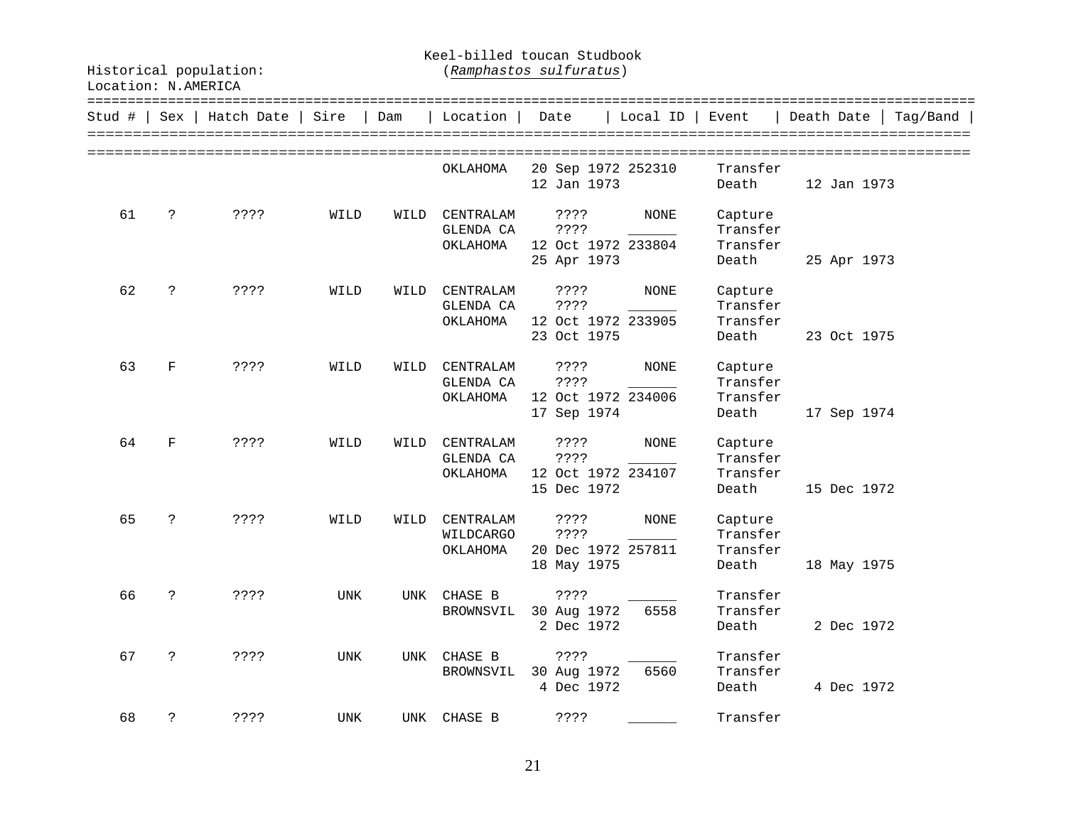Historical population:

Location: N.AMERICA

# Keel-billed toucan Studbook

(*Ramphastos sulfuratus*)

| Stud # | Sex | Hatch Date | Sire | Dam | Location | Date | Local ID | Event | Death Date | Tag/Band |
|---|---|---|---|---|---|---|---|---|---|---|
| | | | | | OKLAHOMA | 20 Sep 1972 | 252310 | Transfer | | |
| | | | | | | 12 Jan 1973 | | Death | 12 Jan 1973 | |
| 61 | ? | ???? | WILD | WILD | CENTRALAM | ???? | NONE | Capture | | |
| | | | | | GLENDA CA | ???? | ______ | Transfer | | |
| | | | | | OKLAHOMA | 12 Oct 1972 | 233804 | Transfer | | |
| | | | | | | 25 Apr 1973 | | Death | 25 Apr 1973 | |
| 62 | ? | ???? | WILD | WILD | CENTRALAM | ???? | NONE | Capture | | |
| | | | | | GLENDA CA | ???? | ______ | Transfer | | |
| | | | | | OKLAHOMA | 12 Oct 1972 | 233905 | Transfer | | |
| | | | | | | 23 Oct 1975 | | Death | 23 Oct 1975 | |
| 63 | F | ???? | WILD | WILD | CENTRALAM | ???? | NONE | Capture | | |
| | | | | | GLENDA CA | ???? | ______ | Transfer | | |
| | | | | | OKLAHOMA | 12 Oct 1972 | 234006 | Transfer | | |
| | | | | | | 17 Sep 1974 | | Death | 17 Sep 1974 | |
| 64 | F | ???? | WILD | WILD | CENTRALAM | ???? | NONE | Capture | | |
| | | | | | GLENDA CA | ???? | ______ | Transfer | | |
| | | | | | OKLAHOMA | 12 Oct 1972 | 234107 | Transfer | | |
| | | | | | | 15 Dec 1972 | | Death | 15 Dec 1972 | |
| 65 | ? | ???? | WILD | WILD | CENTRALAM | ???? | NONE | Capture | | |
| | | | | | WILDCARGO | ???? | ______ | Transfer | | |
| | | | | | OKLAHOMA | 20 Dec 1972 | 257811 | Transfer | | |
| | | | | | | 18 May 1975 | | Death | 18 May 1975 | |
| 66 | ? | ???? | UNK | UNK | CHASE B | ???? | ______ | Transfer | | |
| | | | | | BROWNSVIL | 30 Aug 1972 | 6558 | Transfer | | |
| | | | | | | 2 Dec 1972 | | Death | 2 Dec 1972 | |
| 67 | ? | ???? | UNK | UNK | CHASE B | ???? | ______ | Transfer | | |
| | | | | | BROWNSVIL | 30 Aug 1972 | 6560 | Transfer | | |
| | | | | | | 4 Dec 1972 | | Death | 4 Dec 1972 | |
| 68 | ? | ???? | UNK | UNK | CHASE B | ???? | ______ | Transfer | | |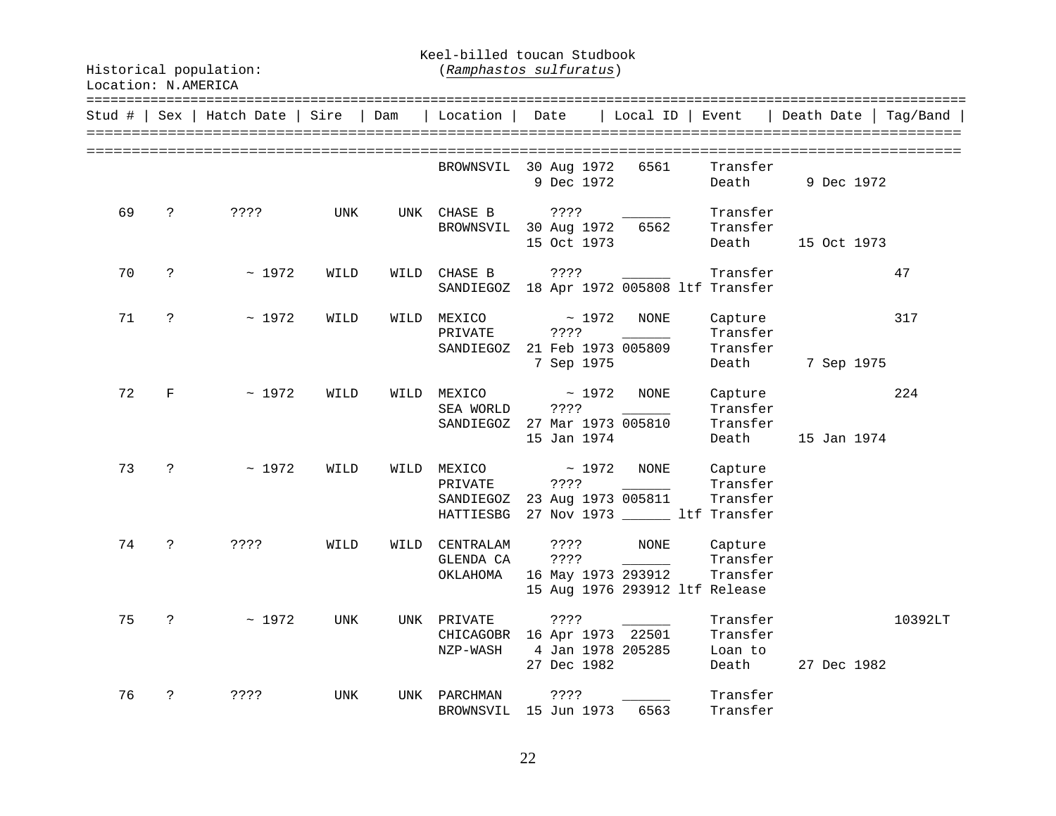Historical population:
Location: N.AMERICA

# Keel-billed toucan Studbook
(*Ramphastos sulfuratus*)

| Stud # | Sex | Hatch Date | Sire | Dam | Location | Date | Local ID | Event | Death Date | Tag/Band |
|---|---|---|---|---|---|---|---|---|---|---|
| | | | | | BROWNSVIL | 30 Aug 1972 | 6561 | Transfer | | |
| | | | | | | 9 Dec 1972 | | Death | 9 Dec 1972 | |
| 69 | ? | ???? | UNK | UNK | CHASE B | ???? | ______ | Transfer | | |
| | | | | | BROWNSVIL | 30 Aug 1972 | 6562 | Transfer | | |
| | | | | | | 15 Oct 1973 | | Death | 15 Oct 1973 | |
| 70 | ? | ~ 1972 | WILD | WILD | CHASE B | ???? | ______ | Transfer | | 47 |
| | | | | | SANDIEGOZ | 18 Apr 1972 | 005808 ltf | Transfer | | |
| 71 | ? | ~ 1972 | WILD | WILD | MEXICO | ~ 1972 | NONE | Capture | | 317 |
| | | | | | PRIVATE | ???? | ______ | Transfer | | |
| | | | | | SANDIEGOZ | 21 Feb 1973 | 005809 | Transfer | | |
| | | | | | | 7 Sep 1975 | | Death | 7 Sep 1975 | |
| 72 | F | ~ 1972 | WILD | WILD | MEXICO | ~ 1972 | NONE | Capture | | 224 |
| | | | | | SEA WORLD | ???? | ______ | Transfer | | |
| | | | | | SANDIEGOZ | 27 Mar 1973 | 005810 | Transfer | | |
| | | | | | | 15 Jan 1974 | | Death | 15 Jan 1974 | |
| 73 | ? | ~ 1972 | WILD | WILD | MEXICO | ~ 1972 | NONE | Capture | | |
| | | | | | PRIVATE | ???? | ______ | Transfer | | |
| | | | | | SANDIEGOZ | 23 Aug 1973 | 005811 | Transfer | | |
| | | | | | HATTIESBG | 27 Nov 1973 | ______ ltf | Transfer | | |
| 74 | ? | ???? | WILD | WILD | CENTRALAM | ???? | NONE | Capture | | |
| | | | | | GLENDA CA | ???? | ______ | Transfer | | |
| | | | | | OKLAHOMA | 16 May 1973 | 293912 | Transfer | | |
| | | | | | | 15 Aug 1976 | 293912 ltf | Release | | |
| 75 | ? | ~ 1972 | UNK | UNK | PRIVATE | ???? | ______ | Transfer | | 10392LT |
| | | | | | CHICAGOBR | 16 Apr 1973 | 22501 | Transfer | | |
| | | | | | NZP-WASH | 4 Jan 1978 | 205285 | Loan to | | |
| | | | | | | 27 Dec 1982 | | Death | 27 Dec 1982 | |
| 76 | ? | ???? | UNK | UNK | PARCHMAN | ???? | ______ | Transfer | | |
| | | | | | BROWNSVIL | 15 Jun 1973 | 6563 | Transfer | | |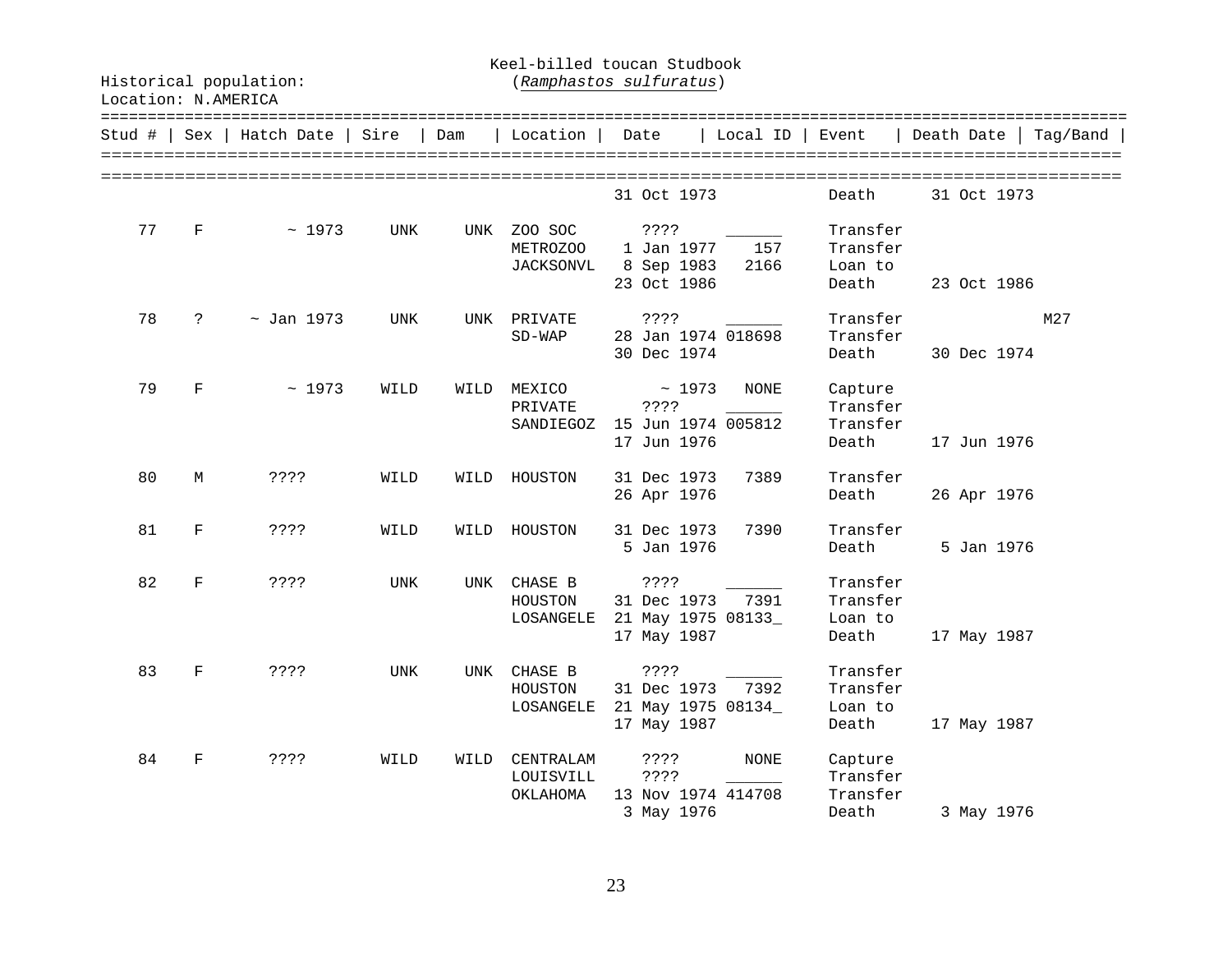Keel-billed toucan Studbook
(*Ramphastos sulfuratus*)

Historical population:
Location: N.AMERICA

| Stud # | Sex | Hatch Date | Sire | Dam | Location | Date | Local ID | Event | Death Date | Tag/Band |
|---|---|---|---|---|---|---|---|---|---|---|
| | | | | | | 31 Oct 1973 | | Death | 31 Oct 1973 | |
| 77 | F | ~ 1973 | UNK | UNK | ZOO SOC | ???? | ______ | Transfer | | |
| | | | | | METROZOO | 1 Jan 1977 | 157 | Transfer | | |
| | | | | | JACKSONVL | 8 Sep 1983 | 2166 | Loan to | | |
| | | | | | | 23 Oct 1986 | | Death | 23 Oct 1986 | |
| 78 | ? | ~ Jan 1973 | UNK | UNK | PRIVATE | ???? | ______ | Transfer | | M27 |
| | | | | | SD-WAP | 28 Jan 1974 | 018698 | Transfer | | |
| | | | | | | 30 Dec 1974 | | Death | 30 Dec 1974 | |
| 79 | F | ~ 1973 | WILD | WILD | MEXICO | ~ 1973 | NONE | Capture | | |
| | | | | | PRIVATE | ???? | ______ | Transfer | | |
| | | | | | SANDIEGOZ | 15 Jun 1974 | 005812 | Transfer | | |
| | | | | | | 17 Jun 1976 | | Death | 17 Jun 1976 | |
| 80 | M | ???? | WILD | WILD | HOUSTON | 31 Dec 1973 | 7389 | Transfer | | |
| | | | | | | 26 Apr 1976 | | Death | 26 Apr 1976 | |
| 81 | F | ???? | WILD | WILD | HOUSTON | 31 Dec 1973 | 7390 | Transfer | | |
| | | | | | | 5 Jan 1976 | | Death | 5 Jan 1976 | |
| 82 | F | ???? | UNK | UNK | CHASE B | ???? | ______ | Transfer | | |
| | | | | | HOUSTON | 31 Dec 1973 | 7391 | Transfer | | |
| | | | | | LOSANGELE | 21 May 1975 | 08133_ | Loan to | | |
| | | | | | | 17 May 1987 | | Death | 17 May 1987 | |
| 83 | F | ???? | UNK | UNK | CHASE B | ???? | ______ | Transfer | | |
| | | | | | HOUSTON | 31 Dec 1973 | 7392 | Transfer | | |
| | | | | | LOSANGELE | 21 May 1975 | 08134_ | Loan to | | |
| | | | | | | 17 May 1987 | | Death | 17 May 1987 | |
| 84 | F | ???? | WILD | WILD | CENTRALAM | ???? | NONE | Capture | | |
| | | | | | LOUISVILL | ???? | ______ | Transfer | | |
| | | | | | OKLAHOMA | 13 Nov 1974 | 414708 | Transfer | | |
| | | | | | | 3 May 1976 | | Death | 3 May 1976 | |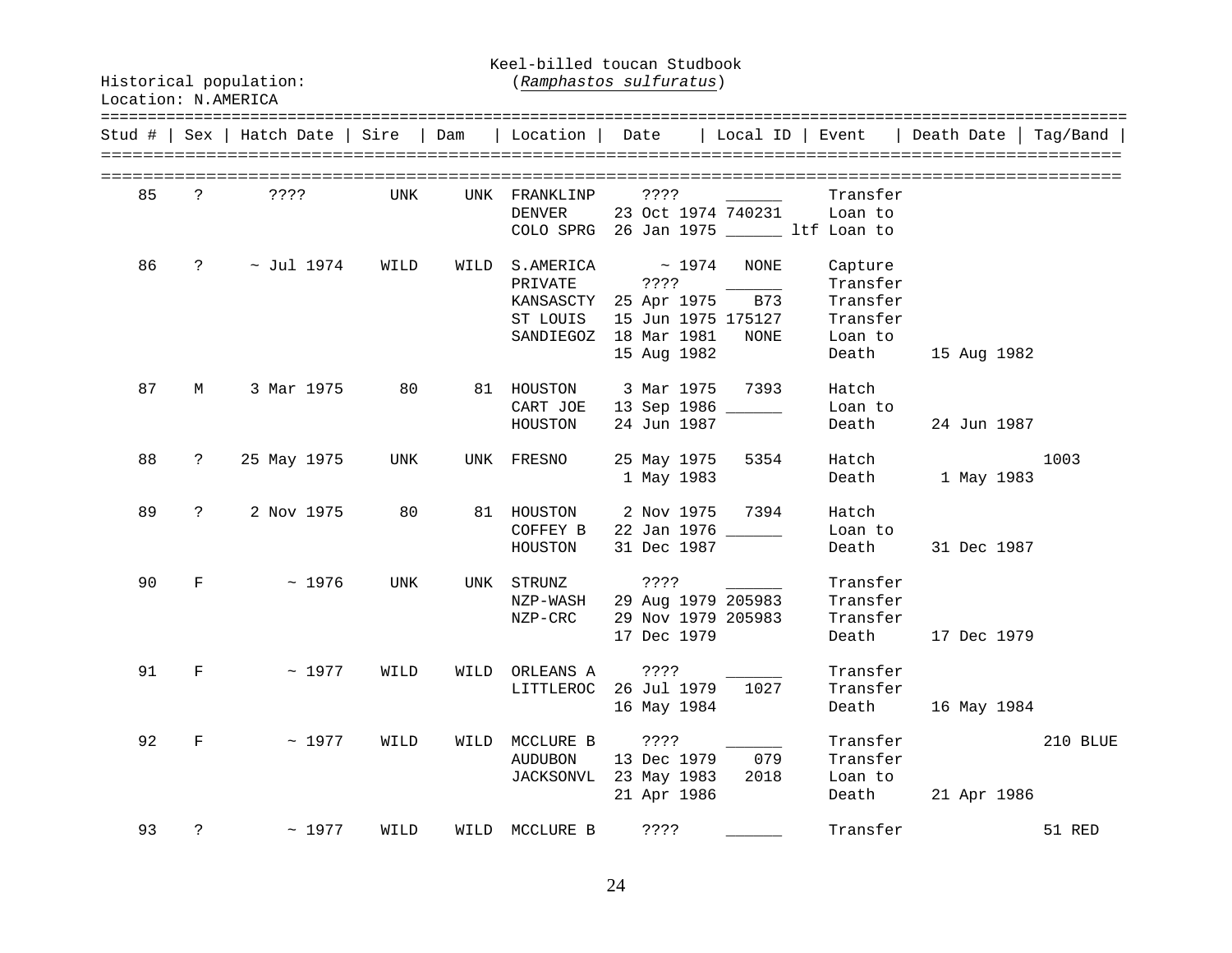Keel-billed toucan Studbook
(*Ramphastos sulfuratus*)

Historical population:
Location: N.AMERICA

| Stud # | Sex | Hatch Date | Sire | Dam | Location | Date | Local ID | Event | Death Date | Tag/Band |
|---|---|---|---|---|---|---|---|---|---|---|
| 85 | ? | ???? | UNK | UNK | FRANKLINP | ???? | ______ | Transfer | | |
| | | | | | DENVER | 23 Oct 1974 | 740231 | Loan to | | |
| | | | | | COLO SPRG | 26 Jan 1975 | ______ ltf | Loan to | | |
| 86 | ? | ~ Jul 1974 | WILD | WILD | S.AMERICA | ~ 1974 | NONE | Capture | | |
| | | | | | PRIVATE | ???? | ______ | Transfer | | |
| | | | | | KANSASCTY | 25 Apr 1975 | B73 | Transfer | | |
| | | | | | ST LOUIS | 15 Jun 1975 | 175127 | Transfer | | |
| | | | | | SANDIEGOZ | 18 Mar 1981 | NONE | Loan to | | |
| | | | | | | 15 Aug 1982 | | Death | 15 Aug 1982 | |
| 87 | M | 3 Mar 1975 | 80 | 81 | HOUSTON | 3 Mar 1975 | 7393 | Hatch | | |
| | | | | | CART JOE | 13 Sep 1986 | ______ | Loan to | | |
| | | | | | HOUSTON | 24 Jun 1987 | | Death | 24 Jun 1987 | |
| 88 | ? | 25 May 1975 | UNK | UNK | FRESNO | 25 May 1975 | 5354 | Hatch | | 1003 |
| | | | | | | 1 May 1983 | | Death | 1 May 1983 | |
| 89 | ? | 2 Nov 1975 | 80 | 81 | HOUSTON | 2 Nov 1975 | 7394 | Hatch | | |
| | | | | | COFFEY B | 22 Jan 1976 | ______ | Loan to | | |
| | | | | | HOUSTON | 31 Dec 1987 | | Death | 31 Dec 1987 | |
| 90 | F | ~ 1976 | UNK | UNK | STRUNZ | ???? | ______ | Transfer | | |
| | | | | | NZP-WASH | 29 Aug 1979 | 205983 | Transfer | | |
| | | | | | NZP-CRC | 29 Nov 1979 | 205983 | Transfer | | |
| | | | | | | 17 Dec 1979 | | Death | 17 Dec 1979 | |
| 91 | F | ~ 1977 | WILD | WILD | ORLEANS A | ???? | ______ | Transfer | | |
| | | | | | LITTLEROC | 26 Jul 1979 | 1027 | Transfer | | |
| | | | | | | 16 May 1984 | | Death | 16 May 1984 | |
| 92 | F | ~ 1977 | WILD | WILD | MCCLURE B | ???? | ______ | Transfer | | 210 BLUE |
| | | | | | AUDUBON | 13 Dec 1979 | 079 | Transfer | | |
| | | | | | JACKSONVL | 23 May 1983 | 2018 | Loan to | | |
| | | | | | | 21 Apr 1986 | | Death | 21 Apr 1986 | |
| 93 | ? | ~ 1977 | WILD | WILD | MCCLURE B | ???? | ______ | Transfer | | 51 RED |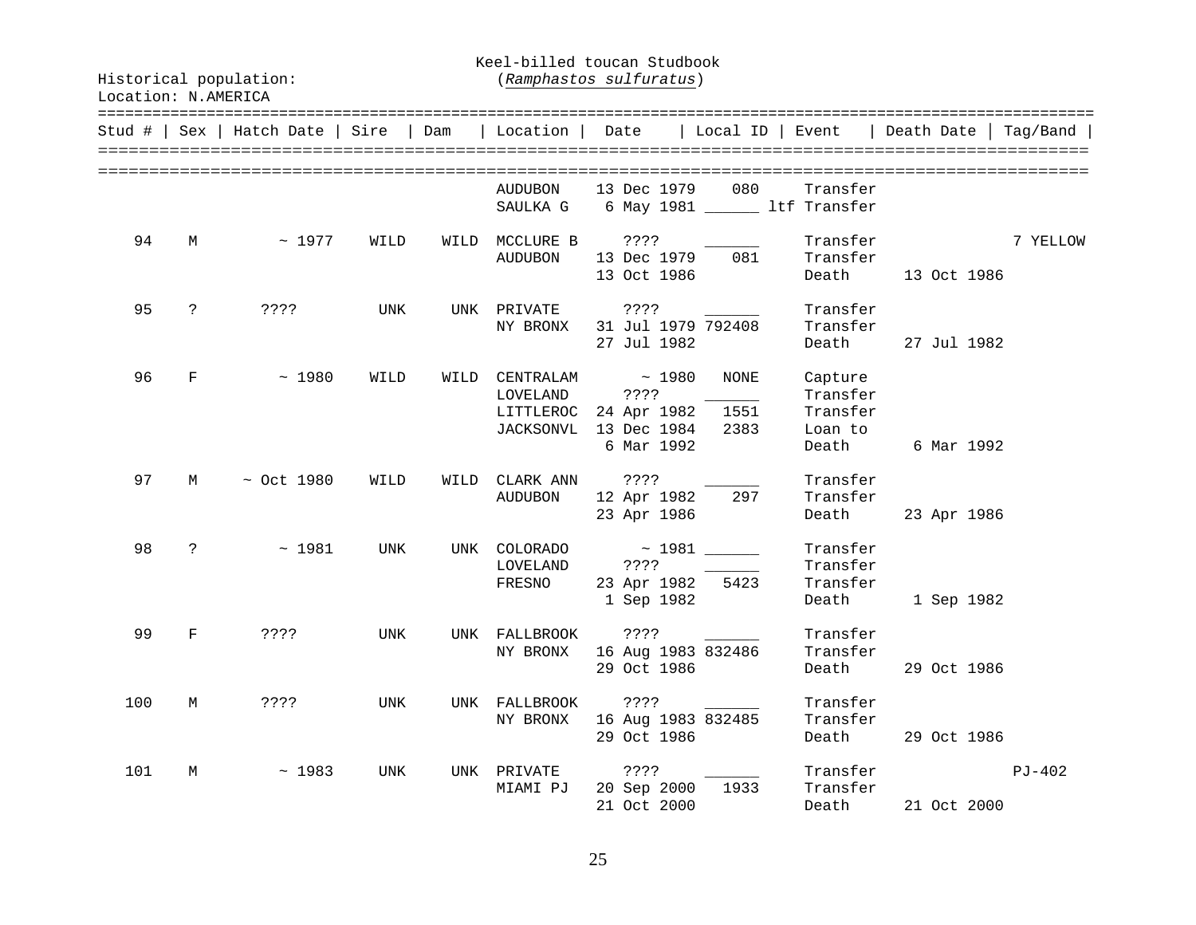Historical population:
Location: N.AMERICA

Keel-billed toucan Studbook
(*Ramphastos sulfuratus*)

| Stud # | Sex | Hatch Date | Sire | Dam | Location | Date | Local ID | Event | Death Date | Tag/Band |
|---|---|---|---|---|---|---|---|---|---|---|
| | | | | | AUDUBON | 13 Dec 1979 | 080 | Transfer | | |
| | | | | | SAULKA G | 6 May 1981 | ______ ltf | Transfer | | |
| 94 | M | ~ 1977 | WILD | WILD | MCCLURE B | ???? | ______ | Transfer | | 7 YELLOW |
| | | | | | AUDUBON | 13 Dec 1979 | 081 | Transfer | | |
| | | | | | | 13 Oct 1986 | | Death | 13 Oct 1986 | |
| 95 | ? | ???? | UNK | UNK | PRIVATE | ???? | ______ | Transfer | | |
| | | | | | NY BRONX | 31 Jul 1979 | 792408 | Transfer | | |
| | | | | | | 27 Jul 1982 | | Death | 27 Jul 1982 | |
| 96 | F | ~ 1980 | WILD | WILD | CENTRALAM | ~ 1980 | NONE | Capture | | |
| | | | | | LOVELAND | ???? | ______ | Transfer | | |
| | | | | | LITTLEROC | 24 Apr 1982 | 1551 | Transfer | | |
| | | | | | JACKSONVL | 13 Dec 1984 | 2383 | Loan to | | |
| | | | | | | 6 Mar 1992 | | Death | 6 Mar 1992 | |
| 97 | M | ~ Oct 1980 | WILD | WILD | CLARK ANN | ???? | ______ | Transfer | | |
| | | | | | AUDUBON | 12 Apr 1982 | 297 | Transfer | | |
| | | | | | | 23 Apr 1986 | | Death | 23 Apr 1986 | |
| 98 | ? | ~ 1981 | UNK | UNK | COLORADO | ~ 1981 | ______ | Transfer | | |
| | | | | | LOVELAND | ???? | ______ | Transfer | | |
| | | | | | FRESNO | 23 Apr 1982 | 5423 | Transfer | | |
| | | | | | | 1 Sep 1982 | | Death | 1 Sep 1982 | |
| 99 | F | ???? | UNK | UNK | FALLBROOK | ???? | ______ | Transfer | | |
| | | | | | NY BRONX | 16 Aug 1983 | 832486 | Transfer | | |
| | | | | | | 29 Oct 1986 | | Death | 29 Oct 1986 | |
| 100 | M | ???? | UNK | UNK | FALLBROOK | ???? | ______ | Transfer | | |
| | | | | | NY BRONX | 16 Aug 1983 | 832485 | Transfer | | |
| | | | | | | 29 Oct 1986 | | Death | 29 Oct 1986 | |
| 101 | M | ~ 1983 | UNK | UNK | PRIVATE | ???? | ______ | Transfer | | PJ-402 |
| | | | | | MIAMI PJ | 20 Sep 2000 | 1933 | Transfer | | |
| | | | | | | 21 Oct 2000 | | Death | 21 Oct 2000 | |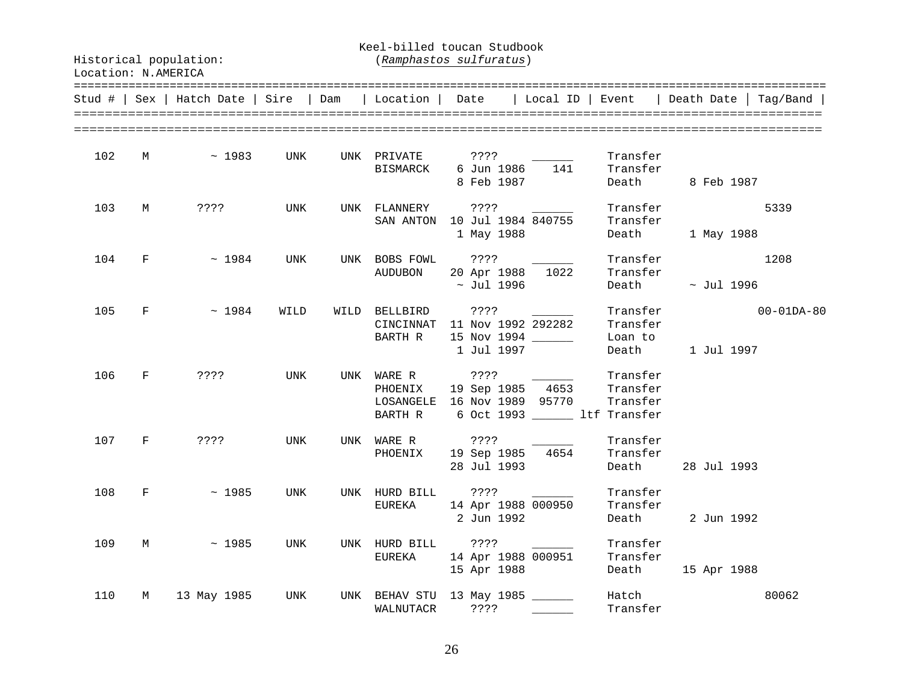Keel-billed toucan Studbook
(*Ramphastos sulfuratus*)

Historical population:
Location: N.AMERICA

| Stud # | Sex | Hatch Date | Sire | Dam | Location | Date | Local ID | Event | Death Date | Tag/Band |
|---|---|---|---|---|---|---|---|---|---|---|
| 102 | M | ~ 1983 | UNK | UNK | PRIVATE | ???? | ______ | Transfer | | |
| | | | | | BISMARCK | 6 Jun 1986 | 141 | Transfer | | |
| | | | | | | 8 Feb 1987 | | Death | 8 Feb 1987 | |
| 103 | M | ???? | UNK | UNK | FLANNERY | ???? | ______ | Transfer | | 5339 |
| | | | | | SAN ANTON | 10 Jul 1984 | 840755 | Transfer | | |
| | | | | | | 1 May 1988 | | Death | 1 May 1988 | |
| 104 | F | ~ 1984 | UNK | UNK | BOBS FOWL | ???? | ______ | Transfer | | 1208 |
| | | | | | AUDUBON | 20 Apr 1988 | 1022 | Transfer | | |
| | | | | | | ~ Jul 1996 | | Death | ~ Jul 1996 | |
| 105 | F | ~ 1984 | WILD | WILD | BELLBIRD | ???? | ______ | Transfer | | 00-01DA-80 |
| | | | | | CINCINNAT | 11 Nov 1992 | 292282 | Transfer | | |
| | | | | | BARTH R | 15 Nov 1994 | ______ | Loan to | | |
| | | | | | | 1 Jul 1997 | | Death | 1 Jul 1997 | |
| 106 | F | ???? | UNK | UNK | WARE R | ???? | ______ | Transfer | | |
| | | | | | PHOENIX | 19 Sep 1985 | 4653 | Transfer | | |
| | | | | | LOSANGELE | 16 Nov 1989 | 95770 | Transfer | | |
| | | | | | BARTH R | 6 Oct 1993 | ______ ltf | Transfer | | |
| 107 | F | ???? | UNK | UNK | WARE R | ???? | ______ | Transfer | | |
| | | | | | PHOENIX | 19 Sep 1985 | 4654 | Transfer | | |
| | | | | | | 28 Jul 1993 | | Death | 28 Jul 1993 | |
| 108 | F | ~ 1985 | UNK | UNK | HURD BILL | ???? | ______ | Transfer | | |
| | | | | | EUREKA | 14 Apr 1988 | 000950 | Transfer | | |
| | | | | | | 2 Jun 1992 | | Death | 2 Jun 1992 | |
| 109 | M | ~ 1985 | UNK | UNK | HURD BILL | ???? | ______ | Transfer | | |
| | | | | | EUREKA | 14 Apr 1988 | 000951 | Transfer | | |
| | | | | | | 15 Apr 1988 | | Death | 15 Apr 1988 | |
| 110 | M | 13 May 1985 | UNK | UNK | BEHAV STU | 13 May 1985 | ______ | Hatch | | 80062 |
| | | | | | WALNUTACR | ???? | ______ | Transfer | | |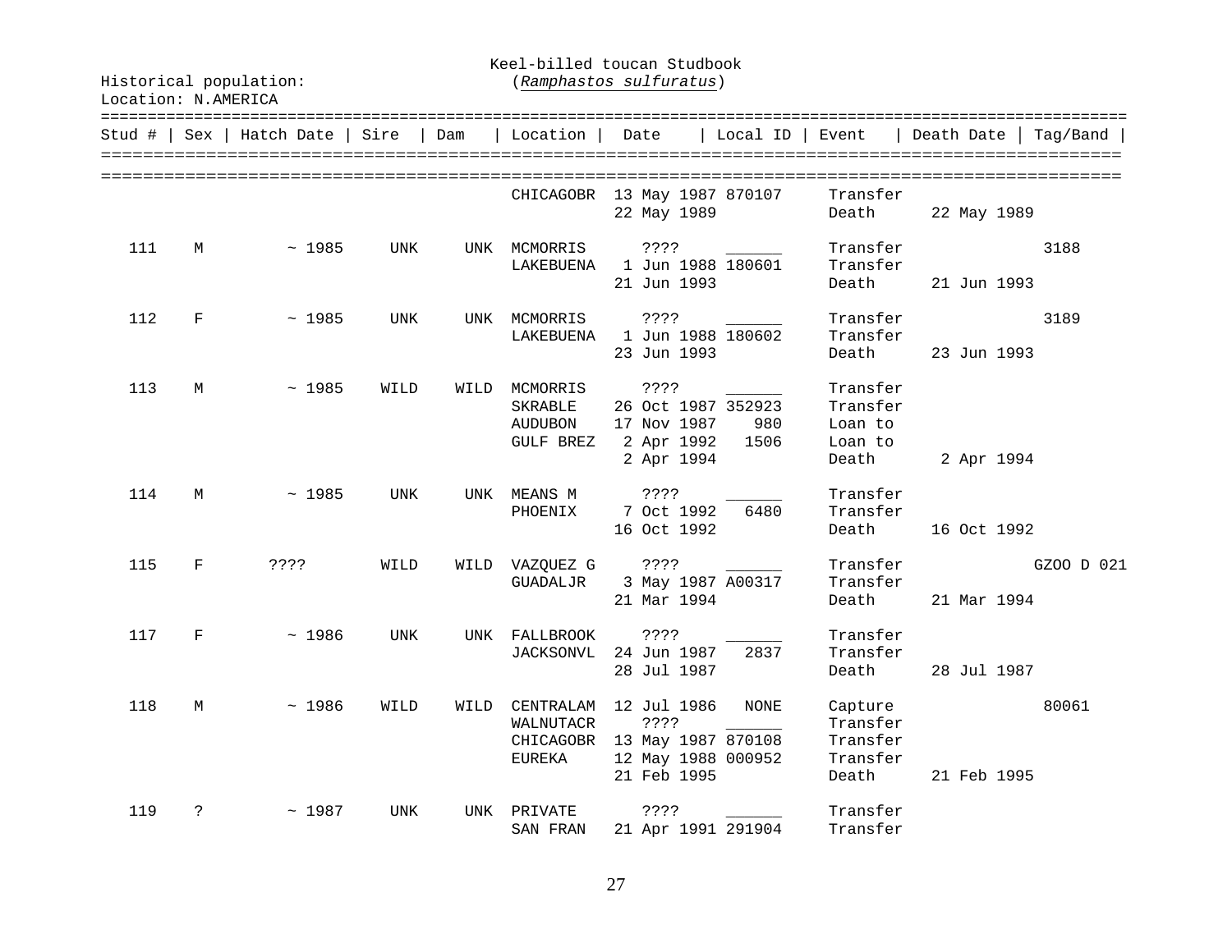Keel-billed toucan Studbook
(*Ramphastos sulfuratus*)

Historical population:
Location: N.AMERICA

| Stud # | Sex | Hatch Date | Sire | Dam | Location | Date | Local ID | Event | Death Date | Tag/Band |
|---|---|---|---|---|---|---|---|---|---|---|
| | | | | | CHICAGOBR | 13 May 1987 | 870107 | Transfer | | |
| | | | | | | 22 May 1989 | | Death | 22 May 1989 | |
| 111 | M | ~ 1985 | UNK | UNK | MCMORRIS | ???? | ______ | Transfer | | 3188 |
| | | | | | LAKEBUENA | 1 Jun 1988 | 180601 | Transfer | | |
| | | | | | | 21 Jun 1993 | | Death | 21 Jun 1993 | |
| 112 | F | ~ 1985 | UNK | UNK | MCMORRIS | ???? | ______ | Transfer | | 3189 |
| | | | | | LAKEBUENA | 1 Jun 1988 | 180602 | Transfer | | |
| | | | | | | 23 Jun 1993 | | Death | 23 Jun 1993 | |
| 113 | M | ~ 1985 | WILD | WILD | MCMORRIS | ???? | ______ | Transfer | | |
| | | | | | SKRABLE | 26 Oct 1987 | 352923 | Transfer | | |
| | | | | | AUDUBON | 17 Nov 1987 | 980 | Loan to | | |
| | | | | | GULF BREZ | 2 Apr 1992 | 1506 | Loan to | | |
| | | | | | | 2 Apr 1994 | | Death | 2 Apr 1994 | |
| 114 | M | ~ 1985 | UNK | UNK | MEANS M | ???? | ______ | Transfer | | |
| | | | | | PHOENIX | 7 Oct 1992 | 6480 | Transfer | | |
| | | | | | | 16 Oct 1992 | | Death | 16 Oct 1992 | |
| 115 | F | ???? | WILD | WILD | VAZQUEZ G | ???? | ______ | Transfer | | GZOO D 021 |
| | | | | | GUADALJR | 3 May 1987 | A00317 | Transfer | | |
| | | | | | | 21 Mar 1994 | | Death | 21 Mar 1994 | |
| 117 | F | ~ 1986 | UNK | UNK | FALLBROOK | ???? | ______ | Transfer | | |
| | | | | | JACKSONVL | 24 Jun 1987 | 2837 | Transfer | | |
| | | | | | | 28 Jul 1987 | | Death | 28 Jul 1987 | |
| 118 | M | ~ 1986 | WILD | WILD | CENTRALAM | 12 Jul 1986 | NONE | Capture | | 80061 |
| | | | | | WALNUTACR | ???? | ______ | Transfer | | |
| | | | | | CHICAGOBR | 13 May 1987 | 870108 | Transfer | | |
| | | | | | EUREKA | 12 May 1988 | 000952 | Transfer | | |
| | | | | | | 21 Feb 1995 | | Death | 21 Feb 1995 | |
| 119 | ? | ~ 1987 | UNK | UNK | PRIVATE | ???? | ______ | Transfer | | |
| | | | | | SAN FRAN | 21 Apr 1991 | 291904 | Transfer | | |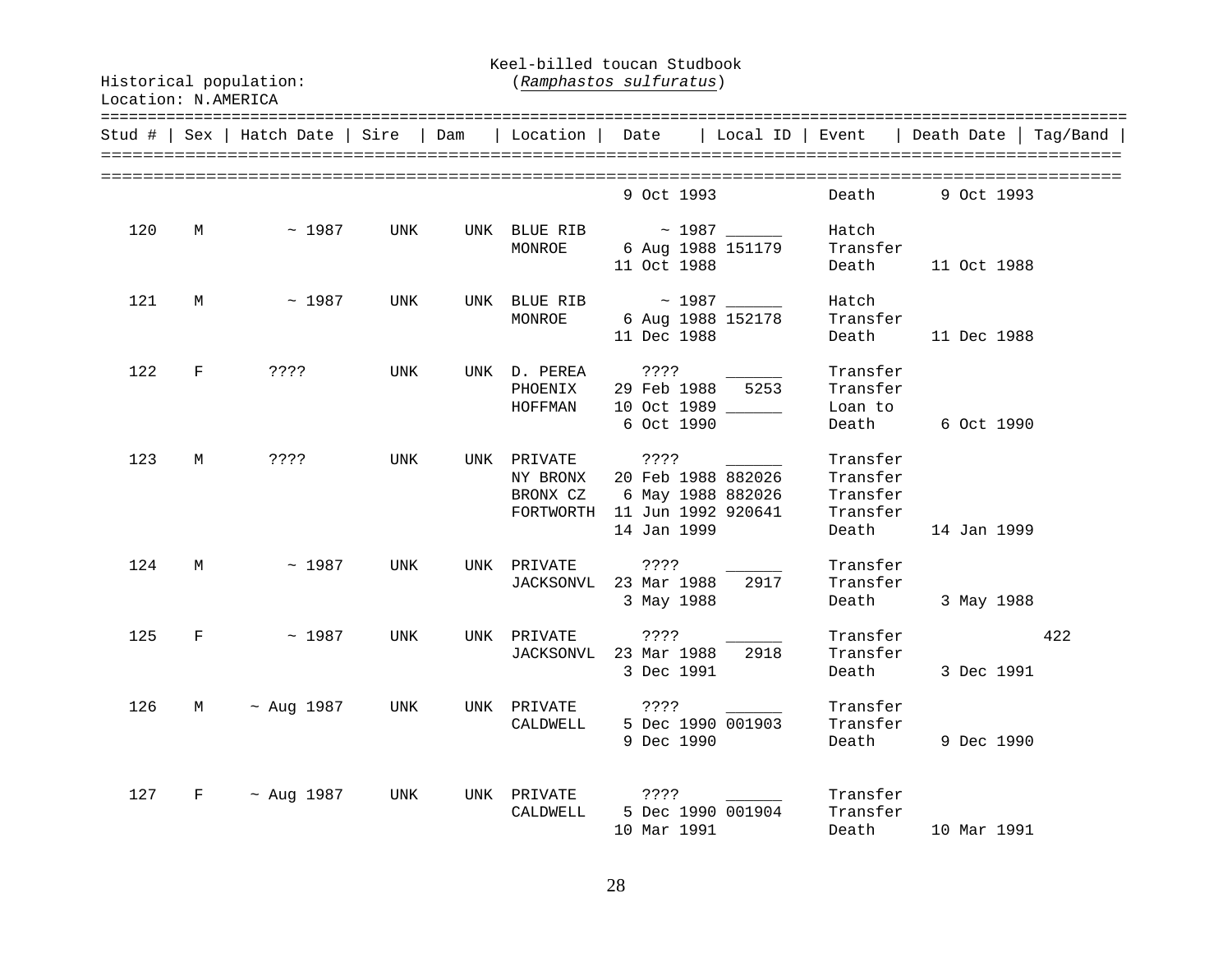Keel-billed toucan Studbook
(*Ramphastos sulfuratus*)

Historical population:
Location: N.AMERICA

| Stud # | Sex | Hatch Date | Sire | Dam | Location | Date | Local ID | Event | Death Date | Tag/Band |
|---|---|---|---|---|---|---|---|---|---|---|
| | | | | | | 9 Oct 1993 | | Death | 9 Oct 1993 | |
| 120 | M | ~ 1987 | UNK | UNK | BLUE RIB | ~ 1987 | ______ | Hatch | | |
| | | | | | MONROE | 6 Aug 1988 | 151179 | Transfer | | |
| | | | | | | 11 Oct 1988 | | Death | 11 Oct 1988 | |
| 121 | M | ~ 1987 | UNK | UNK | BLUE RIB | ~ 1987 | ______ | Hatch | | |
| | | | | | MONROE | 6 Aug 1988 | 152178 | Transfer | | |
| | | | | | | 11 Dec 1988 | | Death | 11 Dec 1988 | |
| 122 | F | ???? | UNK | UNK | D. PEREA | ???? | ______ | Transfer | | |
| | | | | | PHOENIX | 29 Feb 1988 | 5253 | Transfer | | |
| | | | | | HOFFMAN | 10 Oct 1989 | ______ | Loan to | | |
| | | | | | | 6 Oct 1990 | | Death | 6 Oct 1990 | |
| 123 | M | ???? | UNK | UNK | PRIVATE | ???? | ______ | Transfer | | |
| | | | | | NY BRONX | 20 Feb 1988 | 882026 | Transfer | | |
| | | | | | BRONX CZ | 6 May 1988 | 882026 | Transfer | | |
| | | | | | FORTWORTH | 11 Jun 1992 | 920641 | Transfer | | |
| | | | | | | 14 Jan 1999 | | Death | 14 Jan 1999 | |
| 124 | M | ~ 1987 | UNK | UNK | PRIVATE | ???? | ______ | Transfer | | |
| | | | | | JACKSONVL | 23 Mar 1988 | 2917 | Transfer | | |
| | | | | | | 3 May 1988 | | Death | 3 May 1988 | |
| 125 | F | ~ 1987 | UNK | UNK | PRIVATE | ???? | ______ | Transfer | | 422 |
| | | | | | JACKSONVL | 23 Mar 1988 | 2918 | Transfer | | |
| | | | | | | 3 Dec 1991 | | Death | 3 Dec 1991 | |
| 126 | M | ~ Aug 1987 | UNK | UNK | PRIVATE | ???? | ______ | Transfer | | |
| | | | | | CALDWELL | 5 Dec 1990 | 001903 | Transfer | | |
| | | | | | | 9 Dec 1990 | | Death | 9 Dec 1990 | |
| 127 | F | ~ Aug 1987 | UNK | UNK | PRIVATE | ???? | ______ | Transfer | | |
| | | | | | CALDWELL | 5 Dec 1990 | 001904 | Transfer | | |
| | | | | | | 10 Mar 1991 | | Death | 10 Mar 1991 | |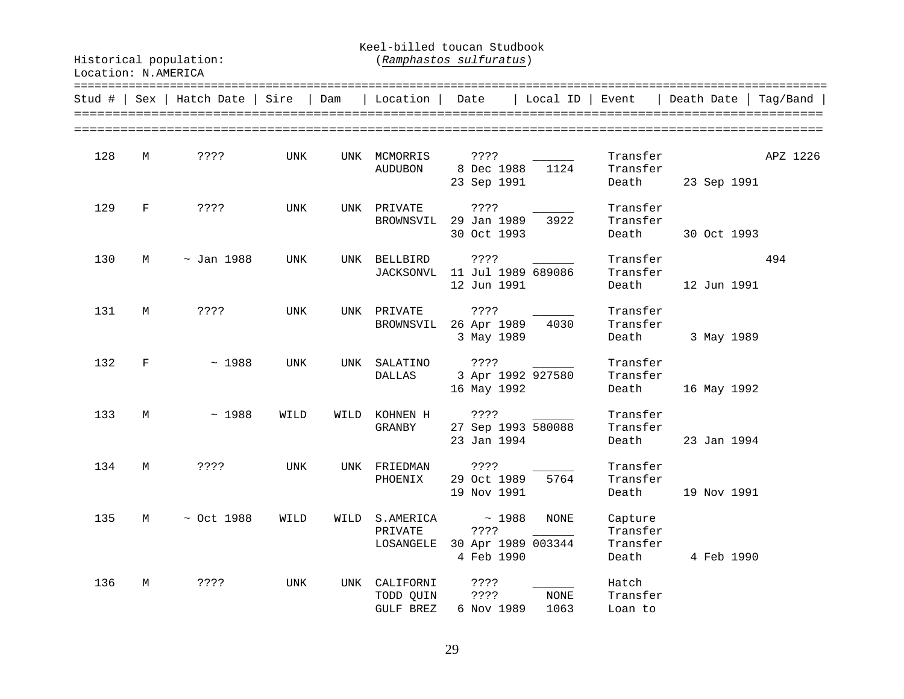Keel-billed toucan Studbook
(*Ramphastos sulfuratus*)

Historical population:
Location: N.AMERICA

| Stud # | Sex | Hatch Date | Sire | Dam | Location | Date | Local ID | Event | Death Date | Tag/Band |
|---|---|---|---|---|---|---|---|---|---|---|
| 128 | M | ???? | UNK | UNK | MCMORRIS | ???? | ______ | Transfer | | APZ 1226 |
| | | | | | AUDUBON | 8 Dec 1988 | 1124 | Transfer | | |
| | | | | | | 23 Sep 1991 | | Death | 23 Sep 1991 | |
| 129 | F | ???? | UNK | UNK | PRIVATE | ???? | ______ | Transfer | | |
| | | | | | BROWNSVIL | 29 Jan 1989 | 3922 | Transfer | | |
| | | | | | | 30 Oct 1993 | | Death | 30 Oct 1993 | |
| 130 | M | ~ Jan 1988 | UNK | UNK | BELLBIRD | ???? | ______ | Transfer | | 494 |
| | | | | | JACKSONVL | 11 Jul 1989 | 689086 | Transfer | | |
| | | | | | | 12 Jun 1991 | | Death | 12 Jun 1991 | |
| 131 | M | ???? | UNK | UNK | PRIVATE | ???? | ______ | Transfer | | |
| | | | | | BROWNSVIL | 26 Apr 1989 | 4030 | Transfer | | |
| | | | | | | 3 May 1989 | | Death | 3 May 1989 | |
| 132 | F | ~ 1988 | UNK | UNK | SALATINO | ???? | ______ | Transfer | | |
| | | | | | DALLAS | 3 Apr 1992 | 927580 | Transfer | | |
| | | | | | | 16 May 1992 | | Death | 16 May 1992 | |
| 133 | M | ~ 1988 | WILD | WILD | KOHNEN H | ???? | ______ | Transfer | | |
| | | | | | GRANBY | 27 Sep 1993 | 580088 | Transfer | | |
| | | | | | | 23 Jan 1994 | | Death | 23 Jan 1994 | |
| 134 | M | ???? | UNK | UNK | FRIEDMAN | ???? | ______ | Transfer | | |
| | | | | | PHOENIX | 29 Oct 1989 | 5764 | Transfer | | |
| | | | | | | 19 Nov 1991 | | Death | 19 Nov 1991 | |
| 135 | M | ~ Oct 1988 | WILD | WILD | S.AMERICA | ~ 1988 | NONE | Capture | | |
| | | | | | PRIVATE | ???? | ______ | Transfer | | |
| | | | | | LOSANGELE | 30 Apr 1989 | 003344 | Transfer | | |
| | | | | | | 4 Feb 1990 | | Death | 4 Feb 1990 | |
| 136 | M | ???? | UNK | UNK | CALIFORNI | ???? | ______ | Hatch | | |
| | | | | | TODD QUIN | ???? | NONE | Transfer | | |
| | | | | | GULF BREZ | 6 Nov 1989 | 1063 | Loan to | | |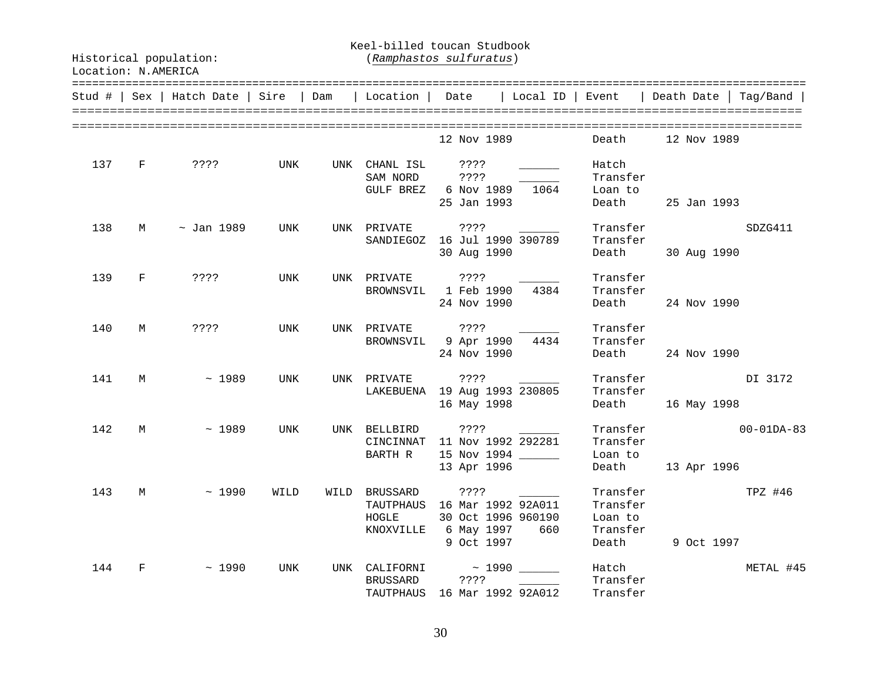Historical population:

Location: N.AMERICA

Keel-billed toucan Studbook
(*Ramphastos sulfuratus*)

| Stud # | Sex | Hatch Date | Sire | Dam | Location | Date | Local ID | Event | Death Date | Tag/Band |
|---|---|---|---|---|---|---|---|---|---|---|
| | | | | | | 12 Nov 1989 | | Death | 12 Nov 1989 | |
| 137 | F | ???? | UNK | UNK | CHANL ISL | ???? | ______ | Hatch | | |
| | | | | | SAM NORD | ???? | ______ | Transfer | | |
| | | | | | GULF BREZ | 6 Nov 1989 | 1064 | Loan to | | |
| | | | | | | 25 Jan 1993 | | Death | 25 Jan 1993 | |
| 138 | M | ~ Jan 1989 | UNK | UNK | PRIVATE | ???? | ______ | Transfer | | SDZG411 |
| | | | | | SANDIEGOZ | 16 Jul 1990 | 390789 | Transfer | | |
| | | | | | | 30 Aug 1990 | | Death | 30 Aug 1990 | |
| 139 | F | ???? | UNK | UNK | PRIVATE | ???? | ______ | Transfer | | |
| | | | | | BROWNSVIL | 1 Feb 1990 | 4384 | Transfer | | |
| | | | | | | 24 Nov 1990 | | Death | 24 Nov 1990 | |
| 140 | M | ???? | UNK | UNK | PRIVATE | ???? | ______ | Transfer | | |
| | | | | | BROWNSVIL | 9 Apr 1990 | 4434 | Transfer | | |
| | | | | | | 24 Nov 1990 | | Death | 24 Nov 1990 | |
| 141 | M | ~ 1989 | UNK | UNK | PRIVATE | ???? | ______ | Transfer | | DI 3172 |
| | | | | | LAKEBUENA | 19 Aug 1993 | 230805 | Transfer | | |
| | | | | | | 16 May 1998 | | Death | 16 May 1998 | |
| 142 | M | ~ 1989 | UNK | UNK | BELLBIRD | ???? | ______ | Transfer | | 00-01DA-83 |
| | | | | | CINCINNAT | 11 Nov 1992 | 292281 | Transfer | | |
| | | | | | BARTH R | 15 Nov 1994 | ______ | Loan to | | |
| | | | | | | 13 Apr 1996 | | Death | 13 Apr 1996 | |
| 143 | M | ~ 1990 | WILD | WILD | BRUSSARD | ???? | ______ | Transfer | | TPZ #46 |
| | | | | | TAUTPHAUS | 16 Mar 1992 | 92A011 | Transfer | | |
| | | | | | HOGLE | 30 Oct 1996 | 960190 | Loan to | | |
| | | | | | KNOXVILLE | 6 May 1997 | 660 | Transfer | | |
| | | | | | | 9 Oct 1997 | | Death | 9 Oct 1997 | |
| 144 | F | ~ 1990 | UNK | UNK | CALIFORNI | ~ 1990 | ______ | Hatch | | METAL #45 |
| | | | | | BRUSSARD | ???? | ______ | Transfer | | |
| | | | | | TAUTPHAUS | 16 Mar 1992 | 92A012 | Transfer | | |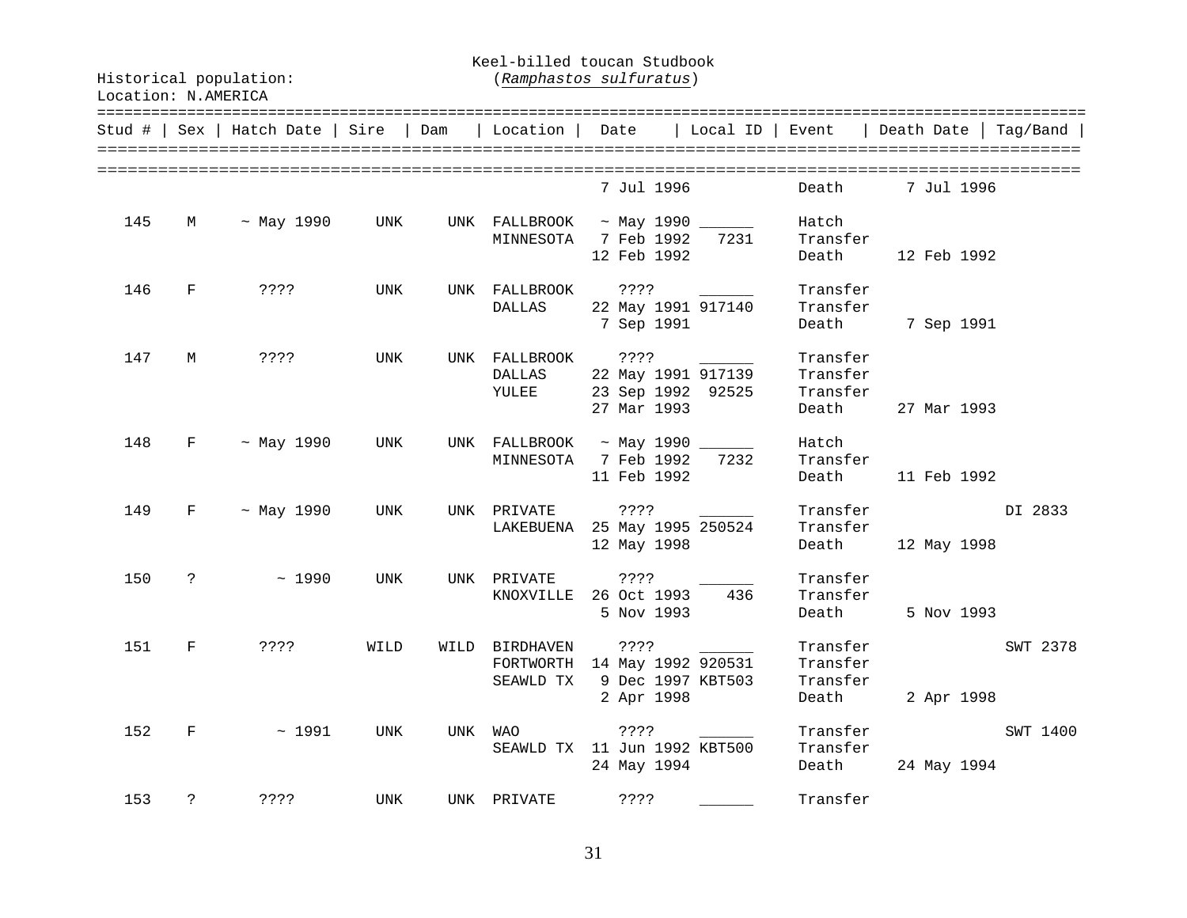Historical population:

Location: N.AMERICA

Keel-billed toucan Studbook
(*Ramphastos sulfuratus*)

| Stud # | Sex | Hatch Date | Sire | Dam | Location | Date | Local ID | Event | Death Date | Tag/Band |
|---|---|---|---|---|---|---|---|---|---|---|
| | | | | | | 7 Jul 1996 | | Death | 7 Jul 1996 | |
| 145 | M | ~ May 1990 | UNK | UNK | FALLBROOK | ~ May 1990 | ______ | Hatch | | |
| | | | | | MINNESOTA | 7 Feb 1992 | 7231 | Transfer | | |
| | | | | | | 12 Feb 1992 | | Death | 12 Feb 1992 | |
| 146 | F | ???? | UNK | UNK | FALLBROOK | ???? | ______ | Transfer | | |
| | | | | | DALLAS | 22 May 1991 | 917140 | Transfer | | |
| | | | | | | 7 Sep 1991 | | Death | 7 Sep 1991 | |
| 147 | M | ???? | UNK | UNK | FALLBROOK | ???? | ______ | Transfer | | |
| | | | | | DALLAS | 22 May 1991 | 917139 | Transfer | | |
| | | | | | YULEE | 23 Sep 1992 | 92525 | Transfer | | |
| | | | | | | 27 Mar 1993 | | Death | 27 Mar 1993 | |
| 148 | F | ~ May 1990 | UNK | UNK | FALLBROOK | ~ May 1990 | ______ | Hatch | | |
| | | | | | MINNESOTA | 7 Feb 1992 | 7232 | Transfer | | |
| | | | | | | 11 Feb 1992 | | Death | 11 Feb 1992 | |
| 149 | F | ~ May 1990 | UNK | UNK | PRIVATE | ???? | ______ | Transfer | | DI 2833 |
| | | | | | LAKEBUENA | 25 May 1995 | 250524 | Transfer | | |
| | | | | | | 12 May 1998 | | Death | 12 May 1998 | |
| 150 | ? | ~ 1990 | UNK | UNK | PRIVATE | ???? | ______ | Transfer | | |
| | | | | | KNOXVILLE | 26 Oct 1993 | 436 | Transfer | | |
| | | | | | | 5 Nov 1993 | | Death | 5 Nov 1993 | |
| 151 | F | ???? | WILD | WILD | BIRDHAVEN | ???? | ______ | Transfer | | SWT 2378 |
| | | | | | FORTWORTH | 14 May 1992 | 920531 | Transfer | | |
| | | | | | SEAWLD TX | 9 Dec 1997 | KBT503 | Transfer | | |
| | | | | | | 2 Apr 1998 | | Death | 2 Apr 1998 | |
| 152 | F | ~ 1991 | UNK | UNK | WAO | ???? | ______ | Transfer | | SWT 1400 |
| | | | | | SEAWLD TX | 11 Jun 1992 | KBT500 | Transfer | | |
| | | | | | | 24 May 1994 | | Death | 24 May 1994 | |
| 153 | ? | ???? | UNK | UNK | PRIVATE | ???? | ______ | Transfer | | |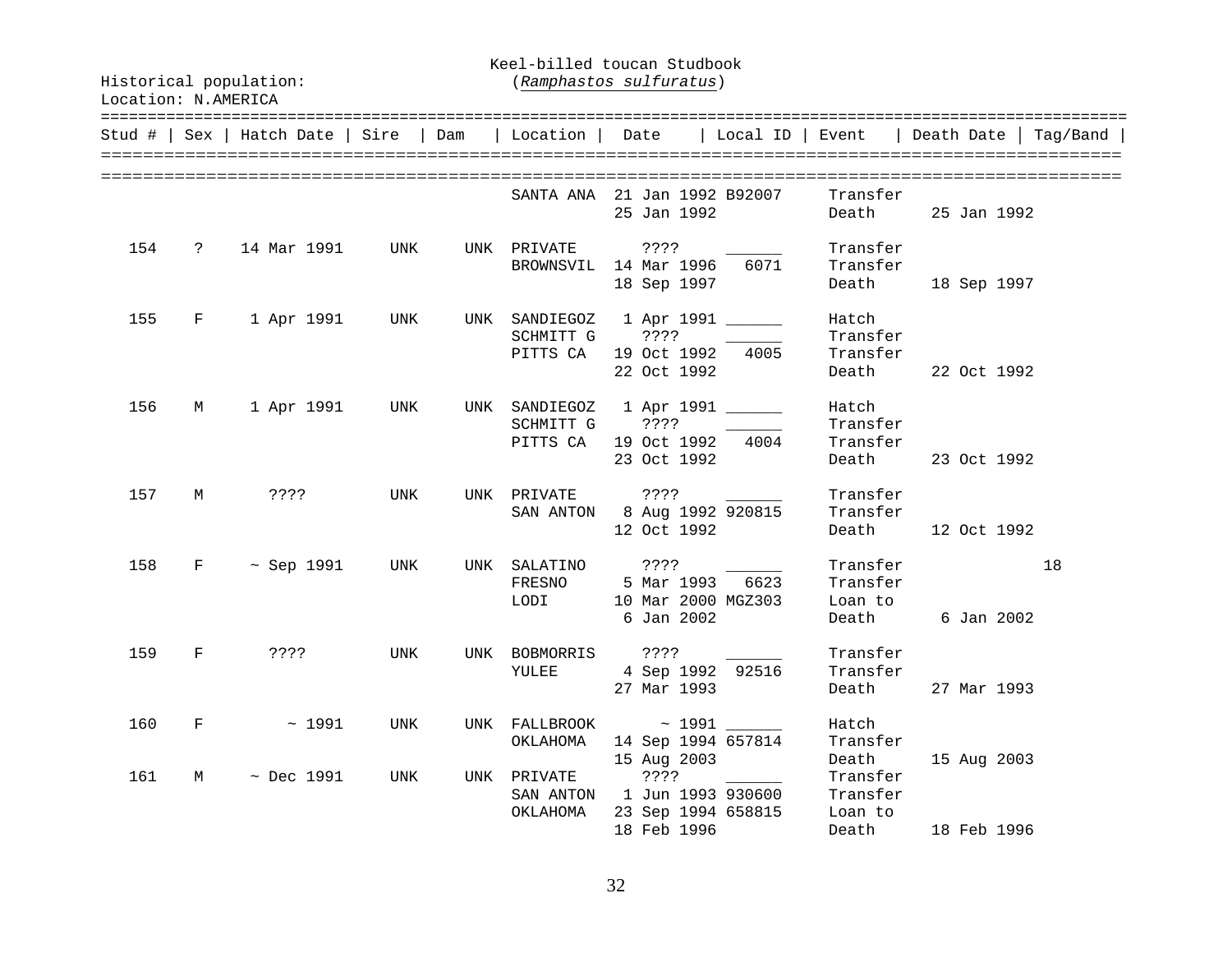Keel-billed toucan Studbook
(*Ramphastos sulfuratus*)

Historical population:
Location: N.AMERICA

| Stud # | Sex | Hatch Date | Sire | Dam | Location | Date | Local ID | Event | Death Date | Tag/Band |
|---|---|---|---|---|---|---|---|---|---|---|
| | | | | | SANTA ANA | 21 Jan 1992 | B92007 | Transfer | | |
| | | | | | | 25 Jan 1992 | | Death | 25 Jan 1992 | |
| 154 | ? | 14 Mar 1991 | UNK | UNK | PRIVATE | ???? | ______ | Transfer | | |
| | | | | | BROWNSVIL | 14 Mar 1996 | 6071 | Transfer | | |
| | | | | | | 18 Sep 1997 | | Death | 18 Sep 1997 | |
| 155 | F | 1 Apr 1991 | UNK | UNK | SANDIEGOZ | 1 Apr 1991 | ______ | Hatch | | |
| | | | | | SCHMITT G | ???? | ______ | Transfer | | |
| | | | | | PITTS CA | 19 Oct 1992 | 4005 | Transfer | | |
| | | | | | | 22 Oct 1992 | | Death | 22 Oct 1992 | |
| 156 | M | 1 Apr 1991 | UNK | UNK | SANDIEGOZ | 1 Apr 1991 | ______ | Hatch | | |
| | | | | | SCHMITT G | ???? | ______ | Transfer | | |
| | | | | | PITTS CA | 19 Oct 1992 | 4004 | Transfer | | |
| | | | | | | 23 Oct 1992 | | Death | 23 Oct 1992 | |
| 157 | M | ???? | UNK | UNK | PRIVATE | ???? | ______ | Transfer | | |
| | | | | | SAN ANTON | 8 Aug 1992 | 920815 | Transfer | | |
| | | | | | | 12 Oct 1992 | | Death | 12 Oct 1992 | |
| 158 | F | ~ Sep 1991 | UNK | UNK | SALATINO | ???? | ______ | Transfer | | 18 |
| | | | | | FRESNO | 5 Mar 1993 | 6623 | Transfer | | |
| | | | | | LODI | 10 Mar 2000 | MGZ303 | Loan to | | |
| | | | | | | 6 Jan 2002 | | Death | 6 Jan 2002 | |
| 159 | F | ???? | UNK | UNK | BOBMORRIS | ???? | ______ | Transfer | | |
| | | | | | YULEE | 4 Sep 1992 | 92516 | Transfer | | |
| | | | | | | 27 Mar 1993 | | Death | 27 Mar 1993 | |
| 160 | F | ~ 1991 | UNK | UNK | FALLBROOK | ~ 1991 | ______ | Hatch | | |
| | | | | | OKLAHOMA | 14 Sep 1994 | 657814 | Transfer | | |
| | | | | | | 15 Aug 2003 | | Death | 15 Aug 2003 | |
| 161 | M | ~ Dec 1991 | UNK | UNK | PRIVATE | ???? | ______ | Transfer | | |
| | | | | | SAN ANTON | 1 Jun 1993 | 930600 | Transfer | | |
| | | | | | OKLAHOMA | 23 Sep 1994 | 658815 | Loan to | | |
| | | | | | | 18 Feb 1996 | | Death | 18 Feb 1996 | |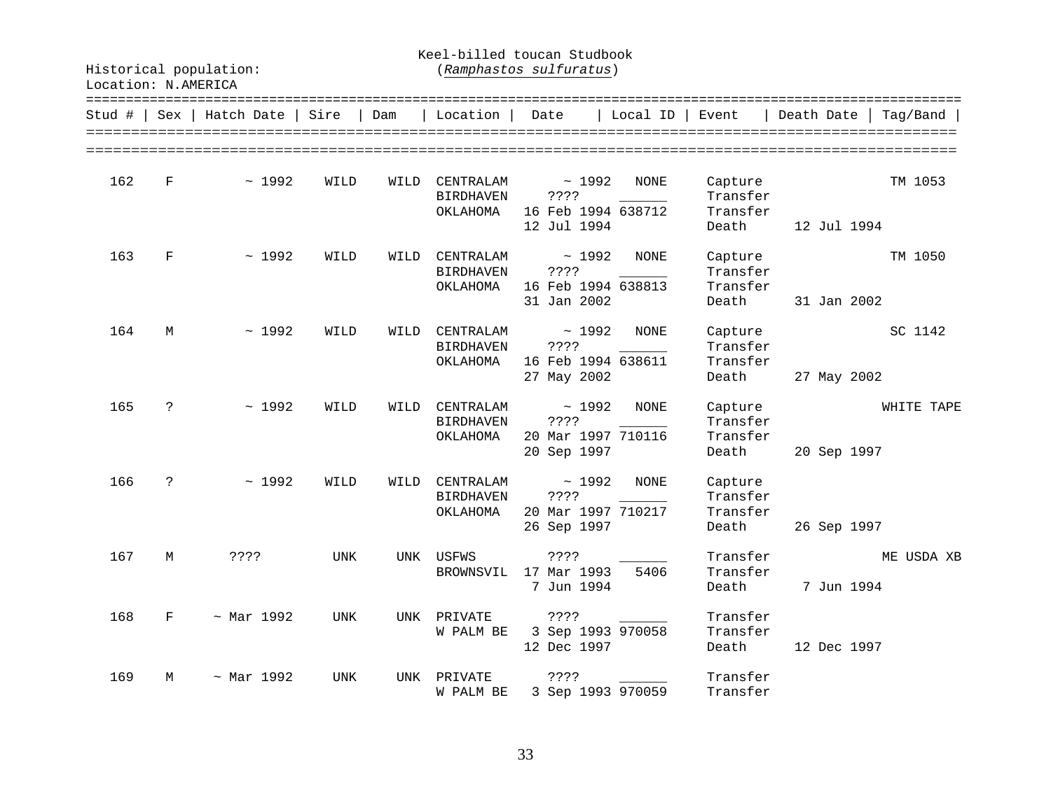Keel-billed toucan Studbook
(*Ramphastos sulfuratus*)

Historical population:
Location: N.AMERICA

| Stud # | Sex | Hatch Date | Sire | Dam | Location | Date | Local ID | Event | Death Date | Tag/Band |
|---|---|---|---|---|---|---|---|---|---|---|
| 162 | F | ~ 1992 | WILD | WILD | CENTRALAM | ~ 1992 | NONE | Capture | | TM 1053 |
| | | | | | BIRDHAVEN | ???? | ______ | Transfer | | |
| | | | | | OKLAHOMA | 16 Feb 1994 | 638712 | Transfer | | |
| | | | | | | 12 Jul 1994 | | Death | 12 Jul 1994 | |
| 163 | F | ~ 1992 | WILD | WILD | CENTRALAM | ~ 1992 | NONE | Capture | | TM 1050 |
| | | | | | BIRDHAVEN | ???? | ______ | Transfer | | |
| | | | | | OKLAHOMA | 16 Feb 1994 | 638813 | Transfer | | |
| | | | | | | 31 Jan 2002 | | Death | 31 Jan 2002 | |
| 164 | M | ~ 1992 | WILD | WILD | CENTRALAM | ~ 1992 | NONE | Capture | | SC 1142 |
| | | | | | BIRDHAVEN | ???? | ______ | Transfer | | |
| | | | | | OKLAHOMA | 16 Feb 1994 | 638611 | Transfer | | |
| | | | | | | 27 May 2002 | | Death | 27 May 2002 | |
| 165 | ? | ~ 1992 | WILD | WILD | CENTRALAM | ~ 1992 | NONE | Capture | | WHITE TAPE |
| | | | | | BIRDHAVEN | ???? | ______ | Transfer | | |
| | | | | | OKLAHOMA | 20 Mar 1997 | 710116 | Transfer | | |
| | | | | | | 20 Sep 1997 | | Death | 20 Sep 1997 | |
| 166 | ? | ~ 1992 | WILD | WILD | CENTRALAM | ~ 1992 | NONE | Capture | | |
| | | | | | BIRDHAVEN | ???? | ______ | Transfer | | |
| | | | | | OKLAHOMA | 20 Mar 1997 | 710217 | Transfer | | |
| | | | | | | 26 Sep 1997 | | Death | 26 Sep 1997 | |
| 167 | M | ???? | UNK | UNK | USFWS | ???? | ______ | Transfer | | ME USDA XB |
| | | | | | BROWNSVIL | 17 Mar 1993 | 5406 | Transfer | | |
| | | | | | | 7 Jun 1994 | | Death | 7 Jun 1994 | |
| 168 | F | ~ Mar 1992 | UNK | UNK | PRIVATE | ???? | ______ | Transfer | | |
| | | | | | W PALM BE | 3 Sep 1993 | 970058 | Transfer | | |
| | | | | | | 12 Dec 1997 | | Death | 12 Dec 1997 | |
| 169 | M | ~ Mar 1992 | UNK | UNK | PRIVATE | ???? | ______ | Transfer | | |
| | | | | | W PALM BE | 3 Sep 1993 | 970059 | Transfer | | |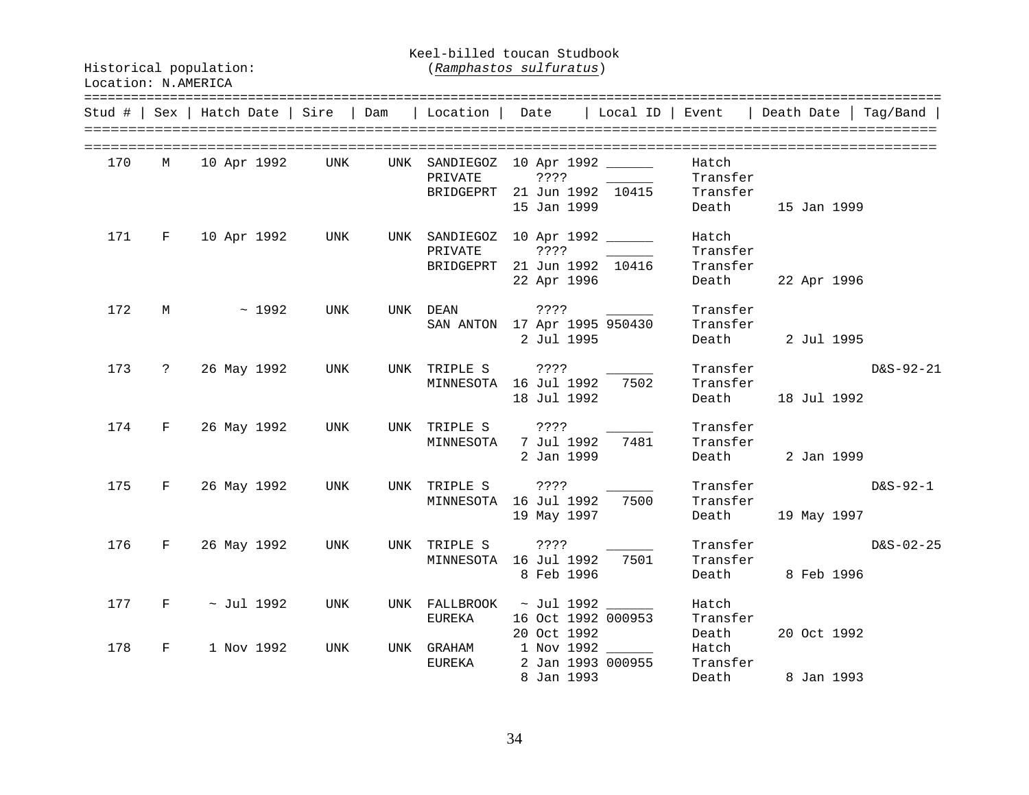Keel-billed toucan Studbook
(*Ramphastos sulfuratus*)

Historical population:
Location: N.AMERICA

| Stud # | Sex | Hatch Date | Sire | Dam | Location | Date | Local ID | Event | Death Date | Tag/Band |
|---|---|---|---|---|---|---|---|---|---|---|
| 170 | M | 10 Apr 1992 | UNK | UNK | SANDIEGOZ | 10 Apr 1992 | ______ | Hatch | | |
| | | | | | PRIVATE | ???? | ______ | Transfer | | |
| | | | | | BRIDGEPRT | 21 Jun 1992 | 10415 | Transfer | | |
| | | | | | | 15 Jan 1999 | | Death | 15 Jan 1999 | |
| 171 | F | 10 Apr 1992 | UNK | UNK | SANDIEGOZ | 10 Apr 1992 | ______ | Hatch | | |
| | | | | | PRIVATE | ???? | ______ | Transfer | | |
| | | | | | BRIDGEPRT | 21 Jun 1992 | 10416 | Transfer | | |
| | | | | | | 22 Apr 1996 | | Death | 22 Apr 1996 | |
| 172 | M | ~ 1992 | UNK | UNK | DEAN | ???? | ______ | Transfer | | |
| | | | | | SAN ANTON | 17 Apr 1995 | 950430 | Transfer | | |
| | | | | | | 2 Jul 1995 | | Death | 2 Jul 1995 | |
| 173 | ? | 26 May 1992 | UNK | UNK | TRIPLE S | ???? | ______ | Transfer | | D&S-92-21 |
| | | | | | MINNESOTA | 16 Jul 1992 | 7502 | Transfer | | |
| | | | | | | 18 Jul 1992 | | Death | 18 Jul 1992 | |
| 174 | F | 26 May 1992 | UNK | UNK | TRIPLE S | ???? | ______ | Transfer | | |
| | | | | | MINNESOTA | 7 Jul 1992 | 7481 | Transfer | | |
| | | | | | | 2 Jan 1999 | | Death | 2 Jan 1999 | |
| 175 | F | 26 May 1992 | UNK | UNK | TRIPLE S | ???? | ______ | Transfer | | D&S-92-1 |
| | | | | | MINNESOTA | 16 Jul 1992 | 7500 | Transfer | | |
| | | | | | | 19 May 1997 | | Death | 19 May 1997 | |
| 176 | F | 26 May 1992 | UNK | UNK | TRIPLE S | ???? | ______ | Transfer | | D&S-02-25 |
| | | | | | MINNESOTA | 16 Jul 1992 | 7501 | Transfer | | |
| | | | | | | 8 Feb 1996 | | Death | 8 Feb 1996 | |
| 177 | F | ~ Jul 1992 | UNK | UNK | FALLBROOK | ~ Jul 1992 | ______ | Hatch | | |
| | | | | | EUREKA | 16 Oct 1992 | 000953 | Transfer | | |
| | | | | | | 20 Oct 1992 | | Death | 20 Oct 1992 | |
| 178 | F | 1 Nov 1992 | UNK | UNK | GRAHAM | 1 Nov 1992 | ______ | Hatch | | |
| | | | | | EUREKA | 2 Jan 1993 | 000955 | Transfer | | |
| | | | | | | 8 Jan 1993 | | Death | 8 Jan 1993 | |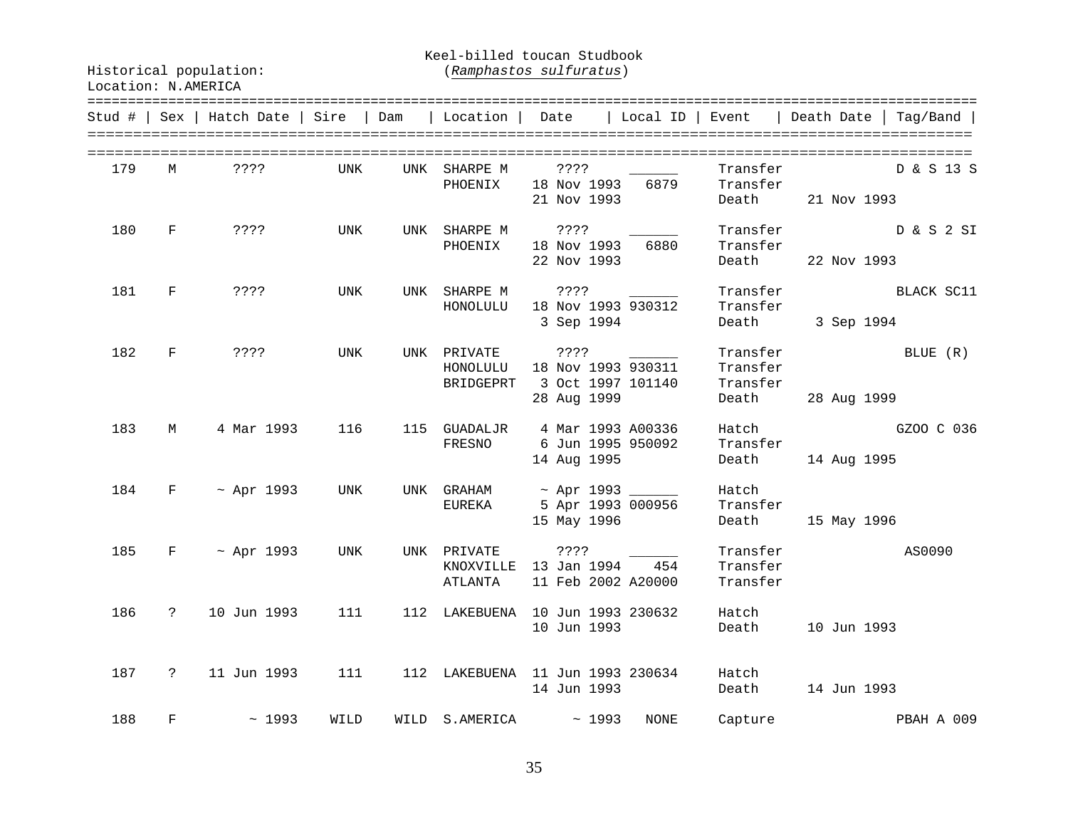Keel-billed toucan Studbook
(*Ramphastos sulfuratus*)

Historical population:
Location: N.AMERICA

| Stud # | Sex | Hatch Date | Sire | Dam | Location | Date | Local ID | Event | Death Date | Tag/Band |
|---|---|---|---|---|---|---|---|---|---|---|
| 179 | M | ???? | UNK | UNK | SHARPE M | ???? | ______ | Transfer | | D & S 13 S |
| | | | | | PHOENIX | 18 Nov 1993 | 6879 | Transfer | | |
| | | | | | | 21 Nov 1993 | | Death | 21 Nov 1993 | |
| 180 | F | ???? | UNK | UNK | SHARPE M | ???? | ______ | Transfer | | D & S 2 SI |
| | | | | | PHOENIX | 18 Nov 1993 | 6880 | Transfer | | |
| | | | | | | 22 Nov 1993 | | Death | 22 Nov 1993 | |
| 181 | F | ???? | UNK | UNK | SHARPE M | ???? | ______ | Transfer | | BLACK SC11 |
| | | | | | HONOLULU | 18 Nov 1993 | 930312 | Transfer | | |
| | | | | | | 3 Sep 1994 | | Death | 3 Sep 1994 | |
| 182 | F | ???? | UNK | UNK | PRIVATE | ???? | ______ | Transfer | | BLUE (R) |
| | | | | | HONOLULU | 18 Nov 1993 | 930311 | Transfer | | |
| | | | | | BRIDGEPRT | 3 Oct 1997 | 101140 | Transfer | | |
| | | | | | | 28 Aug 1999 | | Death | 28 Aug 1999 | |
| 183 | M | 4 Mar 1993 | 116 | 115 | GUADALJR | 4 Mar 1993 | A00336 | Hatch | | GZOO C 036 |
| | | | | | FRESNO | 6 Jun 1995 | 950092 | Transfer | | |
| | | | | | | 14 Aug 1995 | | Death | 14 Aug 1995 | |
| 184 | F | ~ Apr 1993 | UNK | UNK | GRAHAM | ~ Apr 1993 | ______ | Hatch | | |
| | | | | | EUREKA | 5 Apr 1993 | 000956 | Transfer | | |
| | | | | | | 15 May 1996 | | Death | 15 May 1996 | |
| 185 | F | ~ Apr 1993 | UNK | UNK | PRIVATE | ???? | ______ | Transfer | | AS0090 |
| | | | | | KNOXVILLE | 13 Jan 1994 | 454 | Transfer | | |
| | | | | | ATLANTA | 11 Feb 2002 | A20000 | Transfer | | |
| 186 | ? | 10 Jun 1993 | 111 | 112 | LAKEBUENA | 10 Jun 1993 | 230632 | Hatch | | |
| | | | | | | 10 Jun 1993 | | Death | 10 Jun 1993 | |
| 187 | ? | 11 Jun 1993 | 111 | 112 | LAKEBUENA | 11 Jun 1993 | 230634 | Hatch | | |
| | | | | | | 14 Jun 1993 | | Death | 14 Jun 1993 | |
| 188 | F | ~ 1993 | WILD | WILD | S.AMERICA | ~ 1993 | NONE | Capture | | PBAH A 009 |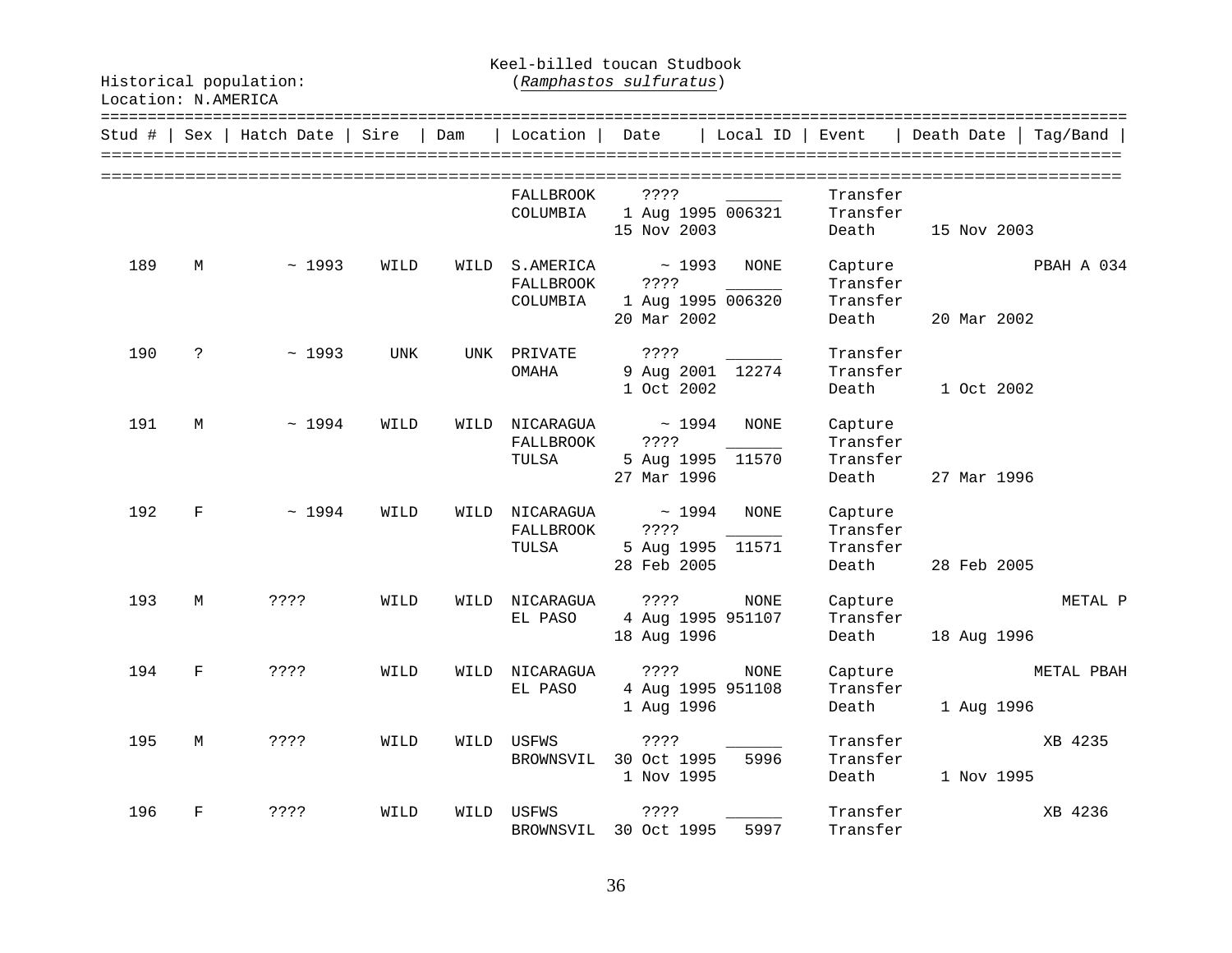Keel-billed toucan Studbook
(*Ramphastos sulfuratus*)

Historical population:
Location: N.AMERICA

| Stud # | Sex | Hatch Date | Sire | Dam | Location | Date | Local ID | Event | Death Date | Tag/Band |
|---|---|---|---|---|---|---|---|---|---|---|
| | | | | | FALLBROOK | ???? | ______ | Transfer | | |
| | | | | | COLUMBIA | 1 Aug 1995 | 006321 | Transfer | | |
| | | | | | | 15 Nov 2003 | | Death | 15 Nov 2003 | |
| 189 | M | ~ 1993 | WILD | WILD | S.AMERICA | ~ 1993 | NONE | Capture | | PBAH A 034 |
| | | | | | FALLBROOK | ???? | ______ | Transfer | | |
| | | | | | COLUMBIA | 1 Aug 1995 | 006320 | Transfer | | |
| | | | | | | 20 Mar 2002 | | Death | 20 Mar 2002 | |
| 190 | ? | ~ 1993 | UNK | UNK | PRIVATE | ???? | ______ | Transfer | | |
| | | | | | OMAHA | 9 Aug 2001 | 12274 | Transfer | | |
| | | | | | | 1 Oct 2002 | | Death | 1 Oct 2002 | |
| 191 | M | ~ 1994 | WILD | WILD | NICARAGUA | ~ 1994 | NONE | Capture | | |
| | | | | | FALLBROOK | ???? | ______ | Transfer | | |
| | | | | | TULSA | 5 Aug 1995 | 11570 | Transfer | | |
| | | | | | | 27 Mar 1996 | | Death | 27 Mar 1996 | |
| 192 | F | ~ 1994 | WILD | WILD | NICARAGUA | ~ 1994 | NONE | Capture | | |
| | | | | | FALLBROOK | ???? | ______ | Transfer | | |
| | | | | | TULSA | 5 Aug 1995 | 11571 | Transfer | | |
| | | | | | | 28 Feb 2005 | | Death | 28 Feb 2005 | |
| 193 | M | ???? | WILD | WILD | NICARAGUA | ???? | NONE | Capture | | METAL P |
| | | | | | EL PASO | 4 Aug 1995 | 951107 | Transfer | | |
| | | | | | | 18 Aug 1996 | | Death | 18 Aug 1996 | |
| 194 | F | ???? | WILD | WILD | NICARAGUA | ???? | NONE | Capture | | METAL PBAH |
| | | | | | EL PASO | 4 Aug 1995 | 951108 | Transfer | | |
| | | | | | | 1 Aug 1996 | | Death | 1 Aug 1996 | |
| 195 | M | ???? | WILD | WILD | USFWS | ???? | ______ | Transfer | | XB 4235 |
| | | | | | BROWNSVIL | 30 Oct 1995 | 5996 | Transfer | | |
| | | | | | | 1 Nov 1995 | | Death | 1 Nov 1995 | |
| 196 | F | ???? | WILD | WILD | USFWS | ???? | ______ | Transfer | | XB 4236 |
| | | | | | BROWNSVIL | 30 Oct 1995 | 5997 | Transfer | | |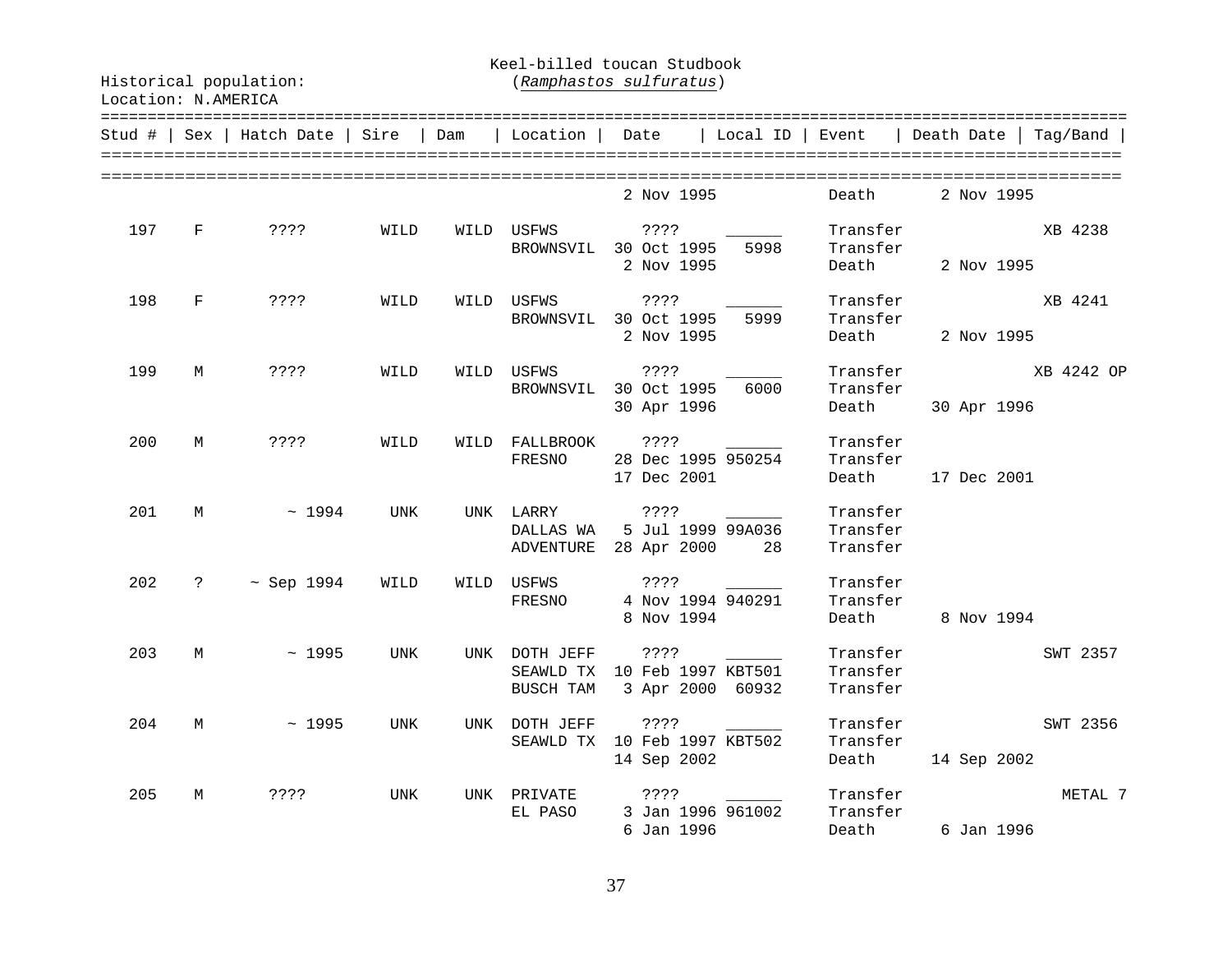Historical population:
Location: N.AMERICA

Keel-billed toucan Studbook
(*Ramphastos sulfuratus*)

| Stud # | Sex | Hatch Date | Sire | Dam | Location | Date | Local ID | Event | Death Date | Tag/Band |
|---|---|---|---|---|---|---|---|---|---|---|
| | | | | | | 2 Nov 1995 | | Death | 2 Nov 1995 | |
| 197 | F | ???? | WILD | WILD | USFWS | ???? | ______ | Transfer | | XB 4238 |
| | | | | | BROWNSVIL | 30 Oct 1995 | 5998 | Transfer | | |
| | | | | | | 2 Nov 1995 | | Death | 2 Nov 1995 | |
| 198 | F | ???? | WILD | WILD | USFWS | ???? | ______ | Transfer | | XB 4241 |
| | | | | | BROWNSVIL | 30 Oct 1995 | 5999 | Transfer | | |
| | | | | | | 2 Nov 1995 | | Death | 2 Nov 1995 | |
| 199 | M | ???? | WILD | WILD | USFWS | ???? | ______ | Transfer | | XB 4242 OP |
| | | | | | BROWNSVIL | 30 Oct 1995 | 6000 | Transfer | | |
| | | | | | | 30 Apr 1996 | | Death | 30 Apr 1996 | |
| 200 | M | ???? | WILD | WILD | FALLBROOK | ???? | ______ | Transfer | | |
| | | | | | FRESNO | 28 Dec 1995 | 950254 | Transfer | | |
| | | | | | | 17 Dec 2001 | | Death | 17 Dec 2001 | |
| 201 | M | ~ 1994 | UNK | UNK | LARRY | ???? | ______ | Transfer | | |
| | | | | | DALLAS WA | 5 Jul 1999 | 99A036 | Transfer | | |
| | | | | | ADVENTURE | 28 Apr 2000 | 28 | Transfer | | |
| 202 | ? | ~ Sep 1994 | WILD | WILD | USFWS | ???? | ______ | Transfer | | |
| | | | | | FRESNO | 4 Nov 1994 | 940291 | Transfer | | |
| | | | | | | 8 Nov 1994 | | Death | 8 Nov 1994 | |
| 203 | M | ~ 1995 | UNK | UNK | DOTH JEFF | ???? | ______ | Transfer | | SWT 2357 |
| | | | | | SEAWLD TX | 10 Feb 1997 | KBT501 | Transfer | | |
| | | | | | BUSCH TAM | 3 Apr 2000 | 60932 | Transfer | | |
| 204 | M | ~ 1995 | UNK | UNK | DOTH JEFF | ???? | ______ | Transfer | | SWT 2356 |
| | | | | | SEAWLD TX | 10 Feb 1997 | KBT502 | Transfer | | |
| | | | | | | 14 Sep 2002 | | Death | 14 Sep 2002 | |
| 205 | M | ???? | UNK | UNK | PRIVATE | ???? | ______ | Transfer | | METAL 7 |
| | | | | | EL PASO | 3 Jan 1996 | 961002 | Transfer | | |
| | | | | | | 6 Jan 1996 | | Death | 6 Jan 1996 | |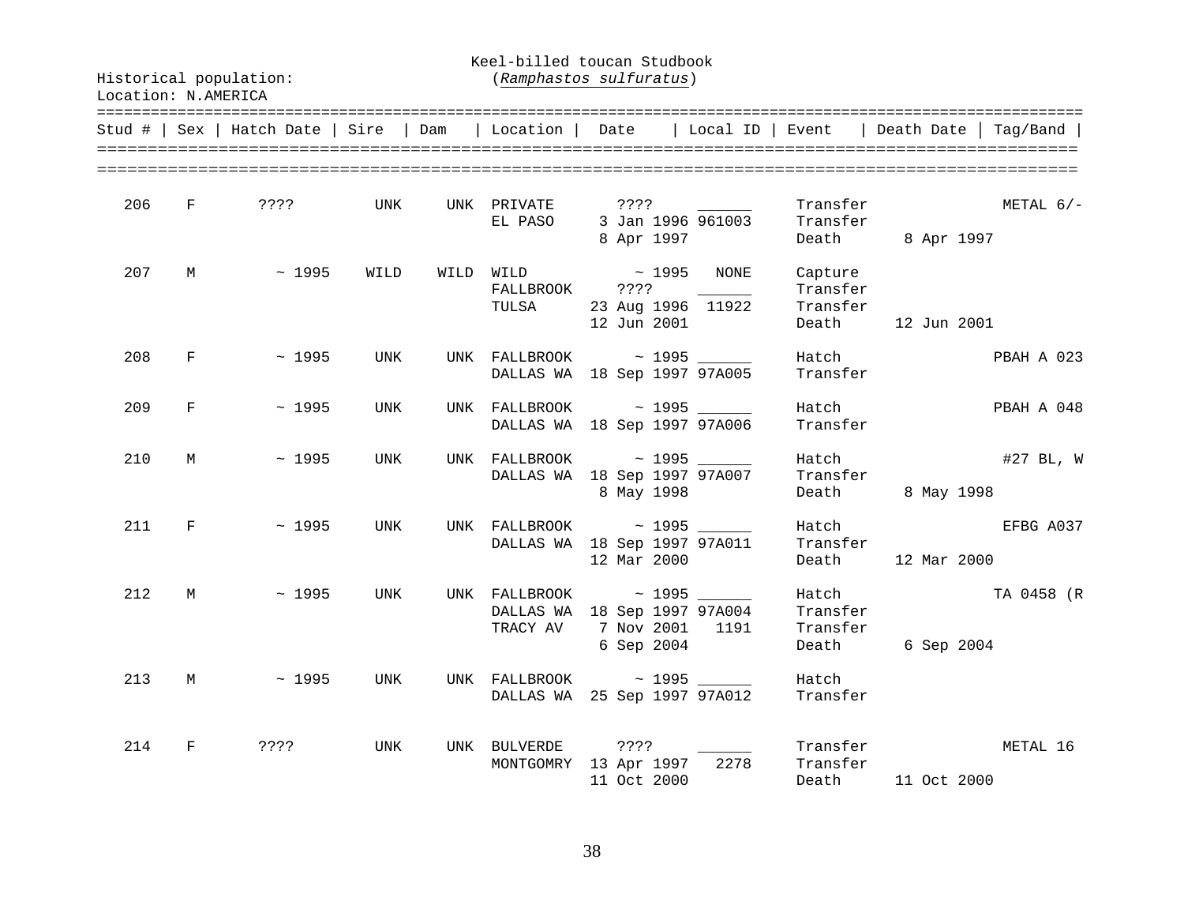Keel-billed toucan Studbook
(*Ramphastos sulfuratus*)

Historical population:
Location: N.AMERICA

| Stud # | Sex | Hatch Date | Sire | Dam | Location | Date | Local ID | Event | Death Date | Tag/Band |
|---|---|---|---|---|---|---|---|---|---|---|
| 206 | F | ???? | UNK | UNK | PRIVATE | ???? | ______ | Transfer | | METAL 6/- |
| | | | | | EL PASO | 3 Jan 1996 | 961003 | Transfer | | |
| | | | | | | 8 Apr 1997 | | Death | 8 Apr 1997 | |
| 207 | M | ~ 1995 | WILD | WILD | WILD | ~ 1995 | NONE | Capture | | |
| | | | | | FALLBROOK | ???? | ______ | Transfer | | |
| | | | | | TULSA | 23 Aug 1996 | 11922 | Transfer | | |
| | | | | | | 12 Jun 2001 | | Death | 12 Jun 2001 | |
| 208 | F | ~ 1995 | UNK | UNK | FALLBROOK | ~ 1995 | ______ | Hatch | | PBAH A 023 |
| | | | | | DALLAS WA | 18 Sep 1997 | 97A005 | Transfer | | |
| 209 | F | ~ 1995 | UNK | UNK | FALLBROOK | ~ 1995 | ______ | Hatch | | PBAH A 048 |
| | | | | | DALLAS WA | 18 Sep 1997 | 97A006 | Transfer | | |
| 210 | M | ~ 1995 | UNK | UNK | FALLBROOK | ~ 1995 | ______ | Hatch | | #27 BL, W |
| | | | | | DALLAS WA | 18 Sep 1997 | 97A007 | Transfer | | |
| | | | | | | 8 May 1998 | | Death | 8 May 1998 | |
| 211 | F | ~ 1995 | UNK | UNK | FALLBROOK | ~ 1995 | ______ | Hatch | | EFBG A037 |
| | | | | | DALLAS WA | 18 Sep 1997 | 97A011 | Transfer | | |
| | | | | | | 12 Mar 2000 | | Death | 12 Mar 2000 | |
| 212 | M | ~ 1995 | UNK | UNK | FALLBROOK | ~ 1995 | ______ | Hatch | | TA 0458 (R |
| | | | | | DALLAS WA | 18 Sep 1997 | 97A004 | Transfer | | |
| | | | | | TRACY AV | 7 Nov 2001 | 1191 | Transfer | | |
| | | | | | | 6 Sep 2004 | | Death | 6 Sep 2004 | |
| 213 | M | ~ 1995 | UNK | UNK | FALLBROOK | ~ 1995 | ______ | Hatch | | |
| | | | | | DALLAS WA | 25 Sep 1997 | 97A012 | Transfer | | |
| 214 | F | ???? | UNK | UNK | BULVERDE | ???? | ______ | Transfer | | METAL 16 |
| | | | | | MONTGOMRY | 13 Apr 1997 | 2278 | Transfer | | |
| | | | | | | 11 Oct 2000 | | Death | 11 Oct 2000 | |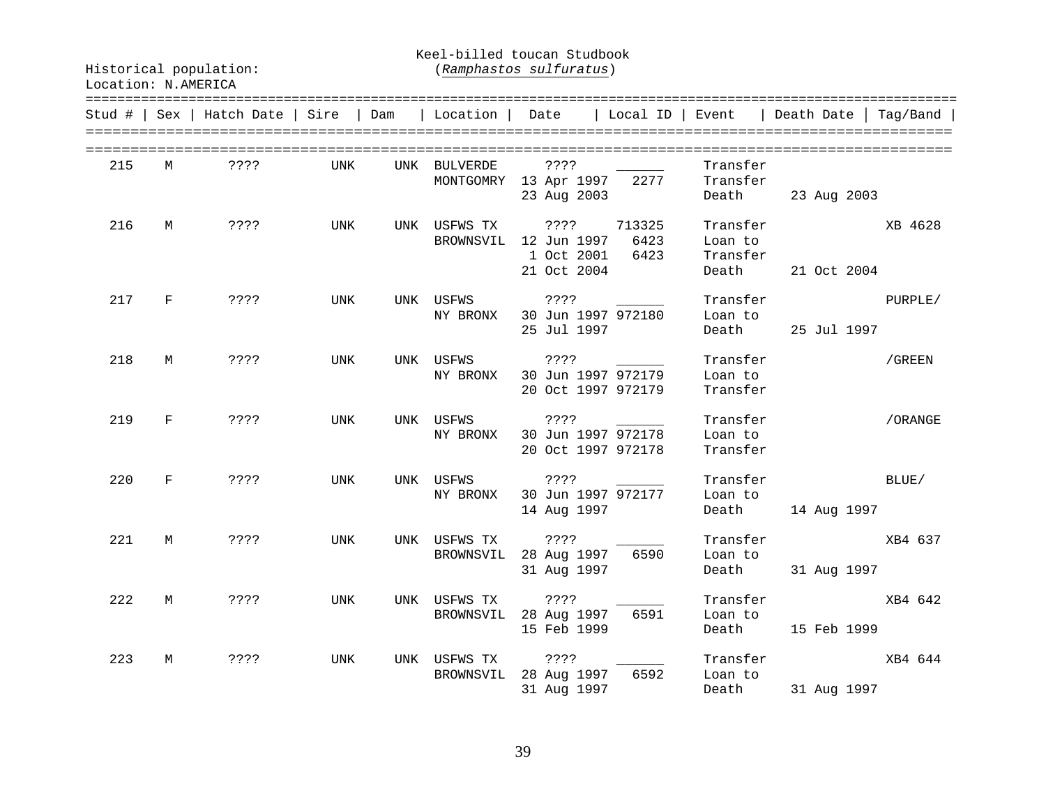Keel-billed toucan Studbook
(*Ramphastos sulfuratus*)

Historical population:
Location: N.AMERICA

| Stud # | Sex | Hatch Date | Sire | Dam | Location | Date | Local ID | Event | Death Date | Tag/Band |
|---|---|---|---|---|---|---|---|---|---|---|
| 215 | M | ???? | UNK | UNK | BULVERDE | ???? | ______ | Transfer | | |
| | | | | | MONTGOMRY | 13 Apr 1997 | 2277 | Transfer | | |
| | | | | | | 23 Aug 2003 | | Death | 23 Aug 2003 | |
| 216 | M | ???? | UNK | UNK | USFWS TX | ???? | 713325 | Transfer | | XB 4628 |
| | | | | | BROWNSVIL | 12 Jun 1997 | 6423 | Loan to | | |
| | | | | | | 1 Oct 2001 | 6423 | Transfer | | |
| | | | | | | 21 Oct 2004 | | Death | 21 Oct 2004 | |
| 217 | F | ???? | UNK | UNK | USFWS | ???? | ______ | Transfer | | PURPLE/ |
| | | | | | NY BRONX | 30 Jun 1997 | 972180 | Loan to | | |
| | | | | | | 25 Jul 1997 | | Death | 25 Jul 1997 | |
| 218 | M | ???? | UNK | UNK | USFWS | ???? | ______ | Transfer | | /GREEN |
| | | | | | NY BRONX | 30 Jun 1997 | 972179 | Loan to | | |
| | | | | | | 20 Oct 1997 | 972179 | Transfer | | |
| 219 | F | ???? | UNK | UNK | USFWS | ???? | ______ | Transfer | | /ORANGE |
| | | | | | NY BRONX | 30 Jun 1997 | 972178 | Loan to | | |
| | | | | | | 20 Oct 1997 | 972178 | Transfer | | |
| 220 | F | ???? | UNK | UNK | USFWS | ???? | ______ | Transfer | | BLUE/ |
| | | | | | NY BRONX | 30 Jun 1997 | 972177 | Loan to | | |
| | | | | | | 14 Aug 1997 | | Death | 14 Aug 1997 | |
| 221 | M | ???? | UNK | UNK | USFWS TX | ???? | ______ | Transfer | | XB4 637 |
| | | | | | BROWNSVIL | 28 Aug 1997 | 6590 | Loan to | | |
| | | | | | | 31 Aug 1997 | | Death | 31 Aug 1997 | |
| 222 | M | ???? | UNK | UNK | USFWS TX | ???? | ______ | Transfer | | XB4 642 |
| | | | | | BROWNSVIL | 28 Aug 1997 | 6591 | Loan to | | |
| | | | | | | 15 Feb 1999 | | Death | 15 Feb 1999 | |
| 223 | M | ???? | UNK | UNK | USFWS TX | ???? | ______ | Transfer | | XB4 644 |
| | | | | | BROWNSVIL | 28 Aug 1997 | 6592 | Loan to | | |
| | | | | | | 31 Aug 1997 | | Death | 31 Aug 1997 | |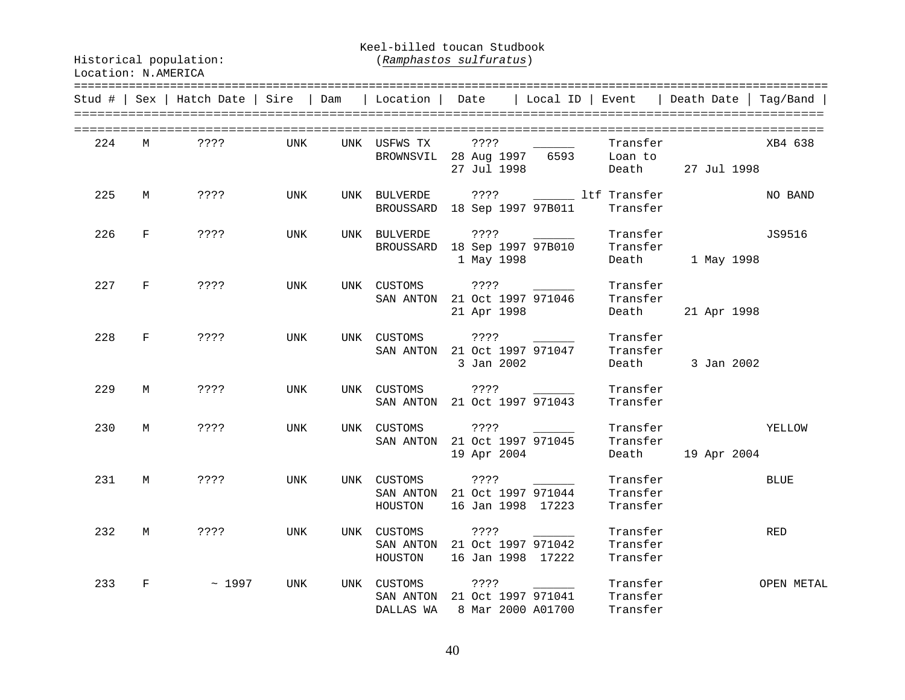Keel-billed toucan Studbook
(*Ramphastos sulfuratus*)

Historical population:
Location: N.AMERICA

| Stud # | Sex | Hatch Date | Sire | Dam | Location | Date | Local ID | Event | Death Date | Tag/Band |
|---|---|---|---|---|---|---|---|---|---|---|
| 224 | M | ???? | UNK | UNK | USFWS TX | ???? | ______ | Transfer | | XB4 638 |
| | | | | | BROWNSVIL | 28 Aug 1997 | 6593 | Loan to | | |
| | | | | | | 27 Jul 1998 | | Death | 27 Jul 1998 | |
| 225 | M | ???? | UNK | UNK | BULVERDE | ???? | ______ ltf | Transfer | | NO BAND |
| | | | | | BROUSSARD | 18 Sep 1997 | 97B011 | Transfer | | |
| 226 | F | ???? | UNK | UNK | BULVERDE | ???? | ______ | Transfer | | JS9516 |
| | | | | | BROUSSARD | 18 Sep 1997 | 97B010 | Transfer | | |
| | | | | | | 1 May 1998 | | Death | 1 May 1998 | |
| 227 | F | ???? | UNK | UNK | CUSTOMS | ???? | ______ | Transfer | | |
| | | | | | SAN ANTON | 21 Oct 1997 | 971046 | Transfer | | |
| | | | | | | 21 Apr 1998 | | Death | 21 Apr 1998 | |
| 228 | F | ???? | UNK | UNK | CUSTOMS | ???? | ______ | Transfer | | |
| | | | | | SAN ANTON | 21 Oct 1997 | 971047 | Transfer | | |
| | | | | | | 3 Jan 2002 | | Death | 3 Jan 2002 | |
| 229 | M | ???? | UNK | UNK | CUSTOMS | ???? | ______ | Transfer | | |
| | | | | | SAN ANTON | 21 Oct 1997 | 971043 | Transfer | | |
| 230 | M | ???? | UNK | UNK | CUSTOMS | ???? | ______ | Transfer | | YELLOW |
| | | | | | SAN ANTON | 21 Oct 1997 | 971045 | Transfer | | |
| | | | | | | 19 Apr 2004 | | Death | 19 Apr 2004 | |
| 231 | M | ???? | UNK | UNK | CUSTOMS | ???? | ______ | Transfer | | BLUE |
| | | | | | SAN ANTON | 21 Oct 1997 | 971044 | Transfer | | |
| | | | | | HOUSTON | 16 Jan 1998 | 17223 | Transfer | | |
| 232 | M | ???? | UNK | UNK | CUSTOMS | ???? | ______ | Transfer | | RED |
| | | | | | SAN ANTON | 21 Oct 1997 | 971042 | Transfer | | |
| | | | | | HOUSTON | 16 Jan 1998 | 17222 | Transfer | | |
| 233 | F | ~ 1997 | UNK | UNK | CUSTOMS | ???? | ______ | Transfer | | OPEN METAL |
| | | | | | SAN ANTON | 21 Oct 1997 | 971041 | Transfer | | |
| | | | | | DALLAS WA | 8 Mar 2000 | A01700 | Transfer | | |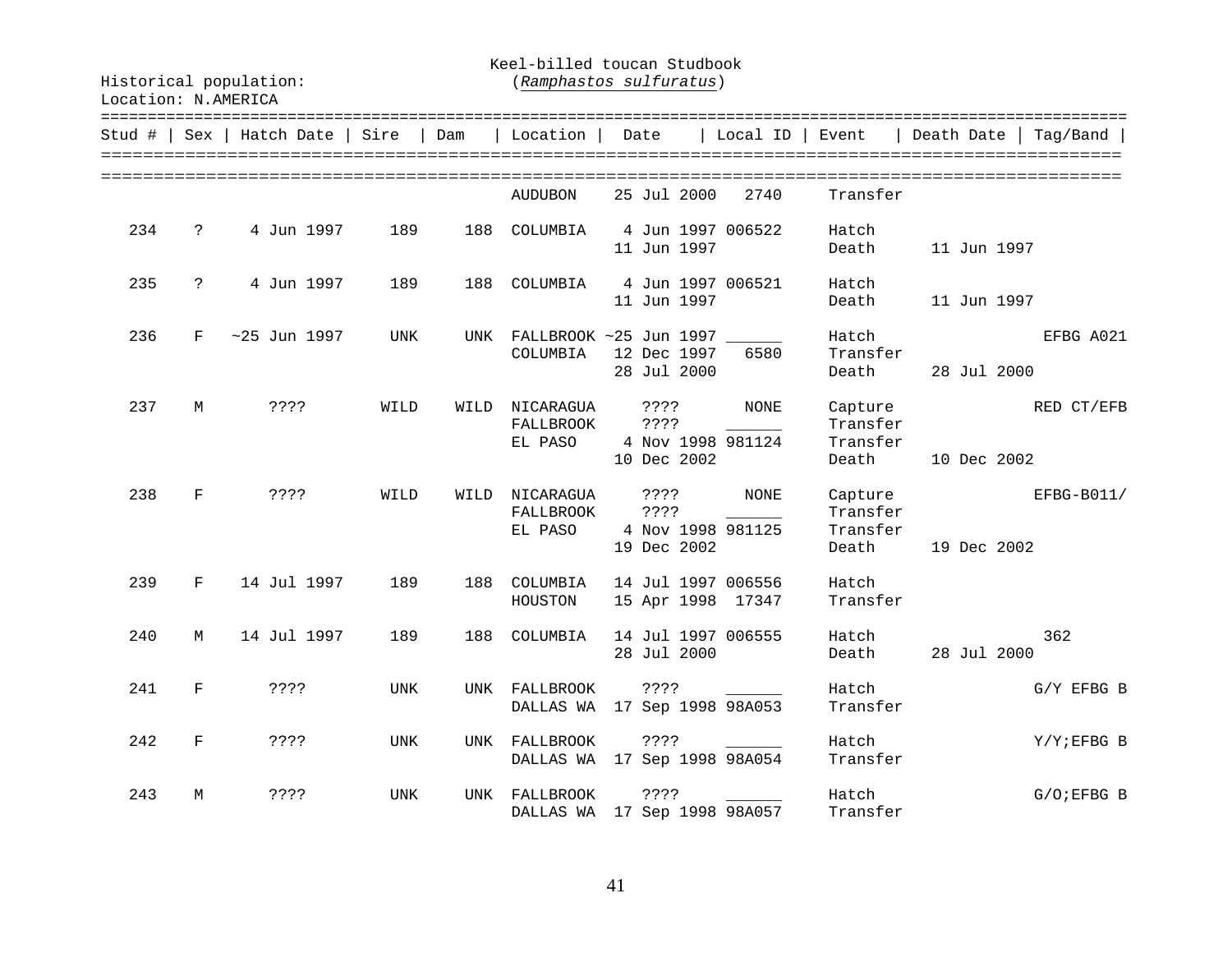Keel-billed toucan Studbook
(*Ramphastos sulfuratus*)

Historical population:
Location: N.AMERICA

| Stud # | Sex | Hatch Date | Sire | Dam | Location | Date | Local ID | Event | Death Date | Tag/Band |
|---|---|---|---|---|---|---|---|---|---|---|
| | | | | | AUDUBON | 25 Jul 2000 | 2740 | Transfer | | |
| 234 | ? | 4 Jun 1997 | 189 | 188 | COLUMBIA | 4 Jun 1997 | 006522 | Hatch | | |
| | | | | | | 11 Jun 1997 | | Death | 11 Jun 1997 | |
| 235 | ? | 4 Jun 1997 | 189 | 188 | COLUMBIA | 4 Jun 1997 | 006521 | Hatch | | |
| | | | | | | 11 Jun 1997 | | Death | 11 Jun 1997 | |
| 236 | F | ~25 Jun 1997 | UNK | UNK | FALLBROOK | ~25 Jun 1997 | ______ | Hatch | | EFBG A021 |
| | | | | | COLUMBIA | 12 Dec 1997 | 6580 | Transfer | | |
| | | | | | | 28 Jul 2000 | | Death | 28 Jul 2000 | |
| 237 | M | ???? | WILD | WILD | NICARAGUA | ???? | NONE | Capture | | RED CT/EFB |
| | | | | | FALLBROOK | ???? | ______ | Transfer | | |
| | | | | | EL PASO | 4 Nov 1998 | 981124 | Transfer | | |
| | | | | | | 10 Dec 2002 | | Death | 10 Dec 2002 | |
| 238 | F | ???? | WILD | WILD | NICARAGUA | ???? | NONE | Capture | | EFBG-B011/ |
| | | | | | FALLBROOK | ???? | ______ | Transfer | | |
| | | | | | EL PASO | 4 Nov 1998 | 981125 | Transfer | | |
| | | | | | | 19 Dec 2002 | | Death | 19 Dec 2002 | |
| 239 | F | 14 Jul 1997 | 189 | 188 | COLUMBIA | 14 Jul 1997 | 006556 | Hatch | | |
| | | | | | HOUSTON | 15 Apr 1998 | 17347 | Transfer | | |
| 240 | M | 14 Jul 1997 | 189 | 188 | COLUMBIA | 14 Jul 1997 | 006555 | Hatch | | 362 |
| | | | | | | 28 Jul 2000 | | Death | 28 Jul 2000 | |
| 241 | F | ???? | UNK | UNK | FALLBROOK | ???? | ______ | Hatch | | G/Y EFBG B |
| | | | | | DALLAS WA | 17 Sep 1998 | 98A053 | Transfer | | |
| 242 | F | ???? | UNK | UNK | FALLBROOK | ???? | ______ | Hatch | | Y/Y;EFBG B |
| | | | | | DALLAS WA | 17 Sep 1998 | 98A054 | Transfer | | |
| 243 | M | ???? | UNK | UNK | FALLBROOK | ???? | ______ | Hatch | | G/O;EFBG B |
| | | | | | DALLAS WA | 17 Sep 1998 | 98A057 | Transfer | | |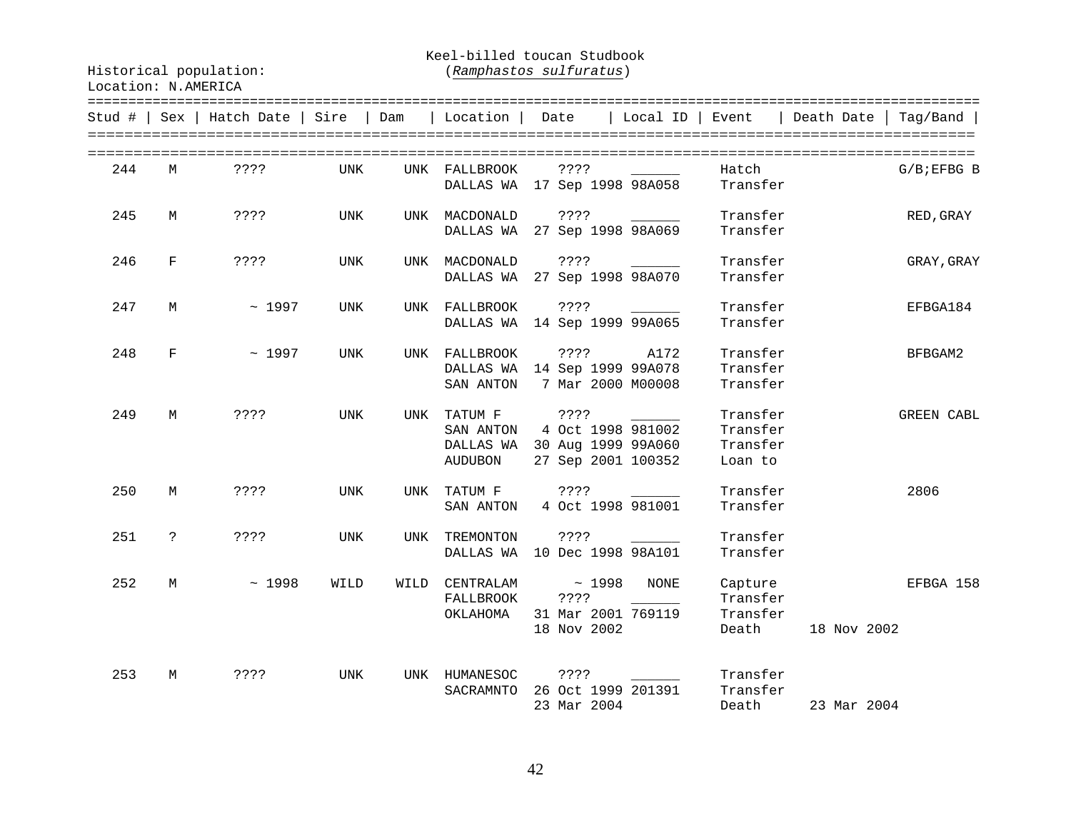Keel-billed toucan Studbook
(*Ramphastos sulfuratus*)

Historical population:
Location: N.AMERICA

| Stud # | Sex | Hatch Date | Sire | Dam | Location | Date | Local ID | Event | Death Date | Tag/Band |
|---|---|---|---|---|---|---|---|---|---|---|
| 244 | M | ???? | UNK | UNK | FALLBROOK | ???? | ______ | Hatch | | G/B;EFBG B |
| | | | | | DALLAS WA | 17 Sep 1998 | 98A058 | Transfer | | |
| 245 | M | ???? | UNK | UNK | MACDONALD | ???? | ______ | Transfer | | RED,GRAY |
| | | | | | DALLAS WA | 27 Sep 1998 | 98A069 | Transfer | | |
| 246 | F | ???? | UNK | UNK | MACDONALD | ???? | ______ | Transfer | | GRAY,GRAY |
| | | | | | DALLAS WA | 27 Sep 1998 | 98A070 | Transfer | | |
| 247 | M | ~ 1997 | UNK | UNK | FALLBROOK | ???? | ______ | Transfer | | EFBGA184 |
| | | | | | DALLAS WA | 14 Sep 1999 | 99A065 | Transfer | | |
| 248 | F | ~ 1997 | UNK | UNK | FALLBROOK | ???? | A172 | Transfer | | BFBGAM2 |
| | | | | | DALLAS WA | 14 Sep 1999 | 99A078 | Transfer | | |
| | | | | | SAN ANTON | 7 Mar 2000 | M00008 | Transfer | | |
| 249 | M | ???? | UNK | UNK | TATUM F | ???? | ______ | Transfer | | GREEN CABL |
| | | | | | SAN ANTON | 4 Oct 1998 | 981002 | Transfer | | |
| | | | | | DALLAS WA | 30 Aug 1999 | 99A060 | Transfer | | |
| | | | | | AUDUBON | 27 Sep 2001 | 100352 | Loan to | | |
| 250 | M | ???? | UNK | UNK | TATUM F | ???? | ______ | Transfer | | 2806 |
| | | | | | SAN ANTON | 4 Oct 1998 | 981001 | Transfer | | |
| 251 | ? | ???? | UNK | UNK | TREMONTON | ???? | ______ | Transfer | | |
| | | | | | DALLAS WA | 10 Dec 1998 | 98A101 | Transfer | | |
| 252 | M | ~ 1998 | WILD | WILD | CENTRALAM | ~ 1998 | NONE | Capture | | EFBGA 158 |
| | | | | | FALLBROOK | ???? | ______ | Transfer | | |
| | | | | | OKLAHOMA | 31 Mar 2001 | 769119 | Transfer | | |
| | | | | | | 18 Nov 2002 | | Death | 18 Nov 2002 | |
| 253 | M | ???? | UNK | UNK | HUMANESOC | ???? | ______ | Transfer | | |
| | | | | | SACRAMNTO | 26 Oct 1999 | 201391 | Transfer | | |
| | | | | | | 23 Mar 2004 | | Death | 23 Mar 2004 | |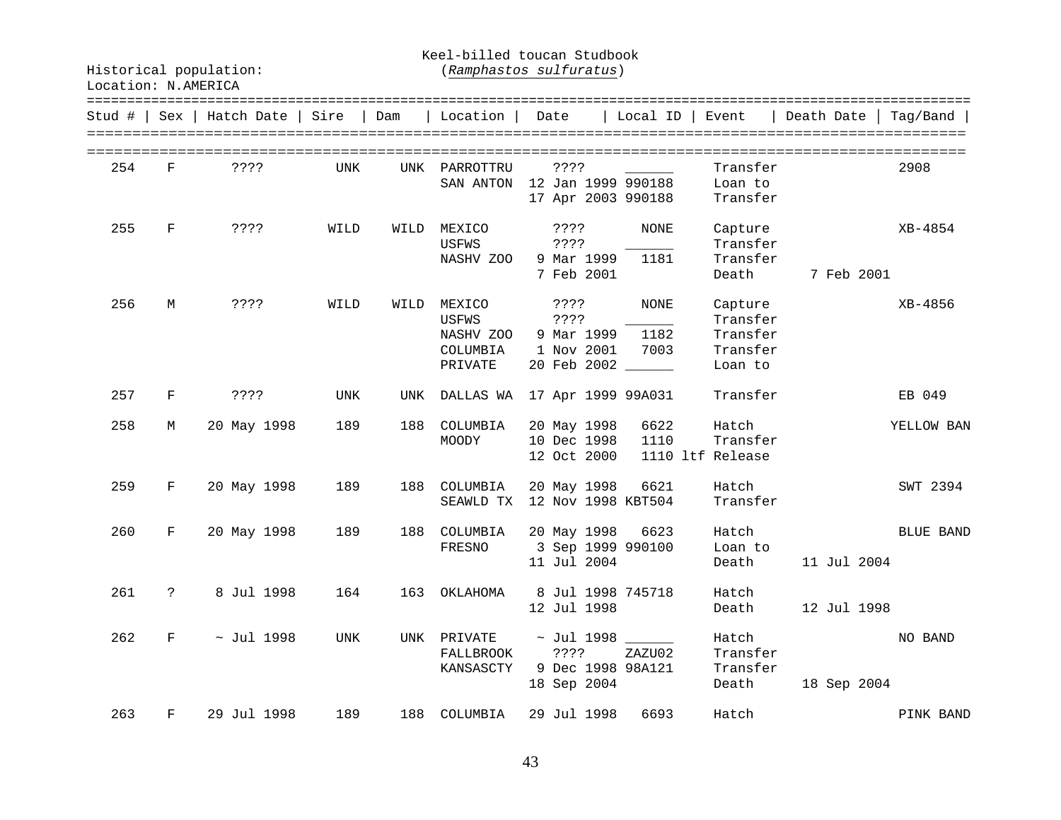Historical population: Keel-billed toucan Studbook (*Ramphastos sulfuratus*)

Location: N.AMERICA

| Stud # | Sex | Hatch Date | Sire | Dam | Location | Date | Local ID | Event | Death Date | Tag/Band |
|---|---|---|---|---|---|---|---|---|---|---|
| 254 | F | ???? | UNK | UNK | PARROTTRU | ???? | ______ | Transfer | | 2908 |
| | | | | | SAN ANTON | 12 Jan 1999 | 990188 | Loan to | | |
| | | | | | | 17 Apr 2003 | 990188 | Transfer | | |
| 255 | F | ???? | WILD | WILD | MEXICO | ???? | NONE | Capture | | XB-4854 |
| | | | | | USFWS | ???? | ______ | Transfer | | |
| | | | | | NASHV ZOO | 9 Mar 1999 | 1181 | Transfer | | |
| | | | | | | 7 Feb 2001 | | Death | 7 Feb 2001 | |
| 256 | M | ???? | WILD | WILD | MEXICO | ???? | NONE | Capture | | XB-4856 |
| | | | | | USFWS | ???? | ______ | Transfer | | |
| | | | | | NASHV ZOO | 9 Mar 1999 | 1182 | Transfer | | |
| | | | | | COLUMBIA | 1 Nov 2001 | 7003 | Transfer | | |
| | | | | | PRIVATE | 20 Feb 2002 | ______ | Loan to | | |
| 257 | F | ???? | UNK | UNK | DALLAS WA | 17 Apr 1999 | 99A031 | Transfer | | EB 049 |
| 258 | M | 20 May 1998 | 189 | 188 | COLUMBIA | 20 May 1998 | 6622 | Hatch | | YELLOW BAN |
| | | | | | MOODY | 10 Dec 1998 | 1110 | Transfer | | |
| | | | | | | 12 Oct 2000 | 1110 ltf | Release | | |
| 259 | F | 20 May 1998 | 189 | 188 | COLUMBIA | 20 May 1998 | 6621 | Hatch | | SWT 2394 |
| | | | | | SEAWLD TX | 12 Nov 1998 | KBT504 | Transfer | | |
| 260 | F | 20 May 1998 | 189 | 188 | COLUMBIA | 20 May 1998 | 6623 | Hatch | | BLUE BAND |
| | | | | | FRESNO | 3 Sep 1999 | 990100 | Loan to | | |
| | | | | | | 11 Jul 2004 | | Death | 11 Jul 2004 | |
| 261 | ? | 8 Jul 1998 | 164 | 163 | OKLAHOMA | 8 Jul 1998 | 745718 | Hatch | | |
| | | | | | | 12 Jul 1998 | | Death | 12 Jul 1998 | |
| 262 | F | ~ Jul 1998 | UNK | UNK | PRIVATE | ~ Jul 1998 | ______ | Hatch | | NO BAND |
| | | | | | FALLBROOK | ???? | ZAZU02 | Transfer | | |
| | | | | | KANSASCTY | 9 Dec 1998 | 98A121 | Transfer | | |
| | | | | | | 18 Sep 2004 | | Death | 18 Sep 2004 | |
| 263 | F | 29 Jul 1998 | 189 | 188 | COLUMBIA | 29 Jul 1998 | 6693 | Hatch | | PINK BAND |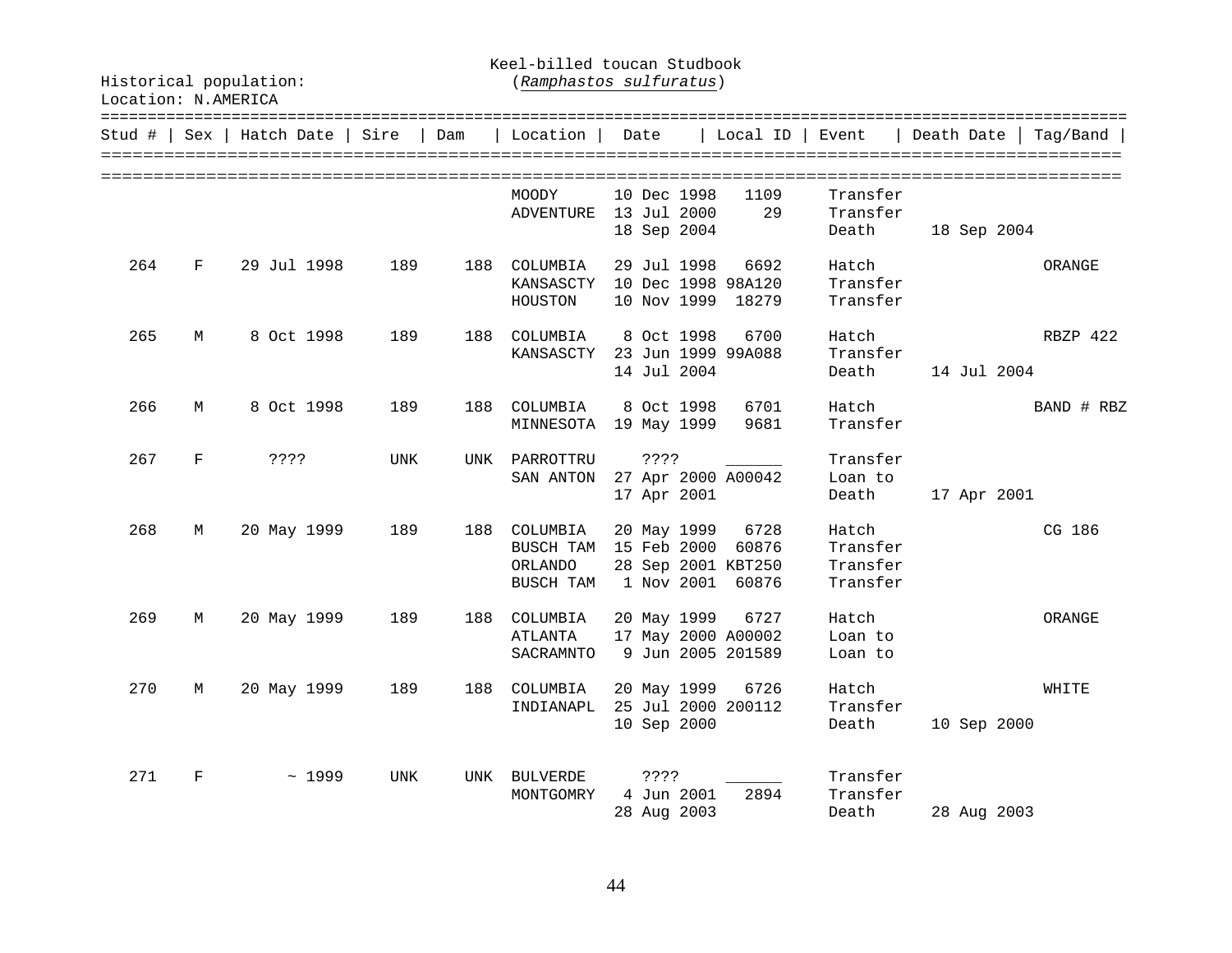Keel-billed toucan Studbook
(*Ramphastos sulfuratus*)

Historical population:
Location: N.AMERICA

| Stud # | Sex | Hatch Date | Sire | Dam | Location | Date | Local ID | Event | Death Date | Tag/Band |
|---|---|---|---|---|---|---|---|---|---|---|
| | | | | | MOODY | 10 Dec 1998 | 1109 | Transfer | | |
| | | | | | ADVENTURE | 13 Jul 2000 | 29 | Transfer | | |
| | | | | | | 18 Sep 2004 | | Death | 18 Sep 2004 | |
| 264 | F | 29 Jul 1998 | 189 | 188 | COLUMBIA | 29 Jul 1998 | 6692 | Hatch | | ORANGE |
| | | | | | KANSASCTY | 10 Dec 1998 | 98A120 | Transfer | | |
| | | | | | HOUSTON | 10 Nov 1999 | 18279 | Transfer | | |
| 265 | M | 8 Oct 1998 | 189 | 188 | COLUMBIA | 8 Oct 1998 | 6700 | Hatch | | RBZP 422 |
| | | | | | KANSASCTY | 23 Jun 1999 | 99A088 | Transfer | | |
| | | | | | | 14 Jul 2004 | | Death | 14 Jul 2004 | |
| 266 | M | 8 Oct 1998 | 189 | 188 | COLUMBIA | 8 Oct 1998 | 6701 | Hatch | | BAND # RBZ |
| | | | | | MINNESOTA | 19 May 1999 | 9681 | Transfer | | |
| 267 | F | ???? | UNK | UNK | PARROTTRU | ???? | ______ | Transfer | | |
| | | | | | SAN ANTON | 27 Apr 2000 | A00042 | Loan to | | |
| | | | | | | 17 Apr 2001 | | Death | 17 Apr 2001 | |
| 268 | M | 20 May 1999 | 189 | 188 | COLUMBIA | 20 May 1999 | 6728 | Hatch | | CG 186 |
| | | | | | BUSCH TAM | 15 Feb 2000 | 60876 | Transfer | | |
| | | | | | ORLANDO | 28 Sep 2001 | KBT250 | Transfer | | |
| | | | | | BUSCH TAM | 1 Nov 2001 | 60876 | Transfer | | |
| 269 | M | 20 May 1999 | 189 | 188 | COLUMBIA | 20 May 1999 | 6727 | Hatch | | ORANGE |
| | | | | | ATLANTA | 17 May 2000 | A00002 | Loan to | | |
| | | | | | SACRAMNTO | 9 Jun 2005 | 201589 | Loan to | | |
| 270 | M | 20 May 1999 | 189 | 188 | COLUMBIA | 20 May 1999 | 6726 | Hatch | | WHITE |
| | | | | | INDIANAPL | 25 Jul 2000 | 200112 | Transfer | | |
| | | | | | | 10 Sep 2000 | | Death | 10 Sep 2000 | |
| 271 | F | ~ 1999 | UNK | UNK | BULVERDE | ???? | ______ | Transfer | | |
| | | | | | MONTGOMRY | 4 Jun 2001 | 2894 | Transfer | | |
| | | | | | | 28 Aug 2003 | | Death | 28 Aug 2003 | |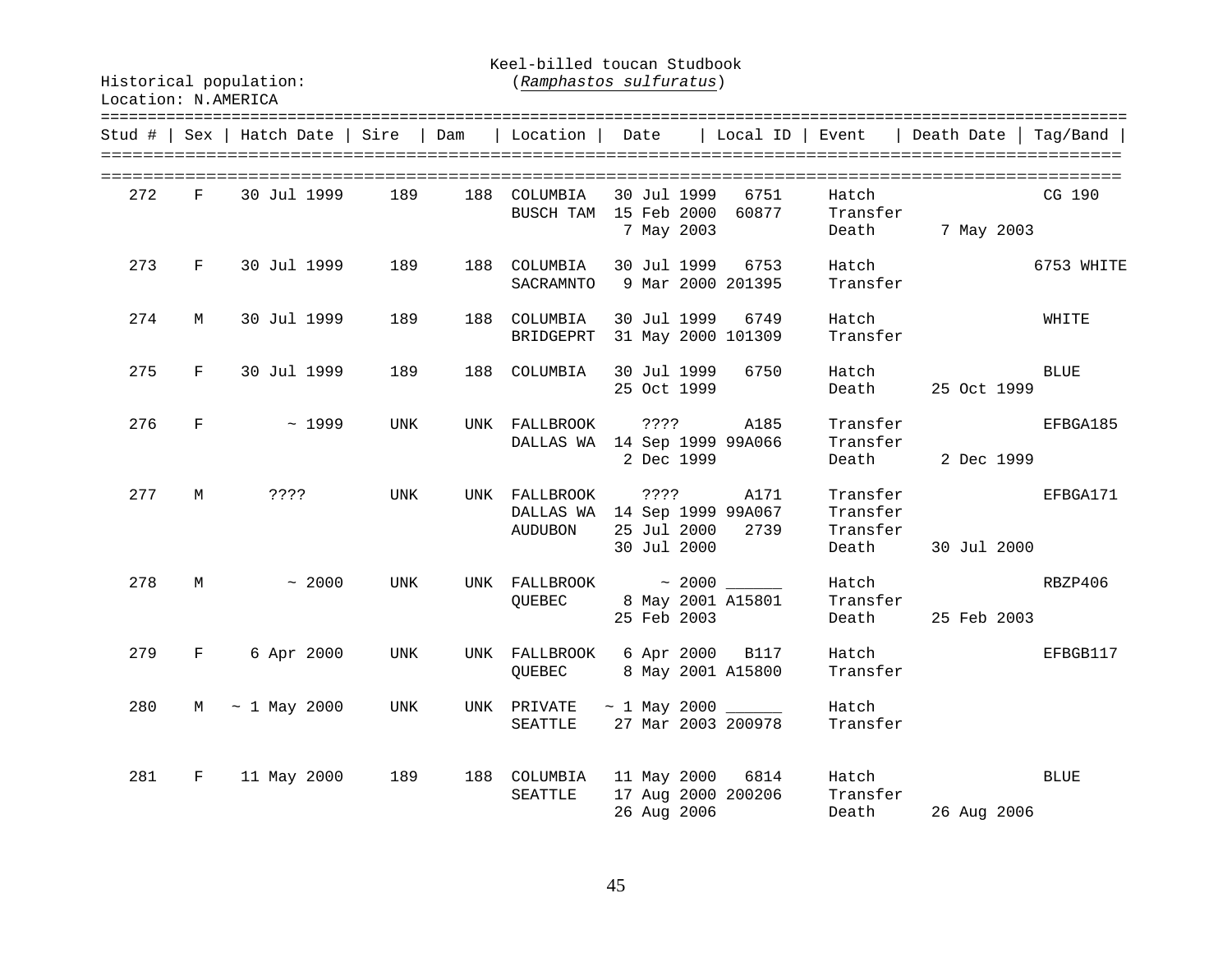Keel-billed toucan Studbook
(*Ramphastos sulfuratus*)

Historical population:
Location: N.AMERICA

| Stud # | Sex | Hatch Date | Sire | Dam | Location | Date | Local ID | Event | Death Date | Tag/Band |
|---|---|---|---|---|---|---|---|---|---|---|
| 272 | F | 30 Jul 1999 | 189 | 188 | COLUMBIA | 30 Jul 1999 | 6751 | Hatch | | CG 190 |
| | | | | | BUSCH TAM | 15 Feb 2000 | 60877 | Transfer | | |
| | | | | | | 7 May 2003 | | Death | 7 May 2003 | |
| 273 | F | 30 Jul 1999 | 189 | 188 | COLUMBIA | 30 Jul 1999 | 6753 | Hatch | | 6753 WHITE |
| | | | | | SACRAMNTO | 9 Mar 2000 | 201395 | Transfer | | |
| 274 | M | 30 Jul 1999 | 189 | 188 | COLUMBIA | 30 Jul 1999 | 6749 | Hatch | | WHITE |
| | | | | | BRIDGEPRT | 31 May 2000 | 101309 | Transfer | | |
| 275 | F | 30 Jul 1999 | 189 | 188 | COLUMBIA | 30 Jul 1999 | 6750 | Hatch | | BLUE |
| | | | | | | 25 Oct 1999 | | Death | 25 Oct 1999 | |
| 276 | F | ~ 1999 | UNK | UNK | FALLBROOK | ???? | A185 | Transfer | | EFBGA185 |
| | | | | | DALLAS WA | 14 Sep 1999 | 99A066 | Transfer | | |
| | | | | | | 2 Dec 1999 | | Death | 2 Dec 1999 | |
| 277 | M | ???? | UNK | UNK | FALLBROOK | ???? | A171 | Transfer | | EFBGA171 |
| | | | | | DALLAS WA | 14 Sep 1999 | 99A067 | Transfer | | |
| | | | | | AUDUBON | 25 Jul 2000 | 2739 | Transfer | | |
| | | | | | | 30 Jul 2000 | | Death | 30 Jul 2000 | |
| 278 | M | ~ 2000 | UNK | UNK | FALLBROOK | ~ 2000 | ______ | Hatch | | RBZP406 |
| | | | | | QUEBEC | 8 May 2001 | A15801 | Transfer | | |
| | | | | | | 25 Feb 2003 | | Death | 25 Feb 2003 | |
| 279 | F | 6 Apr 2000 | UNK | UNK | FALLBROOK | 6 Apr 2000 | B117 | Hatch | | EFBGB117 |
| | | | | | QUEBEC | 8 May 2001 | A15800 | Transfer | | |
| 280 | M | ~ 1 May 2000 | UNK | UNK | PRIVATE | ~ 1 May 2000 | ______ | Hatch | | |
| | | | | | SEATTLE | 27 Mar 2003 | 200978 | Transfer | | |
| 281 | F | 11 May 2000 | 189 | 188 | COLUMBIA | 11 May 2000 | 6814 | Hatch | | BLUE |
| | | | | | SEATTLE | 17 Aug 2000 | 200206 | Transfer | | |
| | | | | | | 26 Aug 2006 | | Death | 26 Aug 2006 | |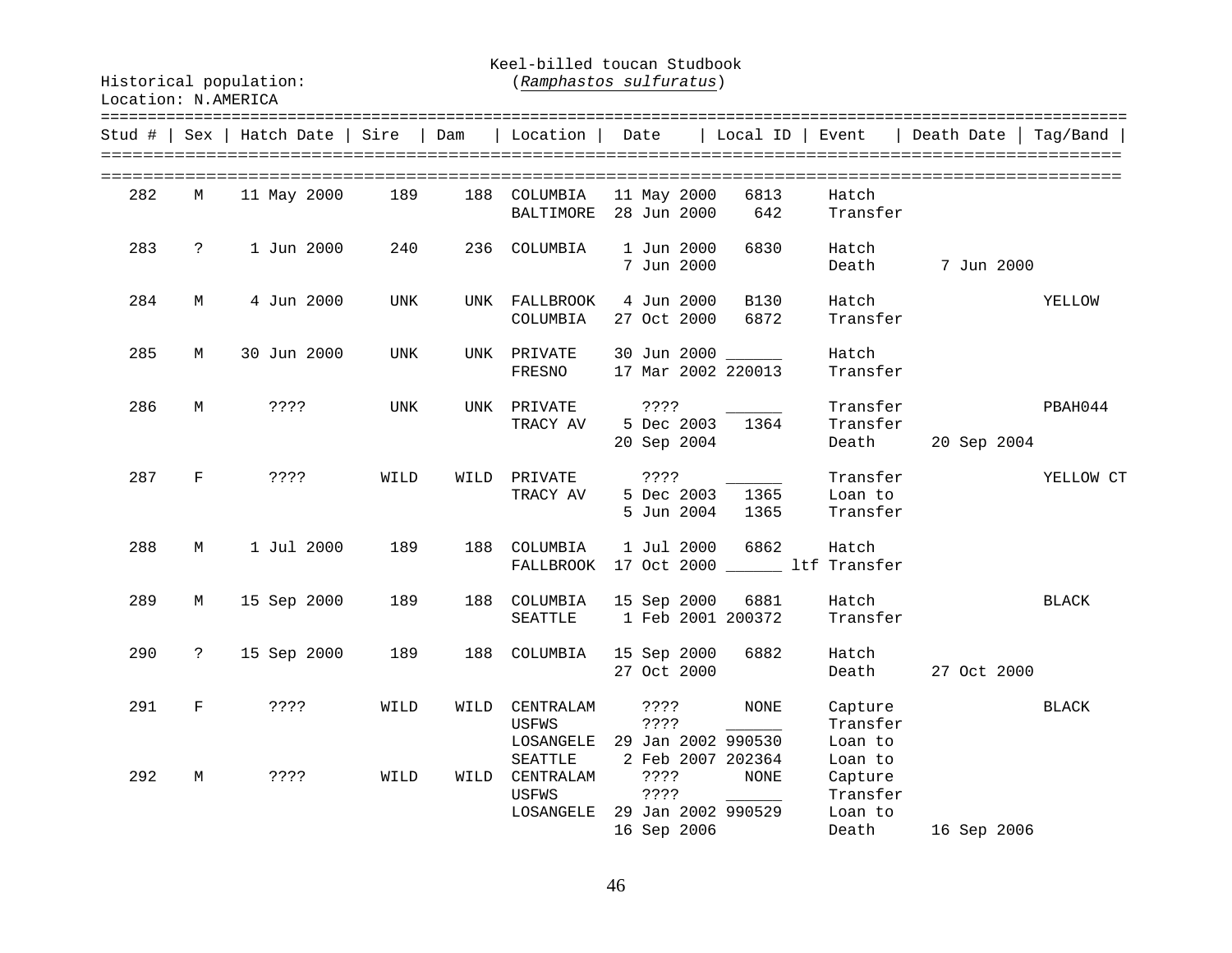Keel-billed toucan Studbook
(*Ramphastos sulfuratus*)

Historical population:
Location: N.AMERICA

| Stud # | Sex | Hatch Date | Sire | Dam | Location | Date | Local ID | Event | Death Date | Tag/Band |
|---|---|---|---|---|---|---|---|---|---|---|
| 282 | M | 11 May 2000 | 189 | 188 | COLUMBIA | 11 May 2000 | 6813 | Hatch | | |
| | | | | | BALTIMORE | 28 Jun 2000 | 642 | Transfer | | |
| 283 | ? | 1 Jun 2000 | 240 | 236 | COLUMBIA | 1 Jun 2000 | 6830 | Hatch | | |
| | | | | | | 7 Jun 2000 | | Death | 7 Jun 2000 | |
| 284 | M | 4 Jun 2000 | UNK | UNK | FALLBROOK | 4 Jun 2000 | B130 | Hatch | | YELLOW |
| | | | | | COLUMBIA | 27 Oct 2000 | 6872 | Transfer | | |
| 285 | M | 30 Jun 2000 | UNK | UNK | PRIVATE | 30 Jun 2000 | ______ | Hatch | | |
| | | | | | FRESNO | 17 Mar 2002 | 220013 | Transfer | | |
| 286 | M | ???? | UNK | UNK | PRIVATE | ???? | ______ | Transfer | | PBAH044 |
| | | | | | TRACY AV | 5 Dec 2003 | 1364 | Transfer | | |
| | | | | | | 20 Sep 2004 | | Death | 20 Sep 2004 | |
| 287 | F | ???? | WILD | WILD | PRIVATE | ???? | ______ | Transfer | | YELLOW CT |
| | | | | | TRACY AV | 5 Dec 2003 | 1365 | Loan to | | |
| | | | | | | 5 Jun 2004 | 1365 | Transfer | | |
| 288 | M | 1 Jul 2000 | 189 | 188 | COLUMBIA | 1 Jul 2000 | 6862 | Hatch | | |
| | | | | | FALLBROOK | 17 Oct 2000 | ______ ltf | Transfer | | |
| 289 | M | 15 Sep 2000 | 189 | 188 | COLUMBIA | 15 Sep 2000 | 6881 | Hatch | | BLACK |
| | | | | | SEATTLE | 1 Feb 2001 | 200372 | Transfer | | |
| 290 | ? | 15 Sep 2000 | 189 | 188 | COLUMBIA | 15 Sep 2000 | 6882 | Hatch | | |
| | | | | | | 27 Oct 2000 | | Death | 27 Oct 2000 | |
| 291 | F | ???? | WILD | WILD | CENTRALAM | ???? | NONE | Capture | | BLACK |
| | | | | | USFWS | ???? | ______ | Transfer | | |
| | | | | | LOSANGELE | 29 Jan 2002 | 990530 | Loan to | | |
| | | | | | SEATTLE | 2 Feb 2007 | 202364 | Loan to | | |
| 292 | M | ???? | WILD | WILD | CENTRALAM | ???? | NONE | Capture | | |
| | | | | | USFWS | ???? | ______ | Transfer | | |
| | | | | | LOSANGELE | 29 Jan 2002 | 990529 | Loan to | | |
| | | | | | | 16 Sep 2006 | | Death | 16 Sep 2006 | |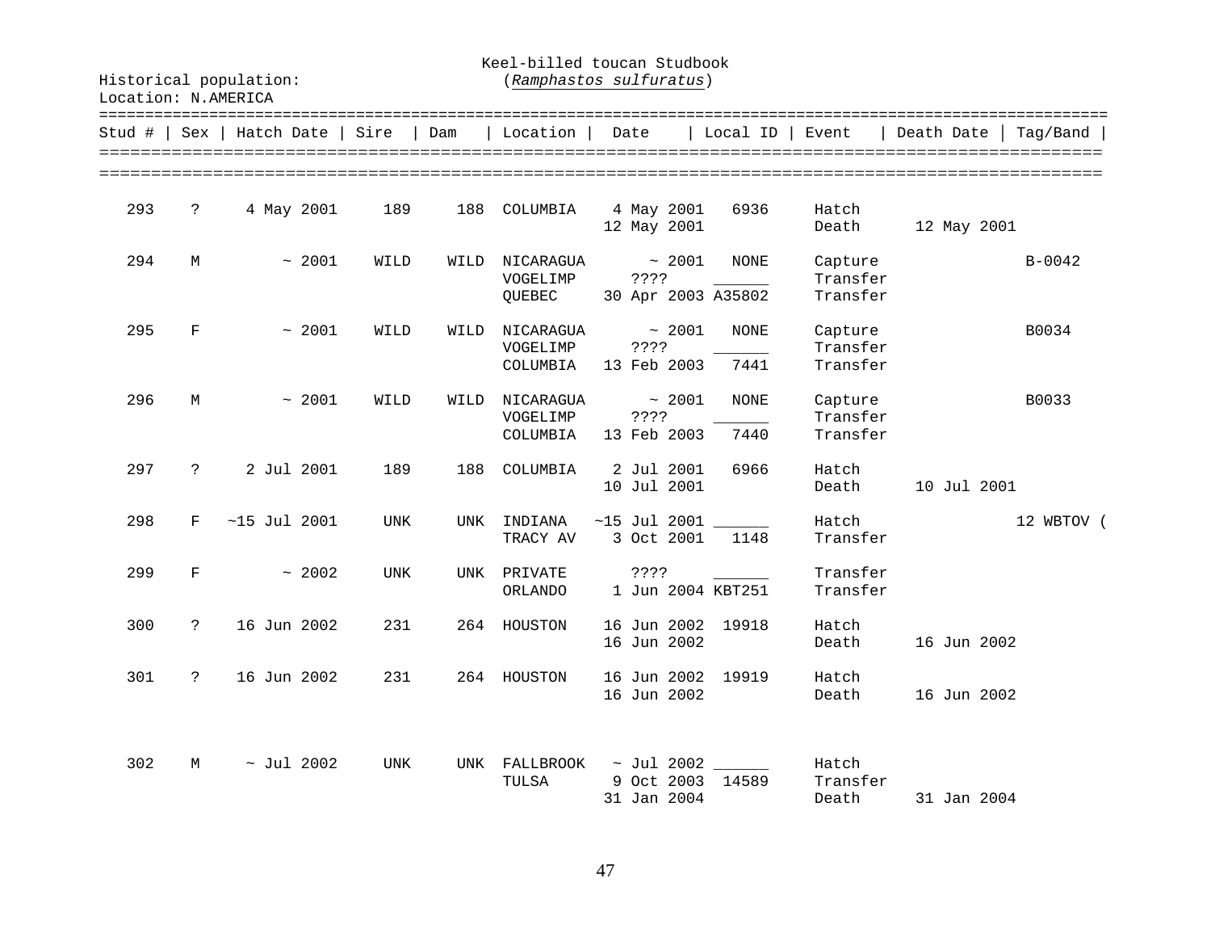Keel-billed toucan Studbook
(*Ramphastos sulfuratus*)

Historical population:
Location: N.AMERICA

| Stud # | Sex | Hatch Date | Sire | Dam | Location | Date | Local ID | Event | Death Date | Tag/Band |
|---|---|---|---|---|---|---|---|---|---|---|
| 293 | ? | 4 May 2001 | 189 | 188 | COLUMBIA | 4 May 2001 | 6936 | Hatch | | |
| | | | | | | 12 May 2001 | | Death | 12 May 2001 | |
| 294 | M | ~ 2001 | WILD | WILD | NICARAGUA | ~ 2001 | NONE | Capture | | B-0042 |
| | | | | | VOGELIMP | ???? | ______ | Transfer | | |
| | | | | | QUEBEC | 30 Apr 2003 | A35802 | Transfer | | |
| 295 | F | ~ 2001 | WILD | WILD | NICARAGUA | ~ 2001 | NONE | Capture | | B0034 |
| | | | | | VOGELIMP | ???? | ______ | Transfer | | |
| | | | | | COLUMBIA | 13 Feb 2003 | 7441 | Transfer | | |
| 296 | M | ~ 2001 | WILD | WILD | NICARAGUA | ~ 2001 | NONE | Capture | | B0033 |
| | | | | | VOGELIMP | ???? | ______ | Transfer | | |
| | | | | | COLUMBIA | 13 Feb 2003 | 7440 | Transfer | | |
| 297 | ? | 2 Jul 2001 | 189 | 188 | COLUMBIA | 2 Jul 2001 | 6966 | Hatch | | |
| | | | | | | 10 Jul 2001 | | Death | 10 Jul 2001 | |
| 298 | F | ~15 Jul 2001 | UNK | UNK | INDIANA | ~15 Jul 2001 | ______ | Hatch | | 12 WBTOV ( |
| | | | | | TRACY AV | 3 Oct 2001 | 1148 | Transfer | | |
| 299 | F | ~ 2002 | UNK | UNK | PRIVATE | ???? | ______ | Transfer | | |
| | | | | | ORLANDO | 1 Jun 2004 | KBT251 | Transfer | | |
| 300 | ? | 16 Jun 2002 | 231 | 264 | HOUSTON | 16 Jun 2002 | 19918 | Hatch | | |
| | | | | | | 16 Jun 2002 | | Death | 16 Jun 2002 | |
| 301 | ? | 16 Jun 2002 | 231 | 264 | HOUSTON | 16 Jun 2002 | 19919 | Hatch | | |
| | | | | | | 16 Jun 2002 | | Death | 16 Jun 2002 | |
| 302 | M | ~ Jul 2002 | UNK | UNK | FALLBROOK | ~ Jul 2002 | ______ | Hatch | | |
| | | | | | TULSA | 9 Oct 2003 | 14589 | Transfer | | |
| | | | | | | 31 Jan 2004 | | Death | 31 Jan 2004 | |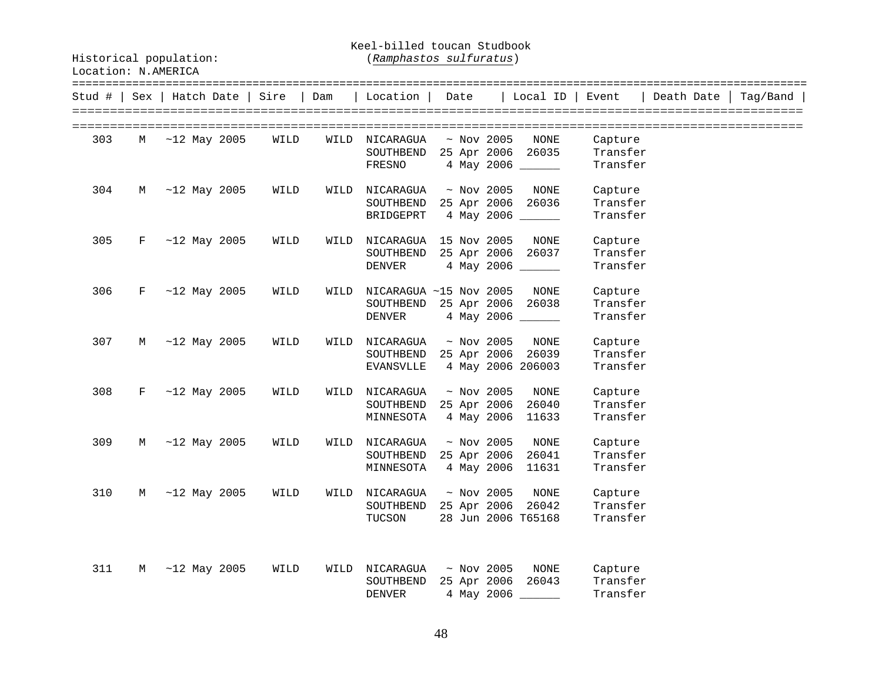Keel-billed toucan Studbook
(*Ramphastos sulfuratus*)

Historical population:
Location: N.AMERICA

| Stud # | Sex | Hatch Date | Sire | Dam | Location | Date | Local ID | Event | Death Date | Tag/Band |
|---|---|---|---|---|---|---|---|---|---|---|
| 303 | M | ~12 May 2005 | WILD | WILD | NICARAGUA | ~ Nov 2005 | NONE | Capture | | |
| | | | | | SOUTHBEND | 25 Apr 2006 | 26035 | Transfer | | |
| | | | | | FRESNO | 4 May 2006 | ______ | Transfer | | |
| 304 | M | ~12 May 2005 | WILD | WILD | NICARAGUA | ~ Nov 2005 | NONE | Capture | | |
| | | | | | SOUTHBEND | 25 Apr 2006 | 26036 | Transfer | | |
| | | | | | BRIDGEPRT | 4 May 2006 | ______ | Transfer | | |
| 305 | F | ~12 May 2005 | WILD | WILD | NICARAGUA | 15 Nov 2005 | NONE | Capture | | |
| | | | | | SOUTHBEND | 25 Apr 2006 | 26037 | Transfer | | |
| | | | | | DENVER | 4 May 2006 | ______ | Transfer | | |
| 306 | F | ~12 May 2005 | WILD | WILD | NICARAGUA | ~15 Nov 2005 | NONE | Capture | | |
| | | | | | SOUTHBEND | 25 Apr 2006 | 26038 | Transfer | | |
| | | | | | DENVER | 4 May 2006 | ______ | Transfer | | |
| 307 | M | ~12 May 2005 | WILD | WILD | NICARAGUA | ~ Nov 2005 | NONE | Capture | | |
| | | | | | SOUTHBEND | 25 Apr 2006 | 26039 | Transfer | | |
| | | | | | EVANSVLLE | 4 May 2006 | 206003 | Transfer | | |
| 308 | F | ~12 May 2005 | WILD | WILD | NICARAGUA | ~ Nov 2005 | NONE | Capture | | |
| | | | | | SOUTHBEND | 25 Apr 2006 | 26040 | Transfer | | |
| | | | | | MINNESOTA | 4 May 2006 | 11633 | Transfer | | |
| 309 | M | ~12 May 2005 | WILD | WILD | NICARAGUA | ~ Nov 2005 | NONE | Capture | | |
| | | | | | SOUTHBEND | 25 Apr 2006 | 26041 | Transfer | | |
| | | | | | MINNESOTA | 4 May 2006 | 11631 | Transfer | | |
| 310 | M | ~12 May 2005 | WILD | WILD | NICARAGUA | ~ Nov 2005 | NONE | Capture | | |
| | | | | | SOUTHBEND | 25 Apr 2006 | 26042 | Transfer | | |
| | | | | | TUCSON | 28 Jun 2006 | T65168 | Transfer | | |
| 311 | M | ~12 May 2005 | WILD | WILD | NICARAGUA | ~ Nov 2005 | NONE | Capture | | |
| | | | | | SOUTHBEND | 25 Apr 2006 | 26043 | Transfer | | |
| | | | | | DENVER | 4 May 2006 | ______ | Transfer | | |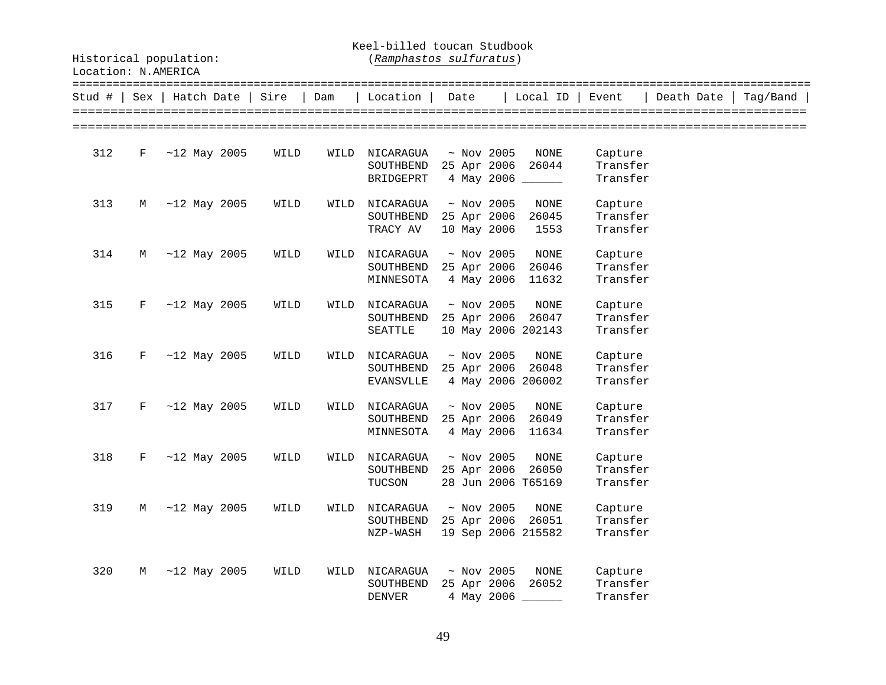Keel-billed toucan Studbook
(*Ramphastos sulfuratus*)

Historical population:
Location: N.AMERICA

| Stud # | Sex | Hatch Date | Sire | Dam | Location | Date | Local ID | Event | Death Date | Tag/Band |
|---|---|---|---|---|---|---|---|---|---|---|
| 312 | F | ~12 May 2005 | WILD | WILD | NICARAGUA | ~ Nov 2005 | NONE | Capture | | |
| | | | | | SOUTHBEND | 25 Apr 2006 | 26044 | Transfer | | |
| | | | | | BRIDGEPRT | 4 May 2006 | ______ | Transfer | | |
| 313 | M | ~12 May 2005 | WILD | WILD | NICARAGUA | ~ Nov 2005 | NONE | Capture | | |
| | | | | | SOUTHBEND | 25 Apr 2006 | 26045 | Transfer | | |
| | | | | | TRACY AV | 10 May 2006 | 1553 | Transfer | | |
| 314 | M | ~12 May 2005 | WILD | WILD | NICARAGUA | ~ Nov 2005 | NONE | Capture | | |
| | | | | | SOUTHBEND | 25 Apr 2006 | 26046 | Transfer | | |
| | | | | | MINNESOTA | 4 May 2006 | 11632 | Transfer | | |
| 315 | F | ~12 May 2005 | WILD | WILD | NICARAGUA | ~ Nov 2005 | NONE | Capture | | |
| | | | | | SOUTHBEND | 25 Apr 2006 | 26047 | Transfer | | |
| | | | | | SEATTLE | 10 May 2006 | 202143 | Transfer | | |
| 316 | F | ~12 May 2005 | WILD | WILD | NICARAGUA | ~ Nov 2005 | NONE | Capture | | |
| | | | | | SOUTHBEND | 25 Apr 2006 | 26048 | Transfer | | |
| | | | | | EVANSVLLE | 4 May 2006 | 206002 | Transfer | | |
| 317 | F | ~12 May 2005 | WILD | WILD | NICARAGUA | ~ Nov 2005 | NONE | Capture | | |
| | | | | | SOUTHBEND | 25 Apr 2006 | 26049 | Transfer | | |
| | | | | | MINNESOTA | 4 May 2006 | 11634 | Transfer | | |
| 318 | F | ~12 May 2005 | WILD | WILD | NICARAGUA | ~ Nov 2005 | NONE | Capture | | |
| | | | | | SOUTHBEND | 25 Apr 2006 | 26050 | Transfer | | |
| | | | | | TUCSON | 28 Jun 2006 | T65169 | Transfer | | |
| 319 | M | ~12 May 2005 | WILD | WILD | NICARAGUA | ~ Nov 2005 | NONE | Capture | | |
| | | | | | SOUTHBEND | 25 Apr 2006 | 26051 | Transfer | | |
| | | | | | NZP-WASH | 19 Sep 2006 | 215582 | Transfer | | |
| 320 | M | ~12 May 2005 | WILD | WILD | NICARAGUA | ~ Nov 2005 | NONE | Capture | | |
| | | | | | SOUTHBEND | 25 Apr 2006 | 26052 | Transfer | | |
| | | | | | DENVER | 4 May 2006 | ______ | Transfer | | |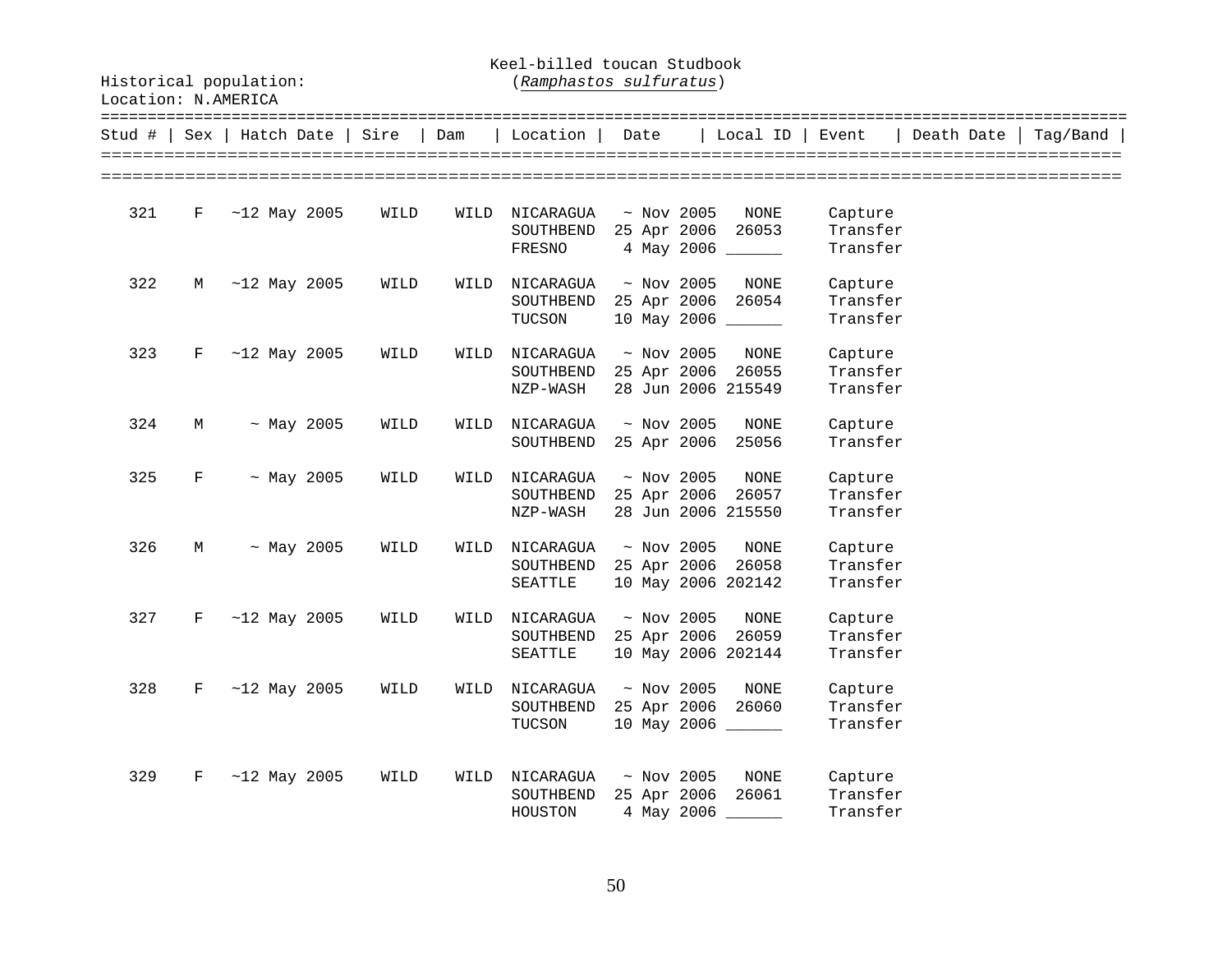Keel-billed toucan Studbook
(*Ramphastos sulfuratus*)

Historical population:
Location: N.AMERICA

| Stud # | Sex | Hatch Date | Sire | Dam | Location | Date | Local ID | Event | Death Date | Tag/Band |
|---|---|---|---|---|---|---|---|---|---|---|
| 321 | F | ~12 May 2005 | WILD | WILD | NICARAGUA | ~ Nov 2005 | NONE | Capture | | |
| | | | | | SOUTHBEND | 25 Apr 2006 | 26053 | Transfer | | |
| | | | | | FRESNO | 4 May 2006 | ______ | Transfer | | |
| 322 | M | ~12 May 2005 | WILD | WILD | NICARAGUA | ~ Nov 2005 | NONE | Capture | | |
| | | | | | SOUTHBEND | 25 Apr 2006 | 26054 | Transfer | | |
| | | | | | TUCSON | 10 May 2006 | ______ | Transfer | | |
| 323 | F | ~12 May 2005 | WILD | WILD | NICARAGUA | ~ Nov 2005 | NONE | Capture | | |
| | | | | | SOUTHBEND | 25 Apr 2006 | 26055 | Transfer | | |
| | | | | | NZP-WASH | 28 Jun 2006 | 215549 | Transfer | | |
| 324 | M | ~ May 2005 | WILD | WILD | NICARAGUA | ~ Nov 2005 | NONE | Capture | | |
| | | | | | SOUTHBEND | 25 Apr 2006 | 25056 | Transfer | | |
| 325 | F | ~ May 2005 | WILD | WILD | NICARAGUA | ~ Nov 2005 | NONE | Capture | | |
| | | | | | SOUTHBEND | 25 Apr 2006 | 26057 | Transfer | | |
| | | | | | NZP-WASH | 28 Jun 2006 | 215550 | Transfer | | |
| 326 | M | ~ May 2005 | WILD | WILD | NICARAGUA | ~ Nov 2005 | NONE | Capture | | |
| | | | | | SOUTHBEND | 25 Apr 2006 | 26058 | Transfer | | |
| | | | | | SEATTLE | 10 May 2006 | 202142 | Transfer | | |
| 327 | F | ~12 May 2005 | WILD | WILD | NICARAGUA | ~ Nov 2005 | NONE | Capture | | |
| | | | | | SOUTHBEND | 25 Apr 2006 | 26059 | Transfer | | |
| | | | | | SEATTLE | 10 May 2006 | 202144 | Transfer | | |
| 328 | F | ~12 May 2005 | WILD | WILD | NICARAGUA | ~ Nov 2005 | NONE | Capture | | |
| | | | | | SOUTHBEND | 25 Apr 2006 | 26060 | Transfer | | |
| | | | | | TUCSON | 10 May 2006 | ______ | Transfer | | |
| 329 | F | ~12 May 2005 | WILD | WILD | NICARAGUA | ~ Nov 2005 | NONE | Capture | | |
| | | | | | SOUTHBEND | 25 Apr 2006 | 26061 | Transfer | | |
| | | | | | HOUSTON | 4 May 2006 | ______ | Transfer | | |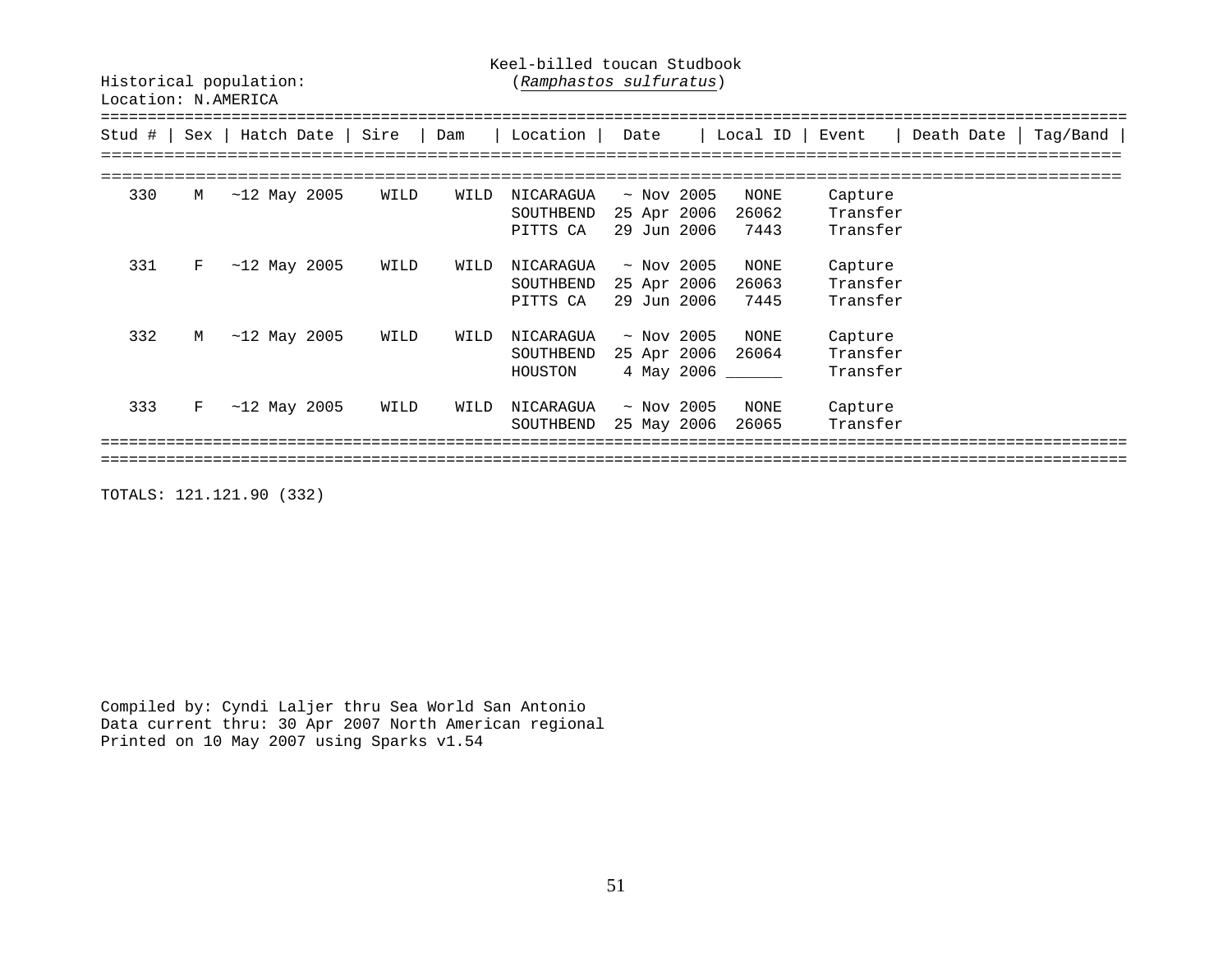Keel-billed toucan Studbook
(*Ramphastos sulfuratus*)

Historical population:
Location: N.AMERICA

| Stud # | Sex | Hatch Date | Sire | Dam | Location | Date | Local ID | Event | Death Date | Tag/Band |
|---|---|---|---|---|---|---|---|---|---|---|
| 330 | M | ~12 May 2005 | WILD | WILD | NICARAGUA | ~ Nov 2005 | NONE | Capture | | |
| | | | | | SOUTHBEND | 25 Apr 2006 | 26062 | Transfer | | |
| | | | | | PITTS CA | 29 Jun 2006 | 7443 | Transfer | | |
| 331 | F | ~12 May 2005 | WILD | WILD | NICARAGUA | ~ Nov 2005 | NONE | Capture | | |
| | | | | | SOUTHBEND | 25 Apr 2006 | 26063 | Transfer | | |
| | | | | | PITTS CA | 29 Jun 2006 | 7445 | Transfer | | |
| 332 | M | ~12 May 2005 | WILD | WILD | NICARAGUA | ~ Nov 2005 | NONE | Capture | | |
| | | | | | SOUTHBEND | 25 Apr 2006 | 26064 | Transfer | | |
| | | | | | HOUSTON | 4 May 2006 | ______ | Transfer | | |
| 333 | F | ~12 May 2005 | WILD | WILD | NICARAGUA | ~ Nov 2005 | NONE | Capture | | |
| | | | | | SOUTHBEND | 25 May 2006 | 26065 | Transfer | | |

TOTALS: 121.121.90 (332)

Compiled by: Cyndi Laljer thru Sea World San Antonio
Data current thru: 30 Apr 2007 North American regional
Printed on 10 May 2007 using Sparks v1.54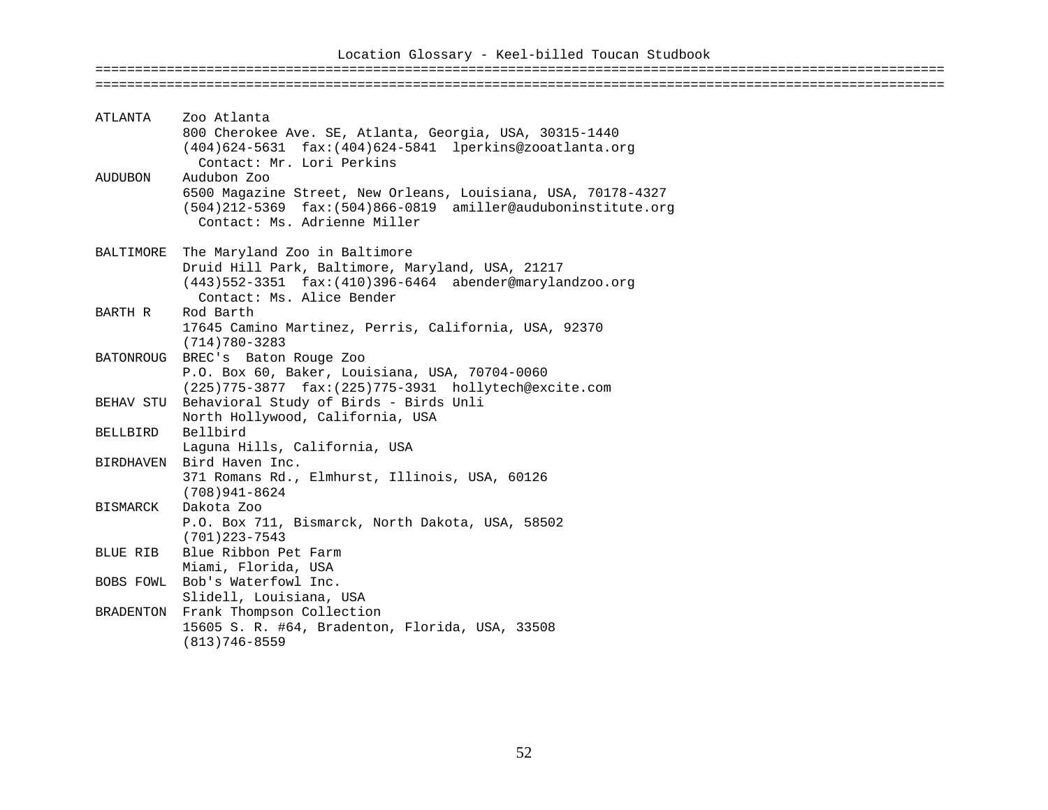# Location Glossary - Keel-billed Toucan Studbook

```
ATLANTA    Zoo Atlanta
           800 Cherokee Ave. SE, Atlanta, Georgia, USA, 30315-1440
           (404)624-5631  fax:(404)624-5841  lperkins@zooatlanta.org
             Contact: Mr. Lori Perkins
AUDUBON    Audubon Zoo
           6500 Magazine Street, New Orleans, Louisiana, USA, 70178-4327
           (504)212-5369  fax:(504)866-0819  amiller@auduboninstitute.org
             Contact: Ms. Adrienne Miller

BALTIMORE  The Maryland Zoo in Baltimore
           Druid Hill Park, Baltimore, Maryland, USA, 21217
           (443)552-3351  fax:(410)396-6464  abender@marylandzoo.org
             Contact: Ms. Alice Bender
BARTH R    Rod Barth
           17645 Camino Martinez, Perris, California, USA, 92370
           (714)780-3283
BATONROUG  BREC's  Baton Rouge Zoo
           P.O. Box 60, Baker, Louisiana, USA, 70704-0060
           (225)775-3877  fax:(225)775-3931  hollytech@excite.com
BEHAV STU  Behavioral Study of Birds - Birds Unli
           North Hollywood, California, USA
BELLBIRD   Bellbird
           Laguna Hills, California, USA
BIRDHAVEN  Bird Haven Inc.
           371 Romans Rd., Elmhurst, Illinois, USA, 60126
           (708)941-8624
BISMARCK   Dakota Zoo
           P.O. Box 711, Bismarck, North Dakota, USA, 58502
           (701)223-7543
BLUE RIB   Blue Ribbon Pet Farm
           Miami, Florida, USA
BOBS FOWL  Bob's Waterfowl Inc.
           Slidell, Louisiana, USA
BRADENTON  Frank Thompson Collection
           15605 S. R. #64, Bradenton, Florida, USA, 33508
           (813)746-8559
```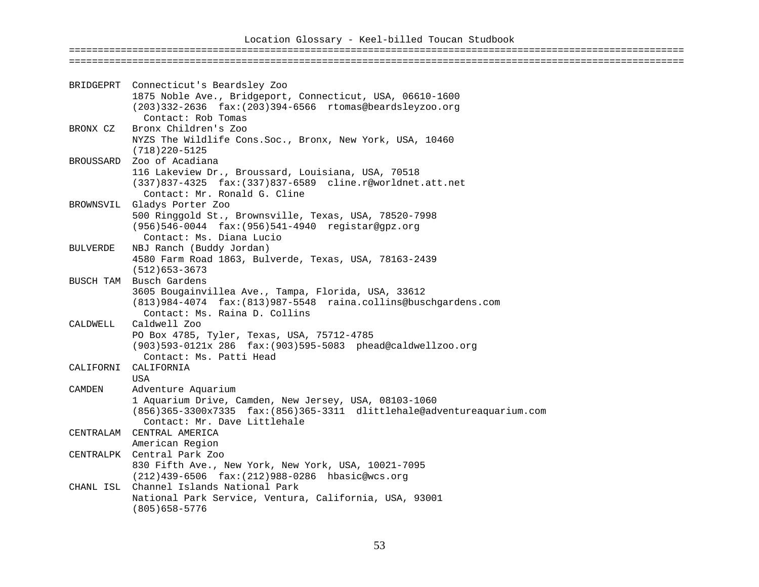# Location Glossary - Keel-billed Toucan Studbook

```
BRIDGEPRT  Connecticut's Beardsley Zoo
           1875 Noble Ave., Bridgeport, Connecticut, USA, 06610-1600
           (203)332-2636  fax:(203)394-6566  rtomas@beardsleyzoo.org
             Contact: Rob Tomas
BRONX CZ   Bronx Children's Zoo
           NYZS The Wildlife Cons.Soc., Bronx, New York, USA, 10460
           (718)220-5125
BROUSSARD  Zoo of Acadiana
           116 Lakeview Dr., Broussard, Louisiana, USA, 70518
           (337)837-4325  fax:(337)837-6589  cline.r@worldnet.att.net
             Contact: Mr. Ronald G. Cline
BROWNSVIL  Gladys Porter Zoo
           500 Ringgold St., Brownsville, Texas, USA, 78520-7998
           (956)546-0044  fax:(956)541-4940  registar@gpz.org
             Contact: Ms. Diana Lucio
BULVERDE   NBJ Ranch (Buddy Jordan)
           4580 Farm Road 1863, Bulverde, Texas, USA, 78163-2439
           (512)653-3673
BUSCH TAM  Busch Gardens
           3605 Bougainvillea Ave., Tampa, Florida, USA, 33612
           (813)984-4074  fax:(813)987-5548  raina.collins@buschgardens.com
             Contact: Ms. Raina D. Collins
CALDWELL   Caldwell Zoo
           PO Box 4785, Tyler, Texas, USA, 75712-4785
           (903)593-0121x 286  fax:(903)595-5083  phead@caldwellzoo.org
             Contact: Ms. Patti Head
CALIFORNI  CALIFORNIA
           USA
CAMDEN     Adventure Aquarium
           1 Aquarium Drive, Camden, New Jersey, USA, 08103-1060
           (856)365-3300x7335  fax:(856)365-3311  dlittlehale@adventureaquarium.com
             Contact: Mr. Dave Littlehale
CENTRALAM  CENTRAL AMERICA
           American Region
CENTRALPK  Central Park Zoo
           830 Fifth Ave., New York, New York, USA, 10021-7095
           (212)439-6506  fax:(212)988-0286  hbasic@wcs.org
CHANL ISL  Channel Islands National Park
           National Park Service, Ventura, California, USA, 93001
           (805)658-5776
```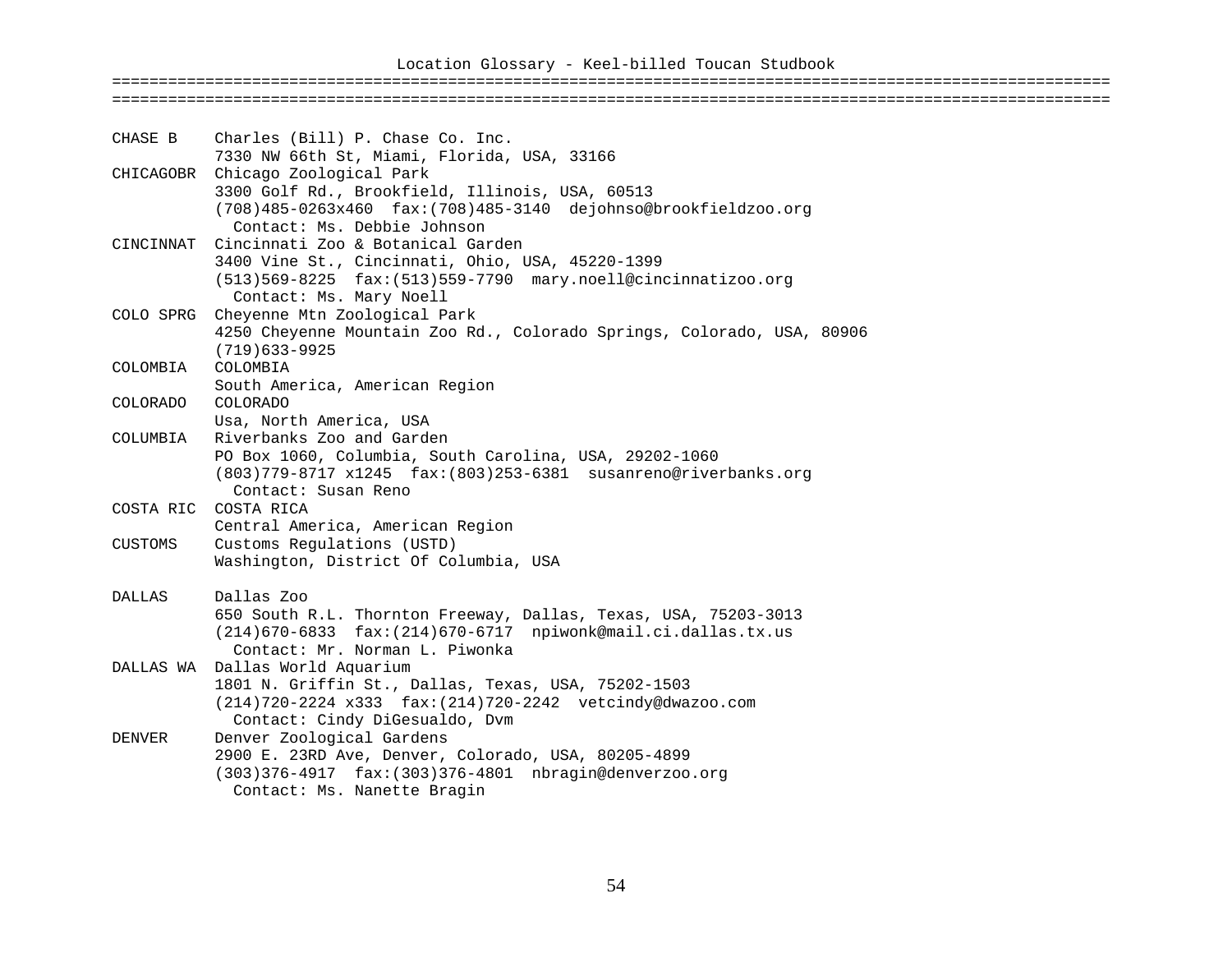# Location Glossary - Keel-billed Toucan Studbook

```
CHASE B    Charles (Bill) P. Chase Co. Inc.
           7330 NW 66th St, Miami, Florida, USA, 33166
CHICAGOBR  Chicago Zoological Park
           3300 Golf Rd., Brookfield, Illinois, USA, 60513
           (708)485-0263x460  fax:(708)485-3140  dejohnso@brookfieldzoo.org
             Contact: Ms. Debbie Johnson
CINCINNAT  Cincinnati Zoo & Botanical Garden
           3400 Vine St., Cincinnati, Ohio, USA, 45220-1399
           (513)569-8225  fax:(513)559-7790  mary.noell@cincinnatizoo.org
             Contact: Ms. Mary Noell
COLO SPRG  Cheyenne Mtn Zoological Park
           4250 Cheyenne Mountain Zoo Rd., Colorado Springs, Colorado, USA, 80906
           (719)633-9925
COLOMBIA   COLOMBIA
           South America, American Region
COLORADO   COLORADO
           Usa, North America, USA
COLUMBIA   Riverbanks Zoo and Garden
           PO Box 1060, Columbia, South Carolina, USA, 29202-1060
           (803)779-8717 x1245  fax:(803)253-6381  susanreno@riverbanks.org
             Contact: Susan Reno
COSTA RIC  COSTA RICA
           Central America, American Region
CUSTOMS    Customs Regulations (USTD)
           Washington, District Of Columbia, USA

DALLAS     Dallas Zoo
           650 South R.L. Thornton Freeway, Dallas, Texas, USA, 75203-3013
           (214)670-6833  fax:(214)670-6717  npiwonk@mail.ci.dallas.tx.us
             Contact: Mr. Norman L. Piwonka
DALLAS WA  Dallas World Aquarium
           1801 N. Griffin St., Dallas, Texas, USA, 75202-1503
           (214)720-2224 x333  fax:(214)720-2242  vetcindy@dwazoo.com
             Contact: Cindy DiGesualdo, Dvm
DENVER     Denver Zoological Gardens
           2900 E. 23RD Ave, Denver, Colorado, USA, 80205-4899
           (303)376-4917  fax:(303)376-4801  nbragin@denverzoo.org
             Contact: Ms. Nanette Bragin
```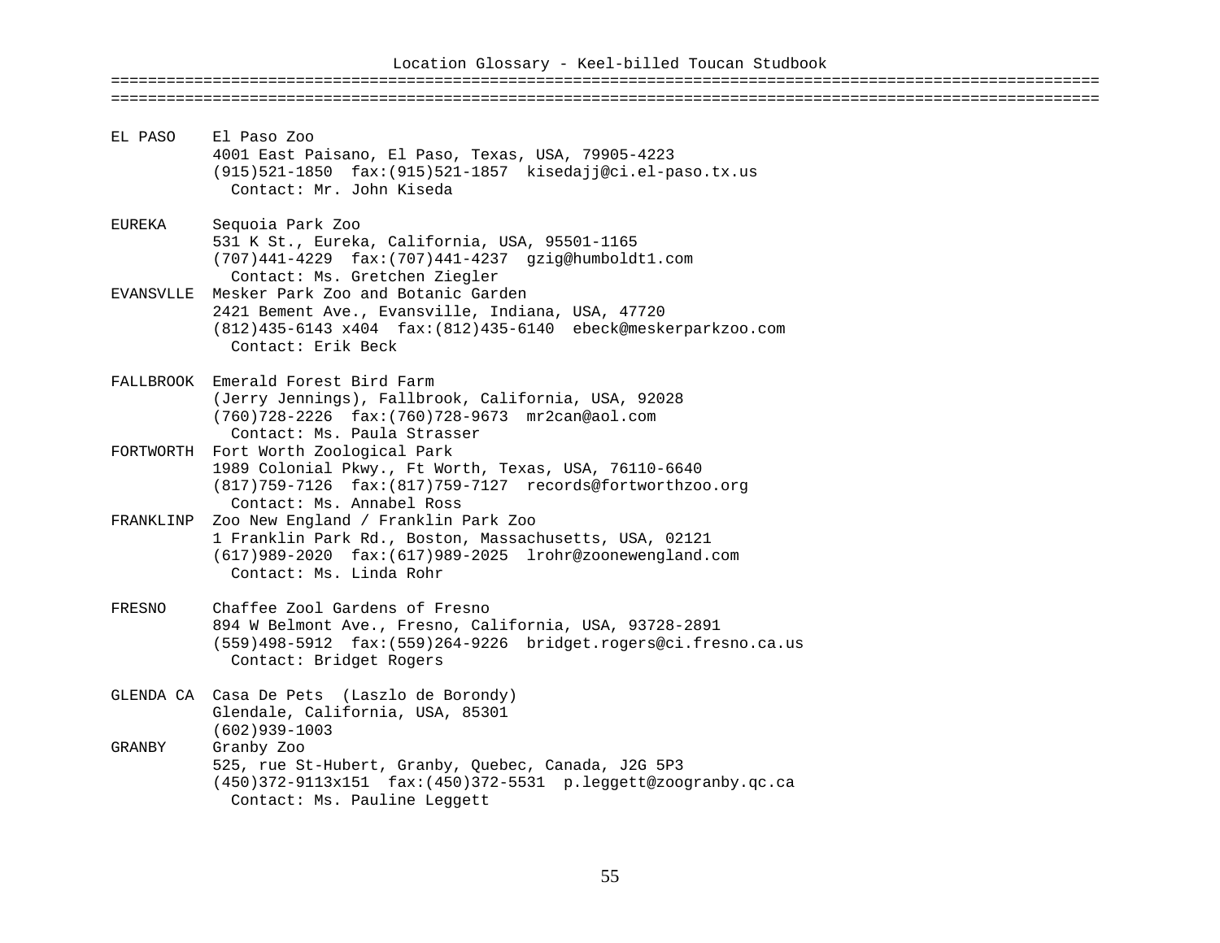Location Glossary - Keel-billed Toucan Studbook

**EL PASO**
El Paso Zoo
4001 East Paisano, El Paso, Texas, USA, 79905-4223
(915)521-1850  fax:(915)521-1857  kisedajj@ci.el-paso.tx.us
Contact: Mr. John Kiseda

**EUREKA**
Sequoia Park Zoo
531 K St., Eureka, California, USA, 95501-1165
(707)441-4229  fax:(707)441-4237  gzig@humboldt1.com
Contact: Ms. Gretchen Ziegler

**EVANSVLLE**
Mesker Park Zoo and Botanic Garden
2421 Bement Ave., Evansville, Indiana, USA, 47720
(812)435-6143 x404  fax:(812)435-6140  ebeck@meskerparkzoo.com
Contact: Erik Beck

**FALLBROOK**
Emerald Forest Bird Farm
(Jerry Jennings), Fallbrook, California, USA, 92028
(760)728-2226  fax:(760)728-9673  mr2can@aol.com
Contact: Ms. Paula Strasser

**FORTWORTH**
Fort Worth Zoological Park
1989 Colonial Pkwy., Ft Worth, Texas, USA, 76110-6640
(817)759-7126  fax:(817)759-7127  records@fortworthzoo.org
Contact: Ms. Annabel Ross

**FRANKLINP**
Zoo New England / Franklin Park Zoo
1 Franklin Park Rd., Boston, Massachusetts, USA, 02121
(617)989-2020  fax:(617)989-2025  lrohr@zoonewengland.com
Contact: Ms. Linda Rohr

**FRESNO**
Chaffee Zool Gardens of Fresno
894 W Belmont Ave., Fresno, California, USA, 93728-2891
(559)498-5912  fax:(559)264-9226  bridget.rogers@ci.fresno.ca.us
Contact: Bridget Rogers

**GLENDA CA**
Casa De Pets  (Laszlo de Borondy)
Glendale, California, USA, 85301
(602)939-1003

**GRANBY**
Granby Zoo
525, rue St-Hubert, Granby, Quebec, Canada, J2G 5P3
(450)372-9113x151  fax:(450)372-5531  p.leggett@zoogranby.qc.ca
Contact: Ms. Pauline Leggett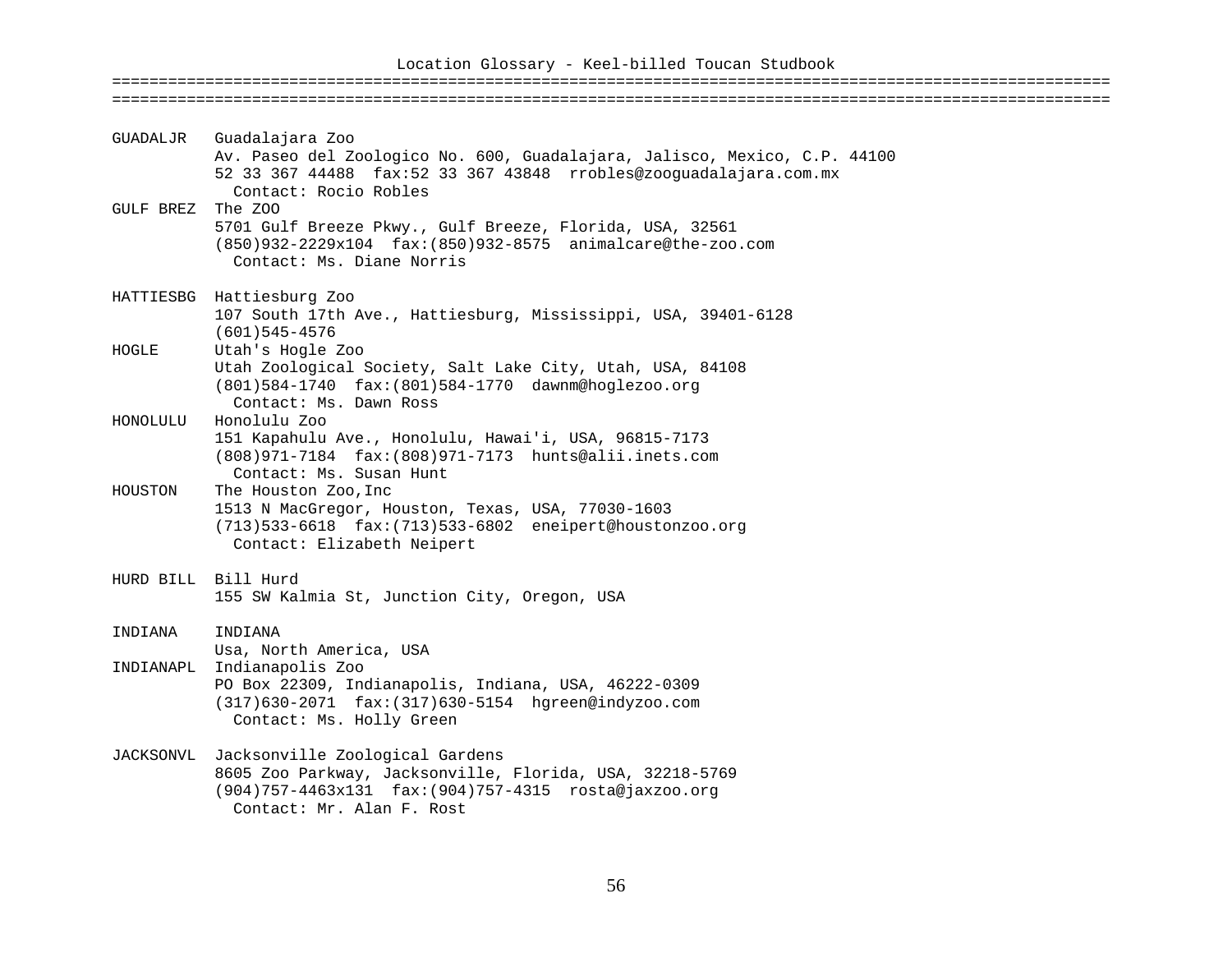# Location Glossary - Keel-billed Toucan Studbook

**GUADALJR** Guadalajara Zoo
Av. Paseo del Zoologico No. 600, Guadalajara, Jalisco, Mexico, C.P. 44100
52 33 367 44488 fax:52 33 367 43848 rrobles@zooguadalajara.com.mx
Contact: Rocio Robles

**GULF BREZ** The ZOO
5701 Gulf Breeze Pkwy., Gulf Breeze, Florida, USA, 32561
(850)932-2229x104 fax:(850)932-8575 animalcare@the-zoo.com
Contact: Ms. Diane Norris

**HATTIESBG** Hattiesburg Zoo
107 South 17th Ave., Hattiesburg, Mississippi, USA, 39401-6128
(601)545-4576

**HOGLE** Utah's Hogle Zoo
Utah Zoological Society, Salt Lake City, Utah, USA, 84108
(801)584-1740 fax:(801)584-1770 dawnm@hoglezoo.org
Contact: Ms. Dawn Ross

**HONOLULU** Honolulu Zoo
151 Kapahulu Ave., Honolulu, Hawai'i, USA, 96815-7173
(808)971-7184 fax:(808)971-7173 hunts@alii.inets.com
Contact: Ms. Susan Hunt

**HOUSTON** The Houston Zoo,Inc
1513 N MacGregor, Houston, Texas, USA, 77030-1603
(713)533-6618 fax:(713)533-6802 eneipert@houstonzoo.org
Contact: Elizabeth Neipert

**HURD BILL** Bill Hurd
155 SW Kalmia St, Junction City, Oregon, USA

**INDIANA** INDIANA
Usa, North America, USA

**INDIANAPL** Indianapolis Zoo
PO Box 22309, Indianapolis, Indiana, USA, 46222-0309
(317)630-2071 fax:(317)630-5154 hgreen@indyzoo.com
Contact: Ms. Holly Green

**JACKSONVL** Jacksonville Zoological Gardens
8605 Zoo Parkway, Jacksonville, Florida, USA, 32218-5769
(904)757-4463x131 fax:(904)757-4315 rosta@jaxzoo.org
Contact: Mr. Alan F. Rost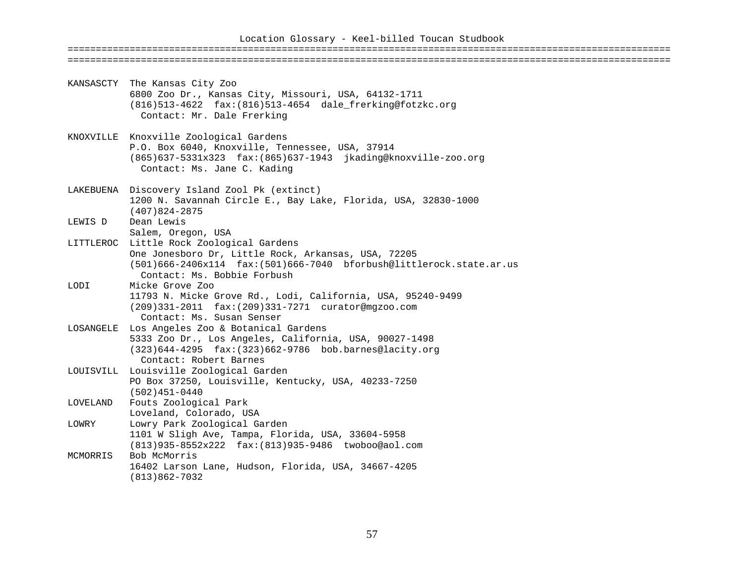# Location Glossary - Keel-billed Toucan Studbook

```
KANSASCTY  The Kansas City Zoo
           6800 Zoo Dr., Kansas City, Missouri, USA, 64132-1711
           (816)513-4622  fax:(816)513-4654  dale_frerking@fotzkc.org
             Contact: Mr. Dale Frerking

KNOXVILLE  Knoxville Zoological Gardens
           P.O. Box 6040, Knoxville, Tennessee, USA, 37914
           (865)637-5331x323  fax:(865)637-1943  jkading@knoxville-zoo.org
             Contact: Ms. Jane C. Kading

LAKEBUENA  Discovery Island Zool Pk (extinct)
           1200 N. Savannah Circle E., Bay Lake, Florida, USA, 32830-1000
           (407)824-2875
LEWIS D    Dean Lewis
           Salem, Oregon, USA
LITTLEROC  Little Rock Zoological Gardens
           One Jonesboro Dr, Little Rock, Arkansas, USA, 72205
           (501)666-2406x114  fax:(501)666-7040  bforbush@littlerock.state.ar.us
             Contact: Ms. Bobbie Forbush
LODI       Micke Grove Zoo
           11793 N. Micke Grove Rd., Lodi, California, USA, 95240-9499
           (209)331-2011  fax:(209)331-7271  curator@mgzoo.com
             Contact: Ms. Susan Senser
LOSANGELE  Los Angeles Zoo & Botanical Gardens
           5333 Zoo Dr., Los Angeles, California, USA, 90027-1498
           (323)644-4295  fax:(323)662-9786  bob.barnes@lacity.org
             Contact: Robert Barnes
LOUISVILL  Louisville Zoological Garden
           PO Box 37250, Louisville, Kentucky, USA, 40233-7250
           (502)451-0440
LOVELAND   Fouts Zoological Park
           Loveland, Colorado, USA
LOWRY      Lowry Park Zoological Garden
           1101 W Sligh Ave, Tampa, Florida, USA, 33604-5958
           (813)935-8552x222  fax:(813)935-9486  twoboo@aol.com
MCMORRIS   Bob McMorris
           16402 Larson Lane, Hudson, Florida, USA, 34667-4205
           (813)862-7032
```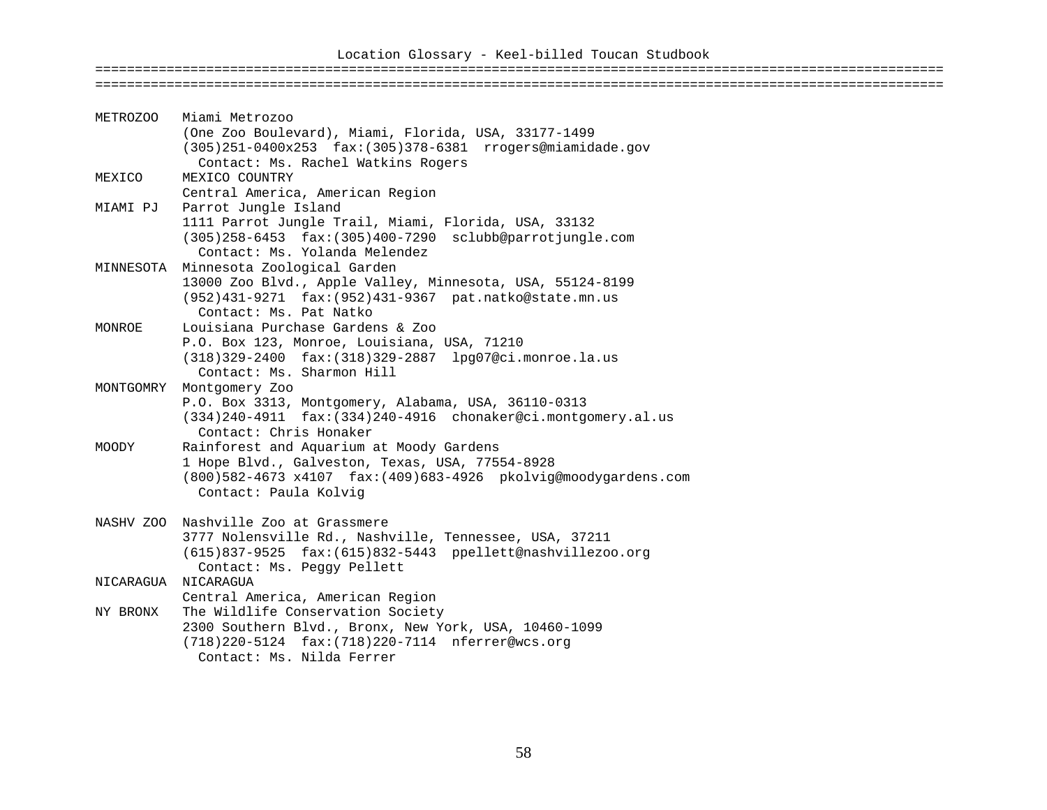# Location Glossary - Keel-billed Toucan Studbook

```
METROZOO   Miami Metrozoo
           (One Zoo Boulevard), Miami, Florida, USA, 33177-1499
           (305)251-0400x253  fax:(305)378-6381  rrogers@miamidade.gov
             Contact: Ms. Rachel Watkins Rogers
MEXICO     MEXICO COUNTRY
           Central America, American Region
MIAMI PJ   Parrot Jungle Island
           1111 Parrot Jungle Trail, Miami, Florida, USA, 33132
           (305)258-6453  fax:(305)400-7290  sclubb@parrotjungle.com
             Contact: Ms. Yolanda Melendez
MINNESOTA  Minnesota Zoological Garden
           13000 Zoo Blvd., Apple Valley, Minnesota, USA, 55124-8199
           (952)431-9271  fax:(952)431-9367  pat.natko@state.mn.us
             Contact: Ms. Pat Natko
MONROE     Louisiana Purchase Gardens & Zoo
           P.O. Box 123, Monroe, Louisiana, USA, 71210
           (318)329-2400  fax:(318)329-2887  lpg07@ci.monroe.la.us
             Contact: Ms. Sharmon Hill
MONTGOMRY  Montgomery Zoo
           P.O. Box 3313, Montgomery, Alabama, USA, 36110-0313
           (334)240-4911  fax:(334)240-4916  chonaker@ci.montgomery.al.us
             Contact: Chris Honaker
MOODY      Rainforest and Aquarium at Moody Gardens
           1 Hope Blvd., Galveston, Texas, USA, 77554-8928
           (800)582-4673 x4107  fax:(409)683-4926  pkolvig@moodygardens.com
             Contact: Paula Kolvig

NASHV ZOO  Nashville Zoo at Grassmere
           3777 Nolensville Rd., Nashville, Tennessee, USA, 37211
           (615)837-9525  fax:(615)832-5443  ppellett@nashvillezoo.org
             Contact: Ms. Peggy Pellett
NICARAGUA  NICARAGUA
           Central America, American Region
NY BRONX   The Wildlife Conservation Society
           2300 Southern Blvd., Bronx, New York, USA, 10460-1099
           (718)220-5124  fax:(718)220-7114  nferrer@wcs.org
             Contact: Ms. Nilda Ferrer
```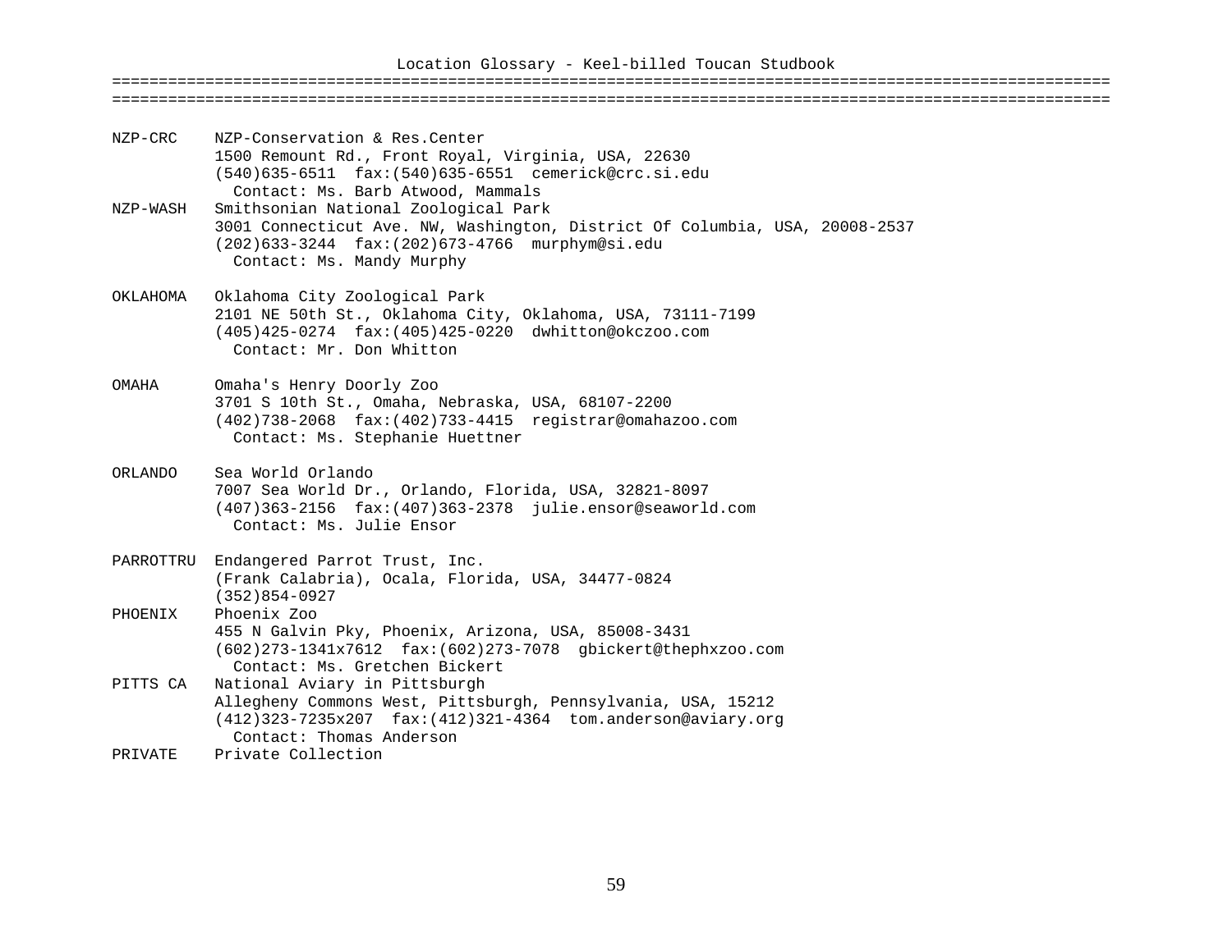# Location Glossary - Keel-billed Toucan Studbook

| Code | Details |
|---|---|
| NZP-CRC | NZP-Conservation & Res.Center<br>1500 Remount Rd., Front Royal, Virginia, USA, 22630<br>(540)635-6511 fax:(540)635-6551 cemerick@crc.si.edu<br>Contact: Ms. Barb Atwood, Mammals |
| NZP-WASH | Smithsonian National Zoological Park<br>3001 Connecticut Ave. NW, Washington, District Of Columbia, USA, 20008-2537<br>(202)633-3244 fax:(202)673-4766 murphym@si.edu<br>Contact: Ms. Mandy Murphy |
| OKLAHOMA | Oklahoma City Zoological Park<br>2101 NE 50th St., Oklahoma City, Oklahoma, USA, 73111-7199<br>(405)425-0274 fax:(405)425-0220 dwhitton@okczoo.com<br>Contact: Mr. Don Whitton |
| OMAHA | Omaha's Henry Doorly Zoo<br>3701 S 10th St., Omaha, Nebraska, USA, 68107-2200<br>(402)738-2068 fax:(402)733-4415 registrar@omahazoo.com<br>Contact: Ms. Stephanie Huettner |
| ORLANDO | Sea World Orlando<br>7007 Sea World Dr., Orlando, Florida, USA, 32821-8097<br>(407)363-2156 fax:(407)363-2378 julie.ensor@seaworld.com<br>Contact: Ms. Julie Ensor |
| PARROTTRU | Endangered Parrot Trust, Inc.<br>(Frank Calabria), Ocala, Florida, USA, 34477-0824<br>(352)854-0927 |
| PHOENIX | Phoenix Zoo<br>455 N Galvin Pky, Phoenix, Arizona, USA, 85008-3431<br>(602)273-1341x7612 fax:(602)273-7078 gbickert@thephxzoo.com<br>Contact: Ms. Gretchen Bickert |
| PITTS CA | National Aviary in Pittsburgh<br>Allegheny Commons West, Pittsburgh, Pennsylvania, USA, 15212<br>(412)323-7235x207 fax:(412)321-4364 tom.anderson@aviary.org<br>Contact: Thomas Anderson |
| PRIVATE | Private Collection |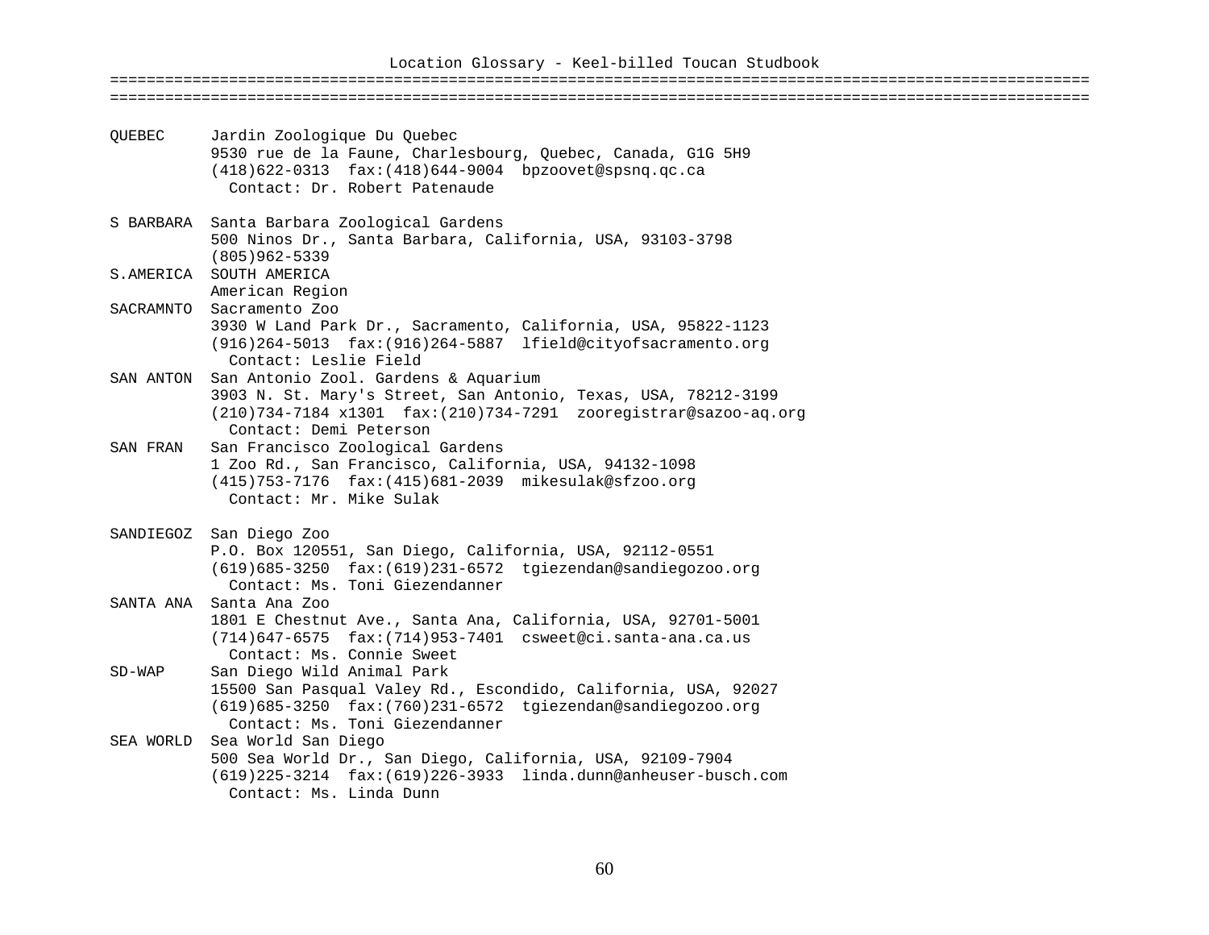Location Glossary - Keel-billed Toucan Studbook

```
QUEBEC     Jardin Zoologique Du Quebec
           9530 rue de la Faune, Charlesbourg, Quebec, Canada, G1G 5H9
           (418)622-0313  fax:(418)644-9004  bpzoovet@spsnq.qc.ca
             Contact: Dr. Robert Patenaude

S BARBARA  Santa Barbara Zoological Gardens
           500 Ninos Dr., Santa Barbara, California, USA, 93103-3798
           (805)962-5339
S.AMERICA  SOUTH AMERICA
           American Region
SACRAMNTO  Sacramento Zoo
           3930 W Land Park Dr., Sacramento, California, USA, 95822-1123
           (916)264-5013  fax:(916)264-5887  lfield@cityofsacramento.org
             Contact: Leslie Field
SAN ANTON  San Antonio Zool. Gardens & Aquarium
           3903 N. St. Mary's Street, San Antonio, Texas, USA, 78212-3199
           (210)734-7184 x1301  fax:(210)734-7291  zooregistrar@sazoo-aq.org
             Contact: Demi Peterson
SAN FRAN   San Francisco Zoological Gardens
           1 Zoo Rd., San Francisco, California, USA, 94132-1098
           (415)753-7176  fax:(415)681-2039  mikesulak@sfzoo.org
             Contact: Mr. Mike Sulak

SANDIEGOZ  San Diego Zoo
           P.O. Box 120551, San Diego, California, USA, 92112-0551
           (619)685-3250  fax:(619)231-6572  tgiezendan@sandiegozoo.org
             Contact: Ms. Toni Giezendanner
SANTA ANA  Santa Ana Zoo
           1801 E Chestnut Ave., Santa Ana, California, USA, 92701-5001
           (714)647-6575  fax:(714)953-7401  csweet@ci.santa-ana.ca.us
             Contact: Ms. Connie Sweet
SD-WAP     San Diego Wild Animal Park
           15500 San Pasqual Valey Rd., Escondido, California, USA, 92027
           (619)685-3250  fax:(760)231-6572  tgiezendan@sandiegozoo.org
             Contact: Ms. Toni Giezendanner
SEA WORLD  Sea World San Diego
           500 Sea World Dr., San Diego, California, USA, 92109-7904
           (619)225-3214  fax:(619)226-3933  linda.dunn@anheuser-busch.com
             Contact: Ms. Linda Dunn
```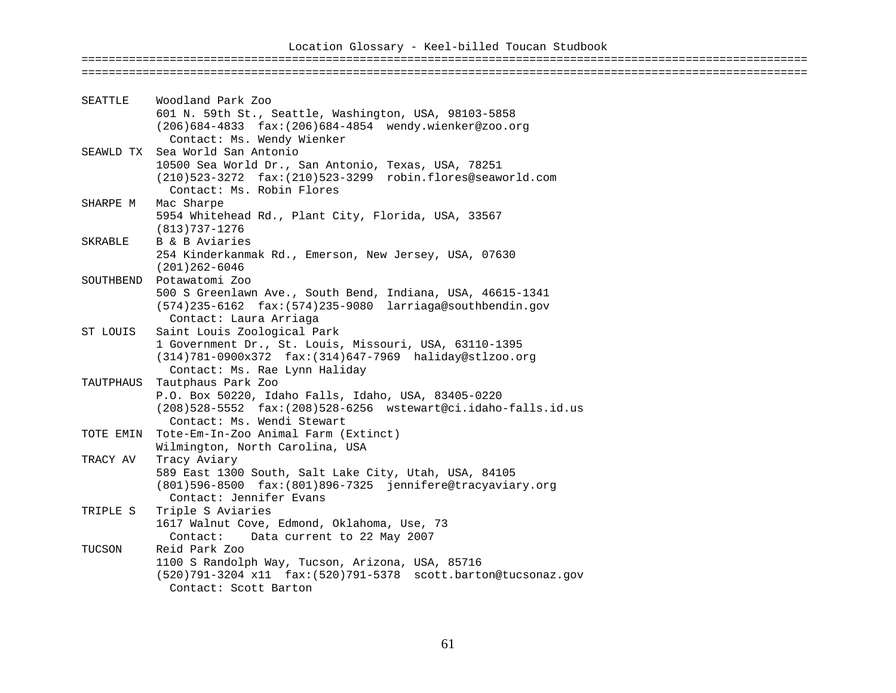# Location Glossary - Keel-billed Toucan Studbook

```
SEATTLE    Woodland Park Zoo
           601 N. 59th St., Seattle, Washington, USA, 98103-5858
           (206)684-4833  fax:(206)684-4854  wendy.wienker@zoo.org
             Contact: Ms. Wendy Wienker
SEAWLD TX  Sea World San Antonio
           10500 Sea World Dr., San Antonio, Texas, USA, 78251
           (210)523-3272  fax:(210)523-3299  robin.flores@seaworld.com
             Contact: Ms. Robin Flores
SHARPE M   Mac Sharpe
           5954 Whitehead Rd., Plant City, Florida, USA, 33567
           (813)737-1276
SKRABLE    B & B Aviaries
           254 Kinderkanmak Rd., Emerson, New Jersey, USA, 07630
           (201)262-6046
SOUTHBEND  Potawatomi Zoo
           500 S Greenlawn Ave., South Bend, Indiana, USA, 46615-1341
           (574)235-6162  fax:(574)235-9080  larriaga@southbendin.gov
             Contact: Laura Arriaga
ST LOUIS   Saint Louis Zoological Park
           1 Government Dr., St. Louis, Missouri, USA, 63110-1395
           (314)781-0900x372  fax:(314)647-7969  haliday@stlzoo.org
             Contact: Ms. Rae Lynn Haliday
TAUTPHAUS  Tautphaus Park Zoo
           P.O. Box 50220, Idaho Falls, Idaho, USA, 83405-0220
           (208)528-5552  fax:(208)528-6256  wstewart@ci.idaho-falls.id.us
             Contact: Ms. Wendi Stewart
TOTE EMIN  Tote-Em-In-Zoo Animal Farm (Extinct)
           Wilmington, North Carolina, USA
TRACY AV   Tracy Aviary
           589 East 1300 South, Salt Lake City, Utah, USA, 84105
           (801)596-8500  fax:(801)896-7325  jennifere@tracyaviary.org
             Contact: Jennifer Evans
TRIPLE S   Triple S Aviaries
           1617 Walnut Cove, Edmond, Oklahoma, Use, 73
             Contact:    Data current to 22 May 2007
TUCSON     Reid Park Zoo
           1100 S Randolph Way, Tucson, Arizona, USA, 85716
           (520)791-3204 x11  fax:(520)791-5378  scott.barton@tucsonaz.gov
             Contact: Scott Barton
```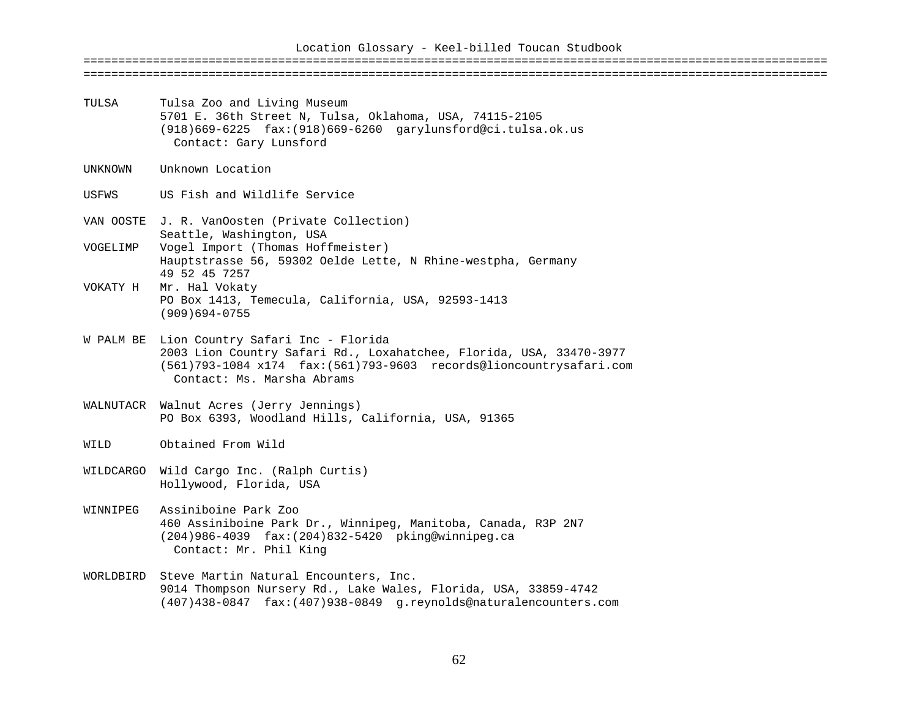# Location Glossary - Keel-billed Toucan Studbook

**TULSA** Tulsa Zoo and Living Museum
5701 E. 36th Street N, Tulsa, Oklahoma, USA, 74115-2105
(918)669-6225 fax:(918)669-6260 garylunsford@ci.tulsa.ok.us
Contact: Gary Lunsford

**UNKNOWN** Unknown Location

**USFWS** US Fish and Wildlife Service

**VAN OOSTE** J. R. VanOosten (Private Collection)
Seattle, Washington, USA

**VOGELIMP** Vogel Import (Thomas Hoffmeister)
Hauptstrasse 56, 59302 Oelde Lette, N Rhine-westpha, Germany
49 52 45 7257

**VOKATY H** Mr. Hal Vokaty
PO Box 1413, Temecula, California, USA, 92593-1413
(909)694-0755

**W PALM BE** Lion Country Safari Inc - Florida
2003 Lion Country Safari Rd., Loxahatchee, Florida, USA, 33470-3977
(561)793-1084 x174 fax:(561)793-9603 records@lioncountrysafari.com
Contact: Ms. Marsha Abrams

**WALNUTACR** Walnut Acres (Jerry Jennings)
PO Box 6393, Woodland Hills, California, USA, 91365

**WILD** Obtained From Wild

**WILDCARGO** Wild Cargo Inc. (Ralph Curtis)
Hollywood, Florida, USA

**WINNIPEG** Assiniboine Park Zoo
460 Assiniboine Park Dr., Winnipeg, Manitoba, Canada, R3P 2N7
(204)986-4039 fax:(204)832-5420 pking@winnipeg.ca
Contact: Mr. Phil King

**WORLDBIRD** Steve Martin Natural Encounters, Inc.
9014 Thompson Nursery Rd., Lake Wales, Florida, USA, 33859-4742
(407)438-0847 fax:(407)938-0849 g.reynolds@naturalencounters.com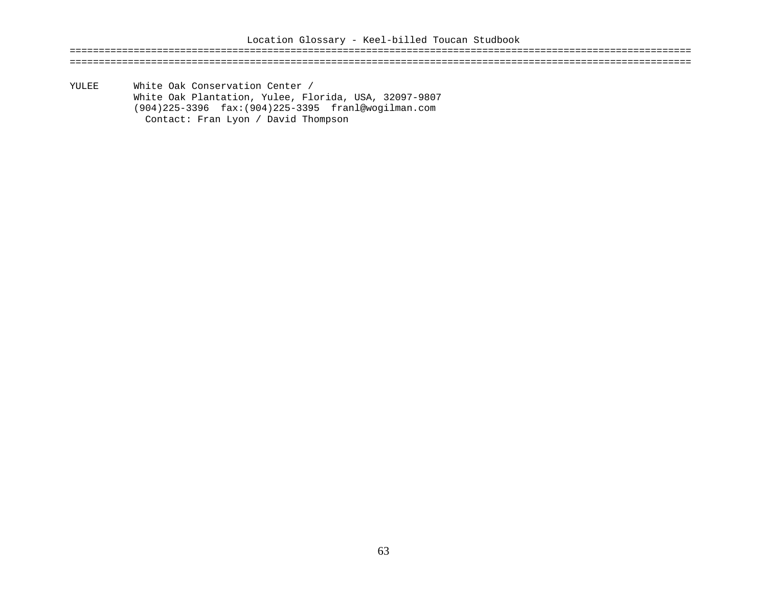Location Glossary - Keel-billed Toucan Studbook

```
YULEE      White Oak Conservation Center /
           White Oak Plantation, Yulee, Florida, USA, 32097-9807
           (904)225-3396  fax:(904)225-3395  franl@wogilman.com
             Contact: Fran Lyon / David Thompson
```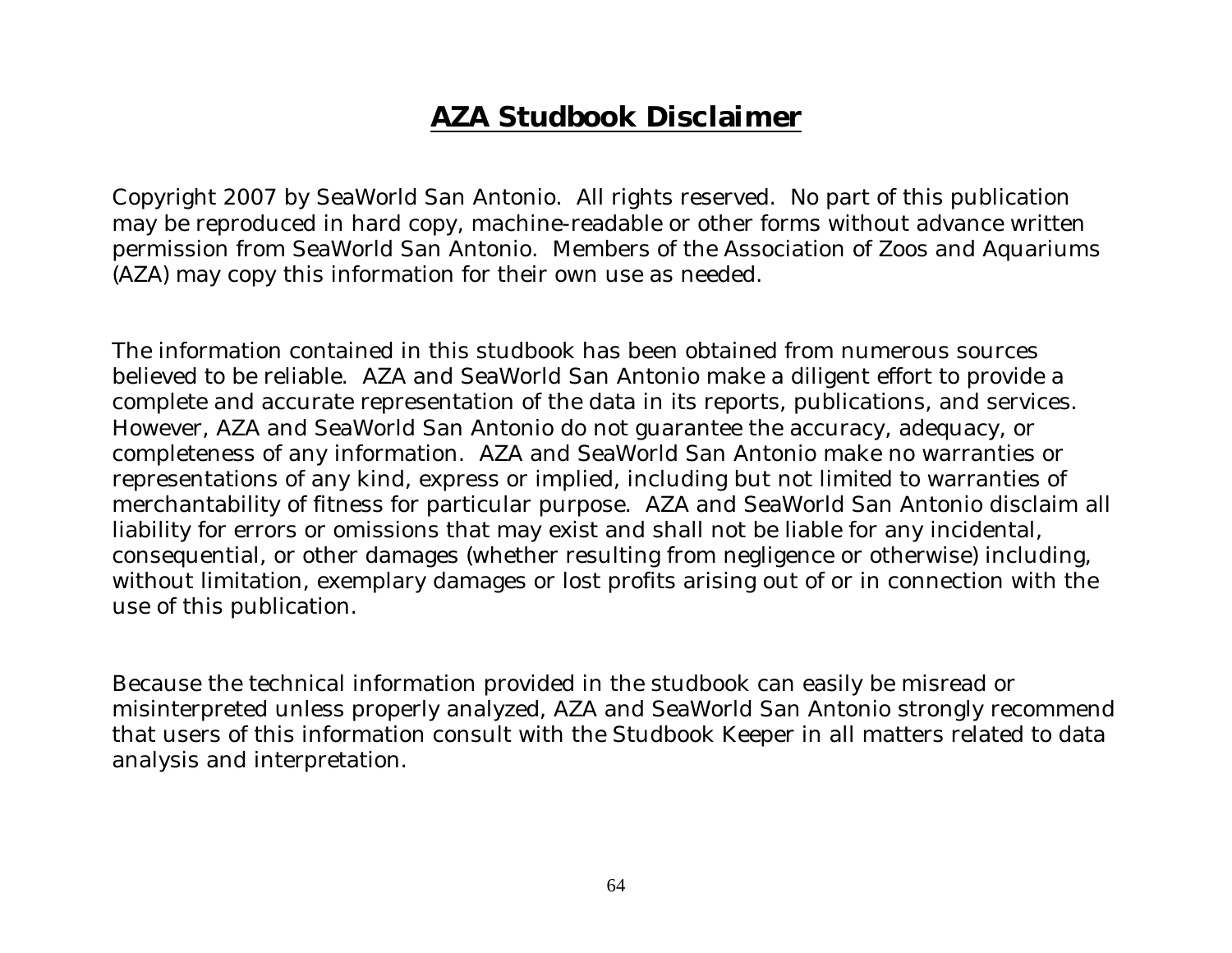# AZA Studbook Disclaimer

Copyright 2007 by SeaWorld San Antonio. All rights reserved. No part of this publication may be reproduced in hard copy, machine-readable or other forms without advance written permission from SeaWorld San Antonio. Members of the Association of Zoos and Aquariums (AZA) may copy this information for their own use as needed.

The information contained in this studbook has been obtained from numerous sources believed to be reliable. AZA and SeaWorld San Antonio make a diligent effort to provide a complete and accurate representation of the data in its reports, publications, and services. However, AZA and SeaWorld San Antonio do not guarantee the accuracy, adequacy, or completeness of any information. AZA and SeaWorld San Antonio make no warranties or representations of any kind, express or implied, including but not limited to warranties of merchantability of fitness for particular purpose. AZA and SeaWorld San Antonio disclaim all liability for errors or omissions that may exist and shall not be liable for any incidental, consequential, or other damages (whether resulting from negligence or otherwise) including, without limitation, exemplary damages or lost profits arising out of or in connection with the use of this publication.

Because the technical information provided in the studbook can easily be misread or misinterpreted unless properly analyzed, AZA and SeaWorld San Antonio strongly recommend that users of this information consult with the Studbook Keeper in all matters related to data analysis and interpretation.